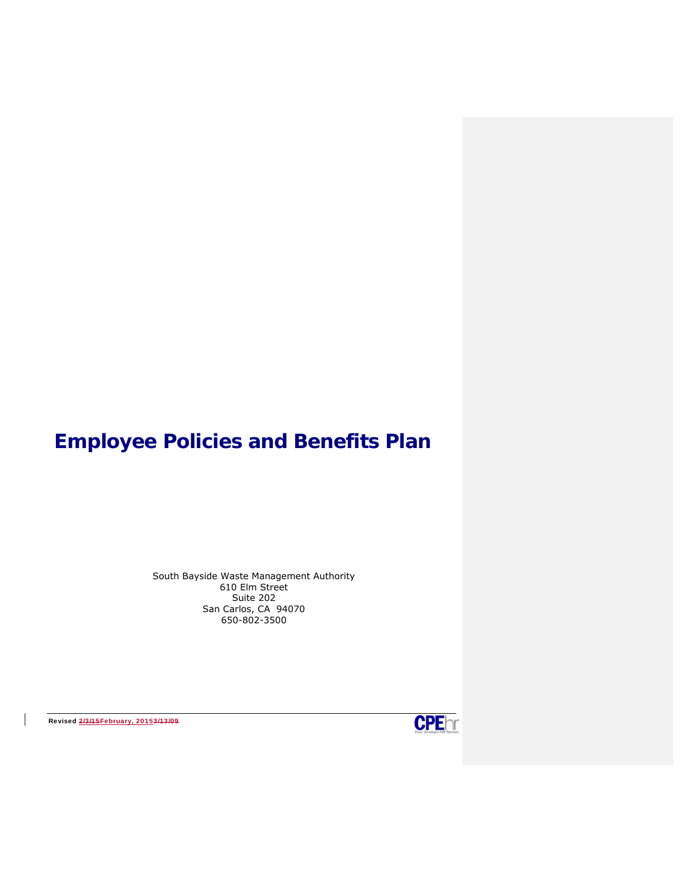# Employee Policies and Benefits Plan

South Bayside Waste Management Authority
610 Elm Street
Suite 202
San Carlos, CA 94070
650-802-3500

Revised 2/3/15February, 20153/13/09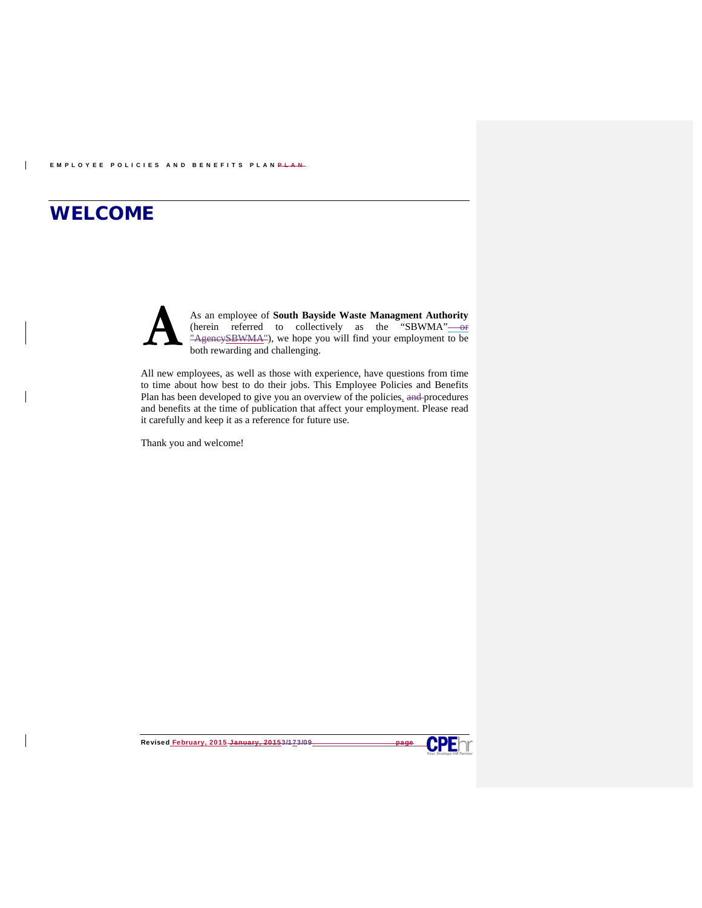# WELCOME

As an employee of **South Bayside Waste Managment Authority** (herein referred to collectively as the "SBWMA"), we hope you will find your employment to be both rewarding and challenging.

All new employees, as well as those with experience, have questions from time to time about how best to do their jobs. This Employee Policies and Benefits Plan has been developed to give you an overview of the policies, procedures and benefits at the time of publication that affect your employment. Please read it carefully and keep it as a reference for future use.

Thank you and welcome!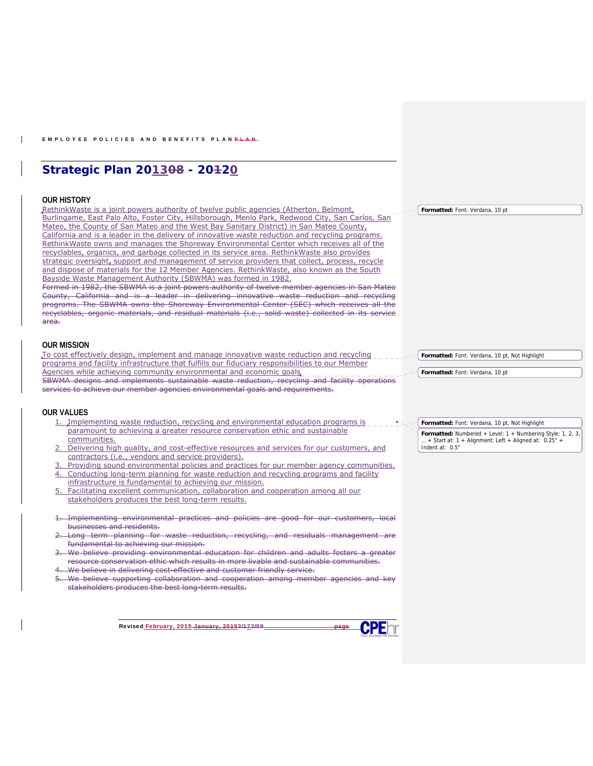# Strategic Plan 201308 - 20120

## OUR HISTORY

RethinkWaste is a joint powers authority of twelve public agencies (Atherton, Belmont, Burlingame, East Palo Alto, Foster City, Hillsborough, Menlo Park, Redwood City, San Carlos, San Mateo, the County of San Mateo and the West Bay Sanitary District) in San Mateo County, California and is a leader in the delivery of innovative waste reduction and recycling programs. RethinkWaste owns and manages the Shoreway Environmental Center which receives all of the recyclables, organics, and garbage collected in its service area. RethinkWaste also provides strategic oversight, support and management of service providers that collect, process, recycle and dispose of materials for the 12 Member Agencies. RethinkWaste, also known as the South Bayside Waste Management Authority (SBWMA) was formed in 1982.

~~Formed in 1982, the SBWMA is a joint powers authority of twelve member agencies in San Mateo County, California and is a leader in delivering innovative waste reduction and recycling programs. The SBWMA owns the Shoreway Environmental Center (SEC) which receives all the recyclables, organic materials, and residual materials (i.e., solid waste) collected in its service area.~~

## OUR MISSION

To cost effectively design, implement and manage innovative waste reduction and recycling programs and facility infrastructure that fulfills our fiduciary responsibilities to our Member Agencies while achieving community environmental and economic goals.

~~SBWMA designs and implements sustainable waste reduction, recycling and facility operations services to achieve our member agencies environmental goals and requirements.~~

## OUR VALUES

1. Implementing waste reduction, recycling and environmental education programs is paramount to achieving a greater resource conservation ethic and sustainable communities.
2. Delivering high quality, and cost-effective resources and services for our customers, and contractors (i.e., vendors and service providers).
3. Providing sound environmental policies and practices for our member agency communities.
4. Conducting long-term planning for waste reduction and recycling programs and facility infrastructure is fundamental to achieving our mission.
5. Facilitating excellent communication, collaboration and cooperation among all our stakeholders produces the best long-term results.

~~1. Implementing environmental practices and policies are good for our customers, local businesses and residents.~~
~~2. Long term planning for waste reduction, recycling, and residuals management are fundamental to achieving our mission.~~
~~3. We believe providing environmental education for children and adults fosters a greater resource conservation ethic which results in more livable and sustainable communities.~~
~~4. We believe in delivering cost-effective and customer friendly service.~~
~~5. We believe supporting collaboration and cooperation among member agencies and key stakeholders produces the best long-term results.~~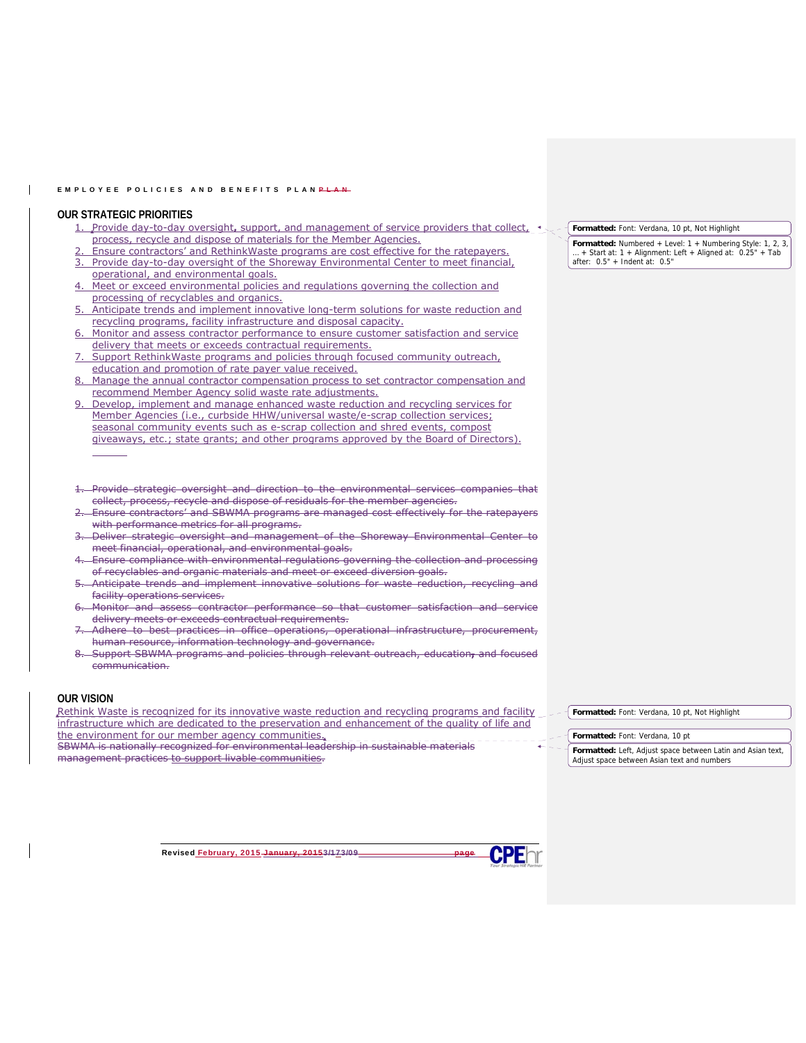## OUR STRATEGIC PRIORITIES

1. Provide day-to-day oversight, support, and management of service providers that collect, process, recycle and dispose of materials for the Member Agencies.
2. Ensure contractors' and RethinkWaste programs are cost effective for the ratepayers.
3. Provide day-to-day oversight of the Shoreway Environmental Center to meet financial, operational, and environmental goals.
4. Meet or exceed environmental policies and regulations governing the collection and processing of recyclables and organics.
5. Anticipate trends and implement innovative long-term solutions for waste reduction and recycling programs, facility infrastructure and disposal capacity.
6. Monitor and assess contractor performance to ensure customer satisfaction and service delivery that meets or exceeds contractual requirements.
7. Support RethinkWaste programs and policies through focused community outreach, education and promotion of rate payer value received.
8. Manage the annual contractor compensation process to set contractor compensation and recommend Member Agency solid waste rate adjustments.
9. Develop, implement and manage enhanced waste reduction and recycling services for Member Agencies (i.e., curbside HHW/universal waste/e-scrap collection services; seasonal community events such as e-scrap collection and shred events, compost giveaways, etc.; state grants; and other programs approved by the Board of Directors).

~~1. Provide strategic oversight and direction to the environmental services companies that collect, process, recycle and dispose of residuals for the member agencies.~~
~~2. Ensure contractors' and SBWMA programs are managed cost effectively for the ratepayers with performance metrics for all programs.~~
~~3. Deliver strategic oversight and management of the Shoreway Environmental Center to meet financial, operational, and environmental goals.~~
~~4. Ensure compliance with environmental regulations governing the collection and processing of recyclables and organic materials and meet or exceed diversion goals.~~
~~5. Anticipate trends and implement innovative solutions for waste reduction, recycling and facility operations services.~~
~~6. Monitor and assess contractor performance so that customer satisfaction and service delivery meets or exceeds contractual requirements.~~
~~7. Adhere to best practices in office operations, operational infrastructure, procurement, human resource, information technology and governance.~~
~~8. Support SBWMA programs and policies through relevant outreach, education, and focused communication.~~

## OUR VISION

Rethink Waste is recognized for its innovative waste reduction and recycling programs and facility infrastructure which are dedicated to the preservation and enhancement of the quality of life and the environment for our member agency communities.

~~SBWMA is nationally recognized for environmental leadership in sustainable materials management practices to support livable communities.~~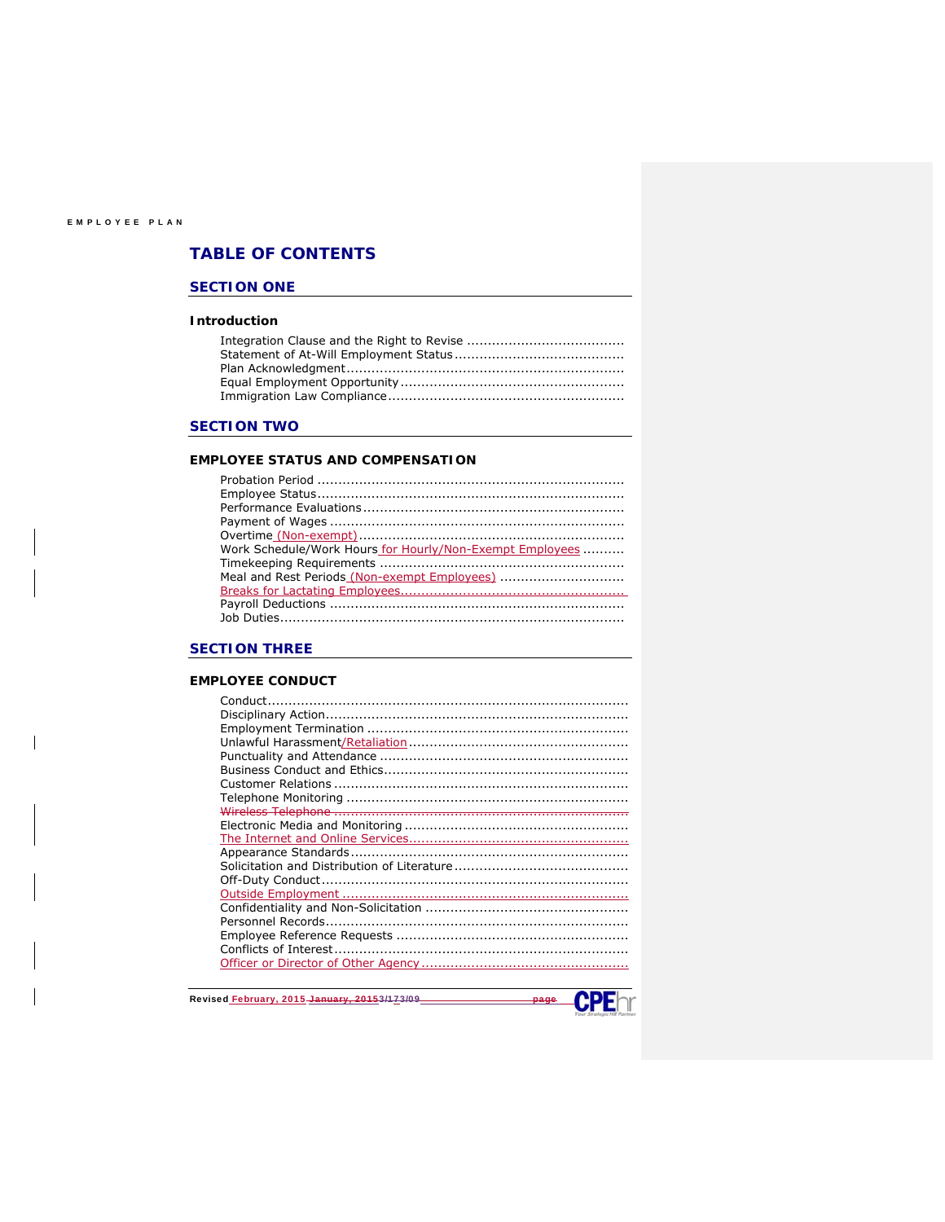# TABLE OF CONTENTS

## SECTION ONE

### Introduction

- Integration Clause and the Right to Revise
- Statement of At-Will Employment Status
- Plan Acknowledgment
- Equal Employment Opportunity
- Immigration Law Compliance

## SECTION TWO

### EMPLOYEE STATUS AND COMPENSATION

- Probation Period
- Employee Status
- Performance Evaluations
- Payment of Wages
- Overtime (Non-exempt)
- Work Schedule/Work Hours for Hourly/Non-Exempt Employees
- Timekeeping Requirements
- Meal and Rest Periods (Non-exempt Employees)
- Breaks for Lactating Employees
- Payroll Deductions
- Job Duties

## SECTION THREE

### EMPLOYEE CONDUCT

- Conduct
- Disciplinary Action
- Employment Termination
- Unlawful Harassment/Retaliation
- Punctuality and Attendance
- Business Conduct and Ethics
- Customer Relations
- Telephone Monitoring
- ~~Wireless Telephone~~
- Electronic Media and Monitoring
- The Internet and Online Services
- Appearance Standards
- Solicitation and Distribution of Literature
- Off-Duty Conduct
- Outside Employment
- Confidentiality and Non-Solicitation
- Personnel Records
- Employee Reference Requests
- Conflicts of Interest
- Officer or Director of Other Agency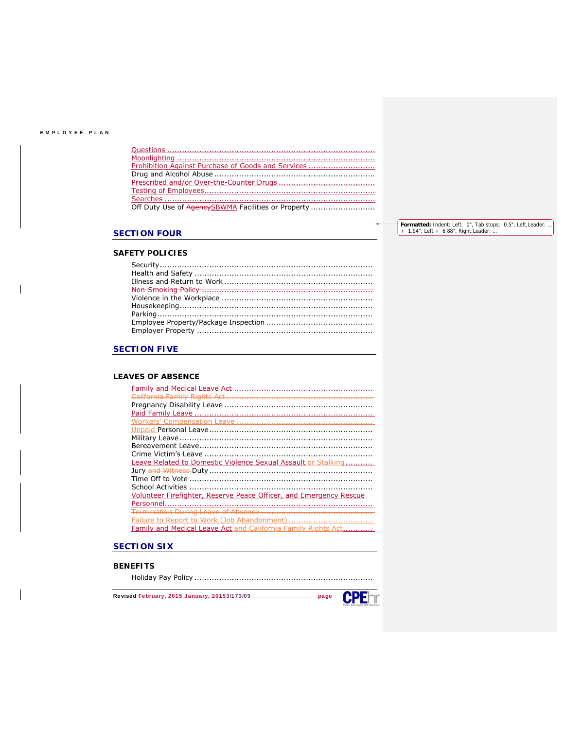Questions ....................................................................................
Moonlighting ................................................................................
Prohibition Against Purchase of Goods and Services ...........................
Drug and Alcohol Abuse .................................................................
Prescribed and/or Over-the-Counter Drugs .......................................
Testing of Employees....................................................................
Searches .....................................................................................
Off Duty Use of ~~Agency~~SBWMA Facilities or Property ..........................

Formatted: Indent: Left: 0", Tab stops: 0.5", Left,Leader: ... + 1.94", Left + 6.88", Right,Leader: ...

## SECTION FOUR

### SAFETY POLICIES

Security.....................................................................................
Health and Safety .......................................................................
Illness and Return to Work ............................................................
~~Non-Smoking Policy .....................................................................~~
Violence in the Workplace .............................................................
Housekeeping.............................................................................
Parking......................................................................................
Employee Property/Package Inspection ...........................................
Employer Property .......................................................................

## SECTION FIVE

### LEAVES OF ABSENCE

~~Family and Medical Leave Act ........................................................~~
~~California Family Rights Act ..........................................................~~
Pregnancy Disability Leave ............................................................
Paid Family Leave ........................................................................
Workers' Compensation Leave .......................................................
Unpaid Personal Leave .................................................................
Military Leave.............................................................................
Bereavement Leave......................................................................
Crime Victim's Leave ....................................................................
Leave Related to Domestic Violence Sexual Assault or Stalking...........
Jury ~~and Witness~~ Duty .................................................................
Time Off to Vote ..........................................................................
School Activities ..........................................................................
Volunteer Firefighter, Reserve Peace Officer, and Emergency Rescue Personnel...................................................................................
~~Termination During Leave of Absence ............................................~~
Failure to Report to Work (Job Abandonment) ..................................
Family and Medical Leave Act and California Family Rights Act............

## SECTION SIX

### BENEFITS

Holiday Pay Policy .......................................................................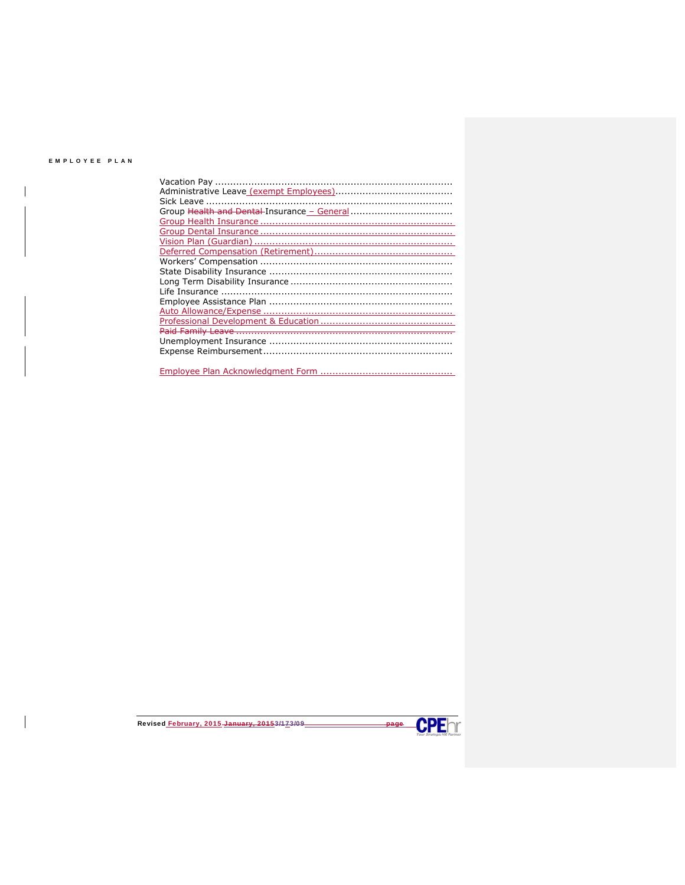Vacation Pay ..............................................................................
Administrative Leave (exempt Employees).......................................
Sick Leave .................................................................................
Group ~~Health and Dental~~ Insurance – General ..................................
Group Health Insurance ................................................................
Group Dental Insurance ................................................................
Vision Plan (Guardian) ..................................................................
Deferred Compensation (Retirement) .............................................
Workers' Compensation ................................................................
State Disability Insurance ............................................................
Long Term Disability Insurance .....................................................
Life Insurance ............................................................................
Employee Assistance Plan ............................................................
Auto Allowance/Expense ...............................................................
Professional Development & Education ...........................................
~~Paid Family Leave .......................................................................~~
Unemployment Insurance ............................................................
Expense Reimbursement...............................................................

Employee Plan Acknowledgment Form ...........................................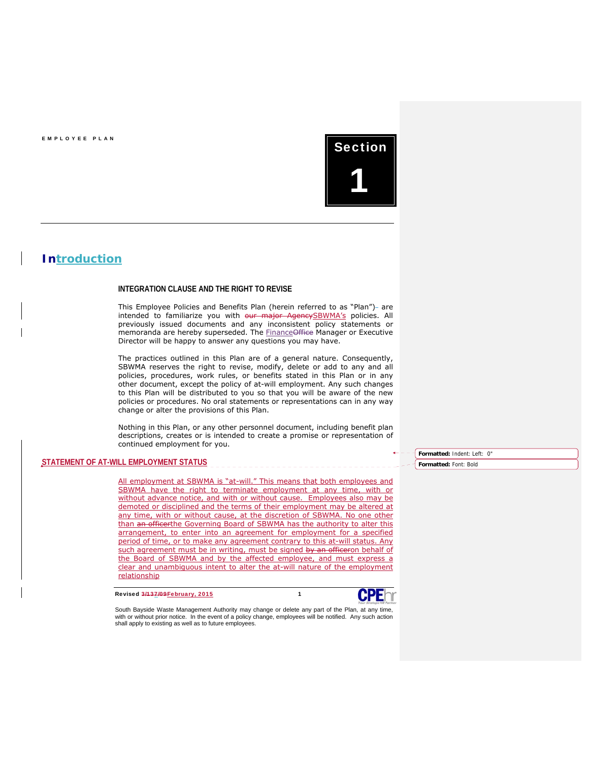# Section 1

# Introduction

## INTEGRATION CLAUSE AND THE RIGHT TO REVISE

This Employee Policies and Benefits Plan (herein referred to as "Plan") are intended to familiarize you with ~~our major Agency~~SBWMA's policies. All previously issued documents and any inconsistent policy statements or memoranda are hereby superseded. The Finance~~Office~~ Manager or Executive Director will be happy to answer any questions you may have.

The practices outlined in this Plan are of a general nature. Consequently, SBWMA reserves the right to revise, modify, delete or add to any and all policies, procedures, work rules, or benefits stated in this Plan or in any other document, except the policy of at-will employment. Any such changes to this Plan will be distributed to you so that you will be aware of the new policies or procedures. No oral statements or representations can in any way change or alter the provisions of this Plan.

Nothing in this Plan, or any other personnel document, including benefit plan descriptions, creates or is intended to create a promise or representation of continued employment for you.

## STATEMENT OF AT-WILL EMPLOYMENT STATUS

All employment at SBWMA is "at-will." This means that both employees and SBWMA have the right to terminate employment at any time, with or without advance notice, and with or without cause. Employees also may be demoted or disciplined and the terms of their employment may be altered at any time, with or without cause, at the discretion of SBWMA. No one other than ~~an officer~~the Governing Board of SBWMA has the authority to alter this arrangement, to enter into an agreement for employment for a specified period of time, or to make any agreement contrary to this at-will status. Any such agreement must be in writing, must be signed ~~by an officer~~on behalf of the Board of SBWMA and by the affected employee, and must express a clear and unambiguous intent to alter the at-will nature of the employment relationship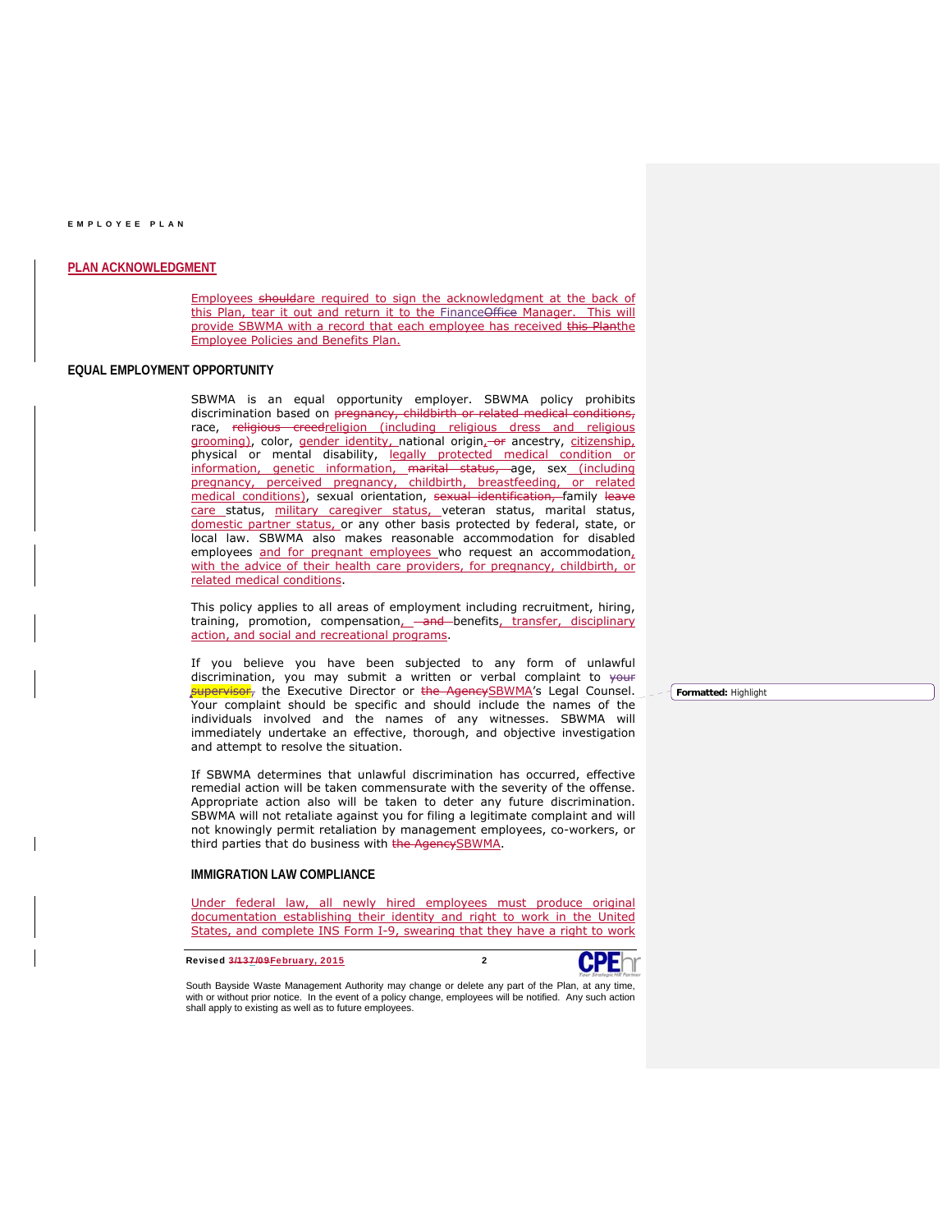## PLAN ACKNOWLEDGMENT

Employees ~~should~~are required to sign the acknowledgment at the back of this Plan, tear it out and return it to the Finance~~Office~~ Manager. This will provide SBWMA with a record that each employee has received ~~this Plan~~the Employee Policies and Benefits Plan.

## EQUAL EMPLOYMENT OPPORTUNITY

SBWMA is an equal opportunity employer. SBWMA policy prohibits discrimination based on ~~pregnancy, childbirth or related medical conditions,~~ race, ~~religious creed~~religion (including religious dress and religious grooming), color, gender identity, national origin, ~~or~~ ancestry, citizenship, physical or mental disability, legally protected medical condition or information, genetic information, ~~marital status,~~ age, sex (including pregnancy, perceived pregnancy, childbirth, breastfeeding, or related medical conditions), sexual orientation, ~~sexual identification,~~ family ~~leave~~ care status, military caregiver status, veteran status, marital status, domestic partner status, or any other basis protected by federal, state, or local law. SBWMA also makes reasonable accommodation for disabled employees and for pregnant employees who request an accommodation, with the advice of their health care providers, for pregnancy, childbirth, or related medical conditions.

This policy applies to all areas of employment including recruitment, hiring, training, promotion, compensation, ~~and~~ benefits, transfer, disciplinary action, and social and recreational programs.

If you believe you have been subjected to any form of unlawful discrimination, you may submit a written or verbal complaint to ~~your supervisor,~~ the Executive Director or ~~the Agency~~SBWMA's Legal Counsel. Your complaint should be specific and should include the names of the individuals involved and the names of any witnesses. SBWMA will immediately undertake an effective, thorough, and objective investigation and attempt to resolve the situation.

If SBWMA determines that unlawful discrimination has occurred, effective remedial action will be taken commensurate with the severity of the offense. Appropriate action also will be taken to deter any future discrimination. SBWMA will not retaliate against you for filing a legitimate complaint and will not knowingly permit retaliation by management employees, co-workers, or third parties that do business with ~~the Agency~~SBWMA.

### IMMIGRATION LAW COMPLIANCE

Under federal law, all newly hired employees must produce original documentation establishing their identity and right to work in the United States, and complete INS Form I-9, swearing that they have a right to work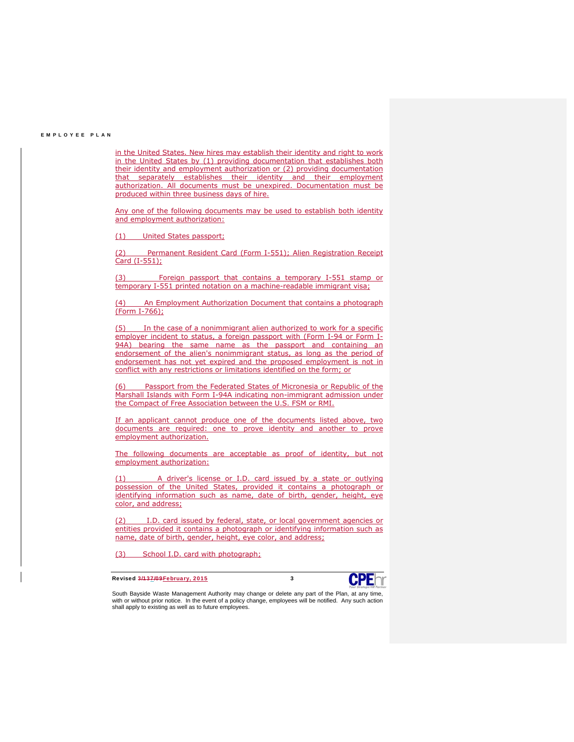in the United States. New hires may establish their identity and right to work in the United States by (1) providing documentation that establishes both their identity and employment authorization or (2) providing documentation that separately establishes their identity and their employment authorization. All documents must be unexpired. Documentation must be produced within three business days of hire.

Any one of the following documents may be used to establish both identity and employment authorization:

(1) United States passport;

(2) Permanent Resident Card (Form I-551); Alien Registration Receipt Card (I-551);

(3) Foreign passport that contains a temporary I-551 stamp or temporary I-551 printed notation on a machine-readable immigrant visa;

(4) An Employment Authorization Document that contains a photograph (Form I-766);

(5) In the case of a nonimmigrant alien authorized to work for a specific employer incident to status, a foreign passport with (Form I-94 or Form I-94A) bearing the same name as the passport and containing an endorsement of the alien's nonimmigrant status, as long as the period of endorsement has not yet expired and the proposed employment is not in conflict with any restrictions or limitations identified on the form; or

(6) Passport from the Federated States of Micronesia or Republic of the Marshall Islands with Form I-94A indicating non-immigrant admission under the Compact of Free Association between the U.S. FSM or RMI.

If an applicant cannot produce one of the documents listed above, two documents are required: one to prove identity and another to prove employment authorization.

The following documents are acceptable as proof of identity, but not employment authorization:

(1) A driver's license or I.D. card issued by a state or outlying possession of the United States, provided it contains a photograph or identifying information such as name, date of birth, gender, height, eye color, and address;

(2) I.D. card issued by federal, state, or local government agencies or entities provided it contains a photograph or identifying information such as name, date of birth, gender, height, eye color, and address;

(3) School I.D. card with photograph;

Revised ~~3/13 7/09~~February, 2015

South Bayside Waste Management Authority may change or delete any part of the Plan, at any time, with or without prior notice. In the event of a policy change, employees will be notified. Any such action shall apply to existing as well as to future employees.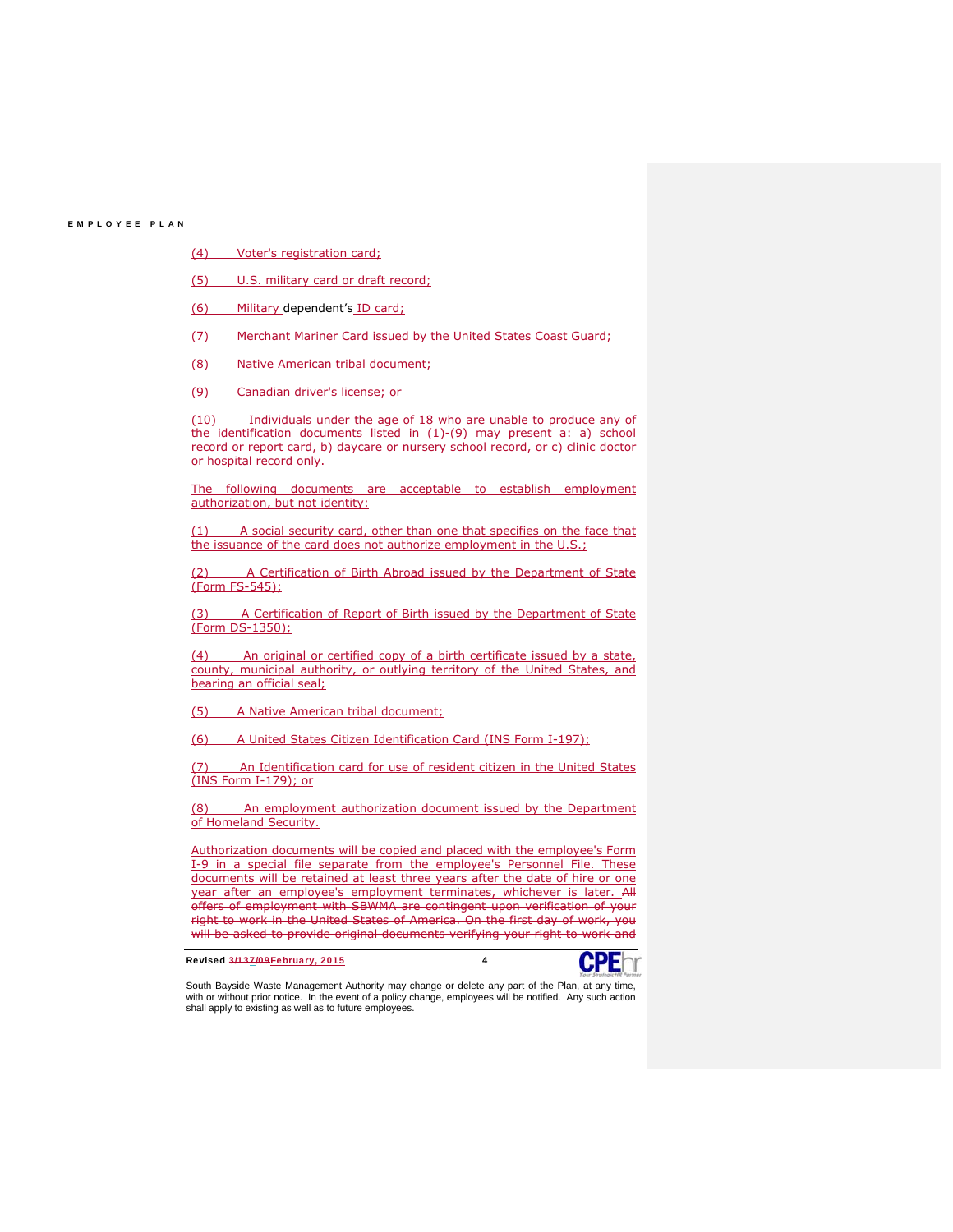(4) Voter's registration card;

(5) U.S. military card or draft record;

(6) Military dependent's ID card;

(7) Merchant Mariner Card issued by the United States Coast Guard;

(8) Native American tribal document;

(9) Canadian driver's license; or

(10) Individuals under the age of 18 who are unable to produce any of the identification documents listed in (1)-(9) may present a: a) school record or report card, b) daycare or nursery school record, or c) clinic doctor or hospital record only.

The following documents are acceptable to establish employment authorization, but not identity:

(1) A social security card, other than one that specifies on the face that the issuance of the card does not authorize employment in the U.S.;

(2) A Certification of Birth Abroad issued by the Department of State (Form FS-545);

(3) A Certification of Report of Birth issued by the Department of State (Form DS-1350);

(4) An original or certified copy of a birth certificate issued by a state, county, municipal authority, or outlying territory of the United States, and bearing an official seal;

(5) A Native American tribal document;

(6) A United States Citizen Identification Card (INS Form I-197);

(7) An Identification card for use of resident citizen in the United States (INS Form I-179); or

(8) An employment authorization document issued by the Department of Homeland Security.

Authorization documents will be copied and placed with the employee's Form I-9 in a special file separate from the employee's Personnel File. These documents will be retained at least three years after the date of hire or one year after an employee's employment terminates, whichever is later. ~~All offers of employment with SBWMA are contingent upon verification of your right to work in the United States of America. On the first day of work, you will be asked to provide original documents verifying your right to work and~~

Revised ~~3/13 7/09~~February, 2015

South Bayside Waste Management Authority may change or delete any part of the Plan, at any time, with or without prior notice. In the event of a policy change, employees will be notified. Any such action shall apply to existing as well as to future employees.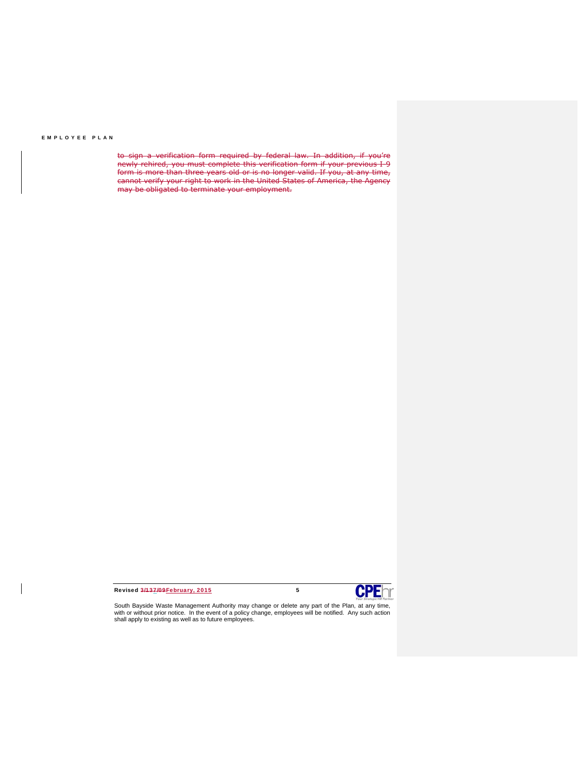~~to sign a verification form required by federal law. In addition, if you're newly rehired, you must complete this verification form if your previous I-9 form is more than three years old or is no longer valid. If you, at any time, cannot verify your right to work in the United States of America, the Agency may be obligated to terminate your employment.~~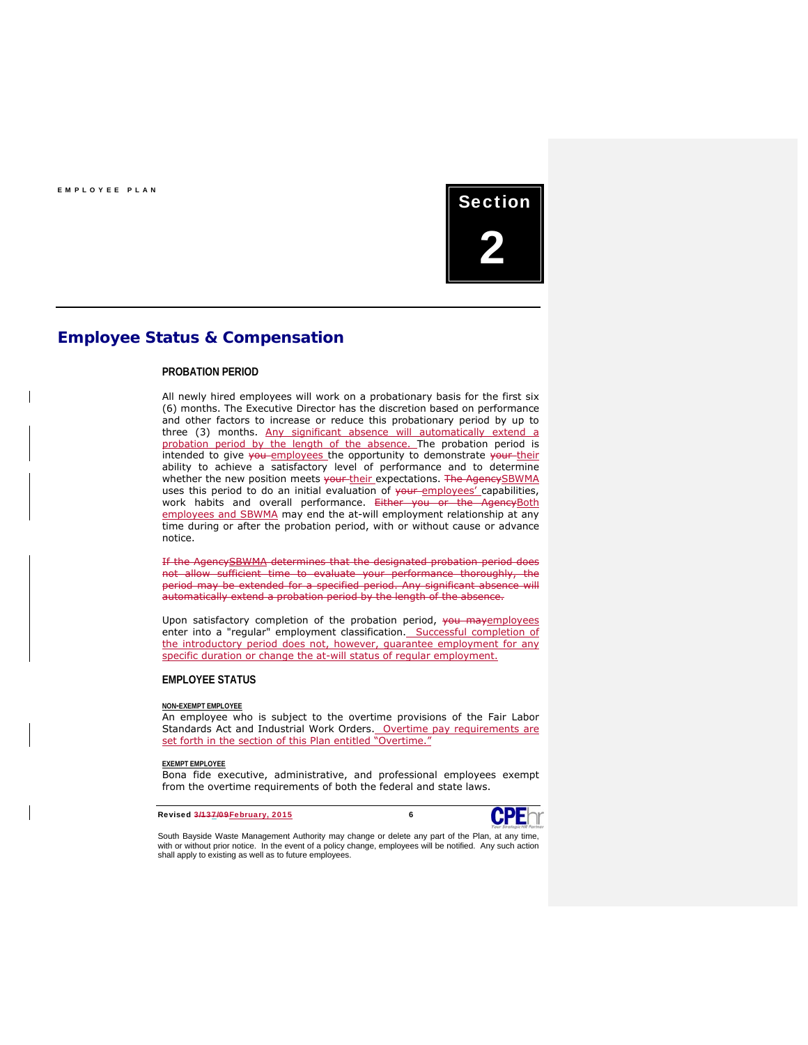# Section 2

# Employee Status & Compensation

## PROBATION PERIOD

All newly hired employees will work on a probationary basis for the first six (6) months. The Executive Director has the discretion based on performance and other factors to increase or reduce this probationary period by up to three (3) months. Any significant absence will automatically extend a probation period by the length of the absence. The probation period is intended to give ~~you~~ employees the opportunity to demonstrate ~~your~~ their ability to achieve a satisfactory level of performance and to determine whether the new position meets ~~your~~ their expectations. ~~The Agency~~SBWMA uses this period to do an initial evaluation of ~~your~~ employees' capabilities, work habits and overall performance. ~~Either you or the Agency~~Both employees and SBWMA may end the at-will employment relationship at any time during or after the probation period, with or without cause or advance notice.

~~If the AgencySBWMA determines that the designated probation period does not allow sufficient time to evaluate your performance thoroughly, the period may be extended for a specified period. Any significant absence will automatically extend a probation period by the length of the absence.~~

Upon satisfactory completion of the probation period, ~~you may~~employees enter into a "regular" employment classification. Successful completion of the introductory period does not, however, guarantee employment for any specific duration or change the at-will status of regular employment.

## EMPLOYEE STATUS

### NON-EXEMPT EMPLOYEE

An employee who is subject to the overtime provisions of the Fair Labor Standards Act and Industrial Work Orders. Overtime pay requirements are set forth in the section of this Plan entitled "Overtime."

### EXEMPT EMPLOYEE

Bona fide executive, administrative, and professional employees exempt from the overtime requirements of both the federal and state laws.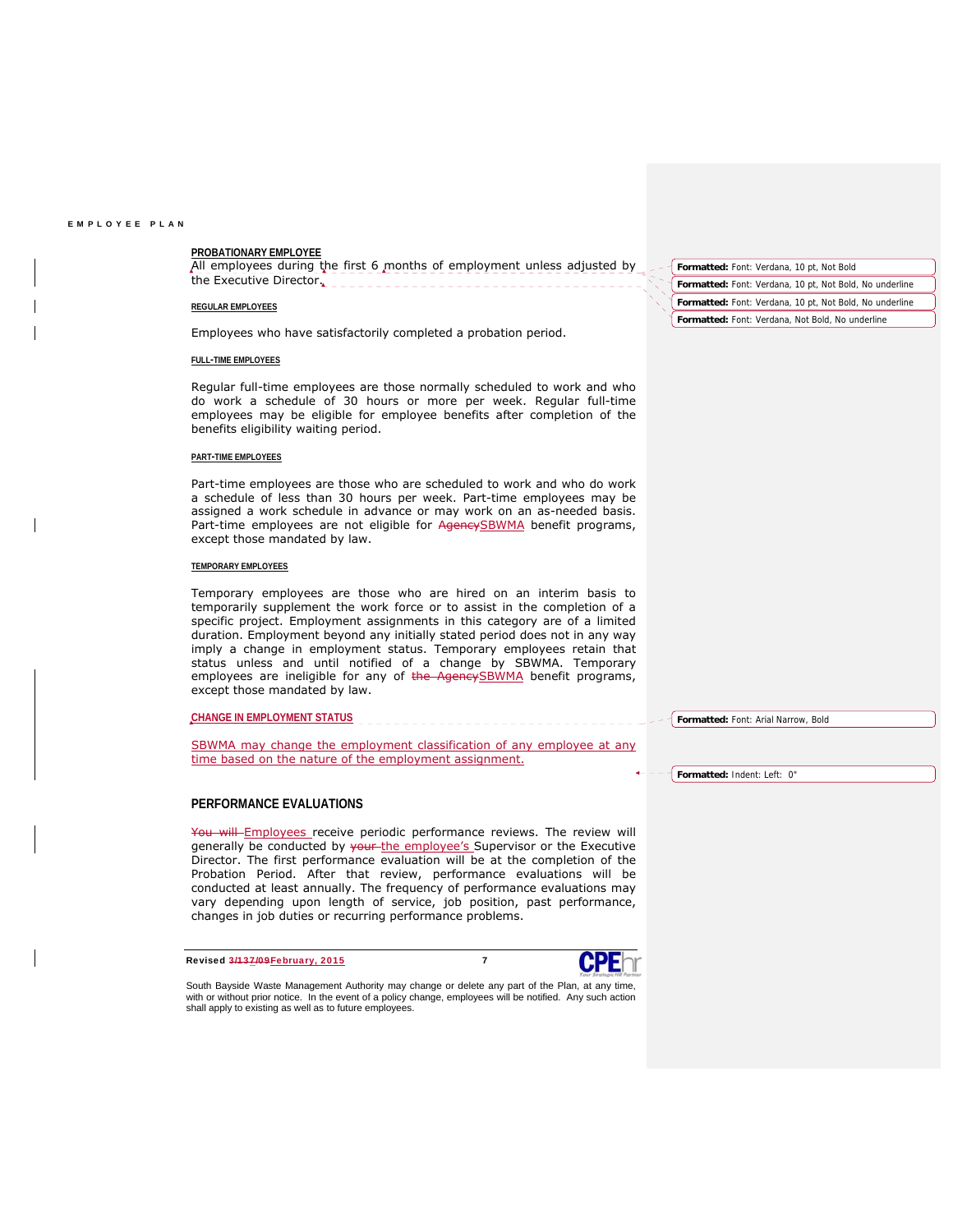### PROBATIONARY EMPLOYEE

All employees during the first 6 months of employment unless adjusted by the Executive Director.

#### REGULAR EMPLOYEES

Employees who have satisfactorily completed a probation period.

#### FULL-TIME EMPLOYEES

Regular full-time employees are those normally scheduled to work and who do work a schedule of 30 hours or more per week. Regular full-time employees may be eligible for employee benefits after completion of the benefits eligibility waiting period.

#### PART-TIME EMPLOYEES

Part-time employees are those who are scheduled to work and who do work a schedule of less than 30 hours per week. Part-time employees may be assigned a work schedule in advance or may work on an as-needed basis. Part-time employees are not eligible for ~~Agency~~SBWMA benefit programs, except those mandated by law.

#### TEMPORARY EMPLOYEES

Temporary employees are those who are hired on an interim basis to temporarily supplement the work force or to assist in the completion of a specific project. Employment assignments in this category are of a limited duration. Employment beyond any initially stated period does not in any way imply a change in employment status. Temporary employees retain that status unless and until notified of a change by SBWMA. Temporary employees are ineligible for any of ~~the Agency~~SBWMA benefit programs, except those mandated by law.

### CHANGE IN EMPLOYMENT STATUS

SBWMA may change the employment classification of any employee at any time based on the nature of the employment assignment.

## PERFORMANCE EVALUATIONS

~~You will~~ Employees receive periodic performance reviews. The review will generally be conducted by ~~your~~ the employee's Supervisor or the Executive Director. The first performance evaluation will be at the completion of the Probation Period. After that review, performance evaluations will be conducted at least annually. The frequency of performance evaluations may vary depending upon length of service, job position, past performance, changes in job duties or recurring performance problems.

**Formatted:** Font: Verdana, 10 pt, Not Bold

**Formatted:** Font: Verdana, 10 pt, Not Bold, No underline

**Formatted:** Font: Verdana, 10 pt, Not Bold, No underline

**Formatted:** Font: Verdana, Not Bold, No underline

**Formatted:** Font: Arial Narrow, Bold

**Formatted:** Indent: Left: 0"

Revised ~~3/13/09~~February, 2015

South Bayside Waste Management Authority may change or delete any part of the Plan, at any time, with or without prior notice. In the event of a policy change, employees will be notified. Any such action shall apply to existing as well as to future employees.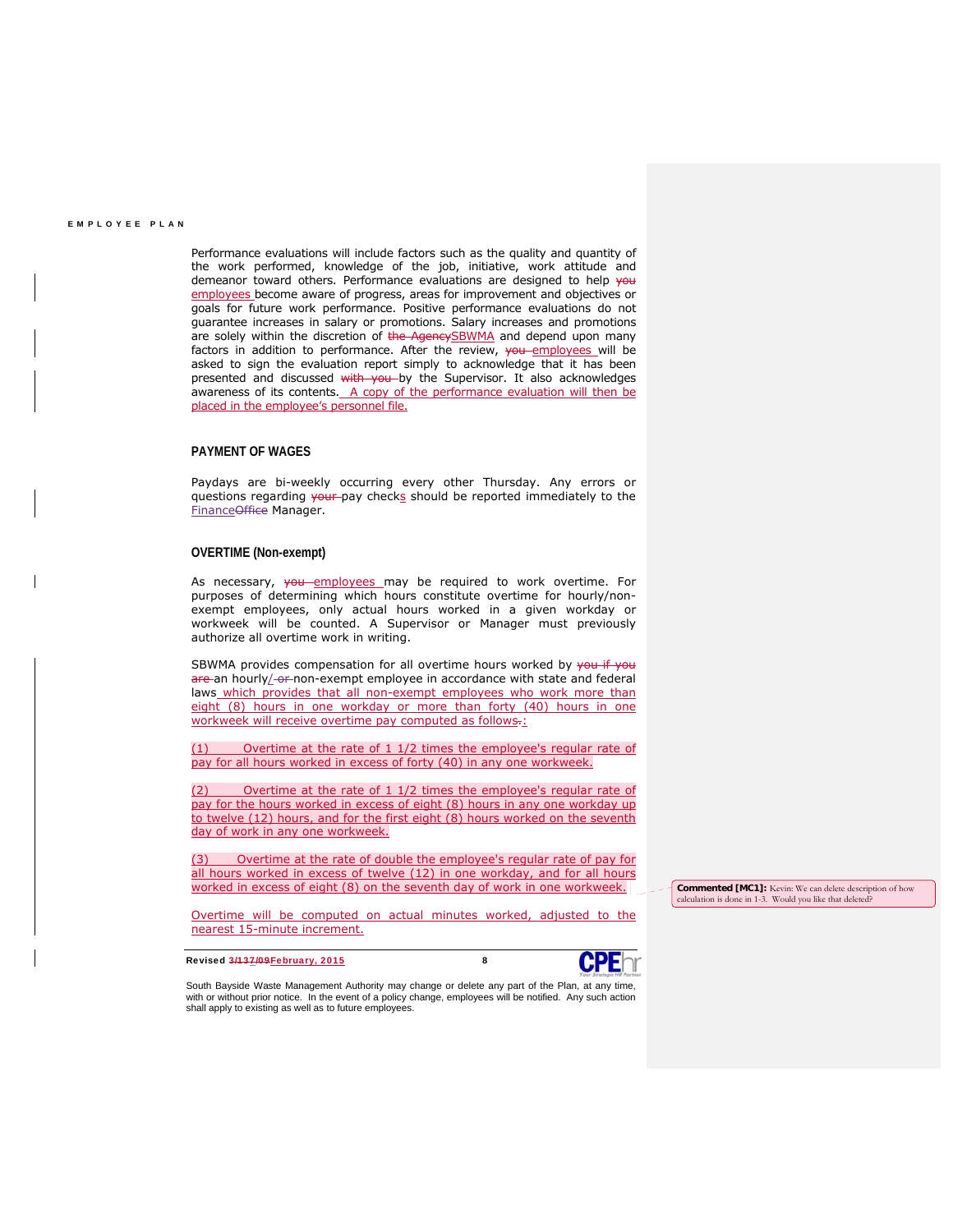Performance evaluations will include factors such as the quality and quantity of the work performed, knowledge of the job, initiative, work attitude and demeanor toward others. Performance evaluations are designed to help ~~you~~ employees become aware of progress, areas for improvement and objectives or goals for future work performance. Positive performance evaluations do not guarantee increases in salary or promotions. Salary increases and promotions are solely within the discretion of ~~the Agency~~SBWMA and depend upon many factors in addition to performance. After the review, ~~you~~ employees will be asked to sign the evaluation report simply to acknowledge that it has been presented and discussed ~~with you~~ by the Supervisor. It also acknowledges awareness of its contents. A copy of the performance evaluation will then be placed in the employee's personnel file.

## PAYMENT OF WAGES

Paydays are bi-weekly occurring every other Thursday. Any errors or questions regarding ~~your~~ pay checks should be reported immediately to the Finance~~Office~~ Manager.

## OVERTIME (Non-exempt)

As necessary, ~~you~~ employees may be required to work overtime. For purposes of determining which hours constitute overtime for hourly/non-exempt employees, only actual hours worked in a given workday or workweek will be counted. A Supervisor or Manager must previously authorize all overtime work in writing.

SBWMA provides compensation for all overtime hours worked by ~~you if you are~~ an hourly/~~or~~ non-exempt employee in accordance with state and federal laws which provides that all non-exempt employees who work more than eight (8) hours in one workday or more than forty (40) hours in one workweek will receive overtime pay computed as follows~~.~~:

(1) Overtime at the rate of 1 1/2 times the employee's regular rate of pay for all hours worked in excess of forty (40) in any one workweek.

(2) Overtime at the rate of 1 1/2 times the employee's regular rate of pay for the hours worked in excess of eight (8) hours in any one workday up to twelve (12) hours, and for the first eight (8) hours worked on the seventh day of work in any one workweek.

(3) Overtime at the rate of double the employee's regular rate of pay for all hours worked in excess of twelve (12) in one workday, and for all hours worked in excess of eight (8) on the seventh day of work in one workweek.

Overtime will be computed on actual minutes worked, adjusted to the nearest 15-minute increment.

**Commented [MC1]:** Kevin: We can delete description of how calculation is done in 1-3. Would you like that deleted?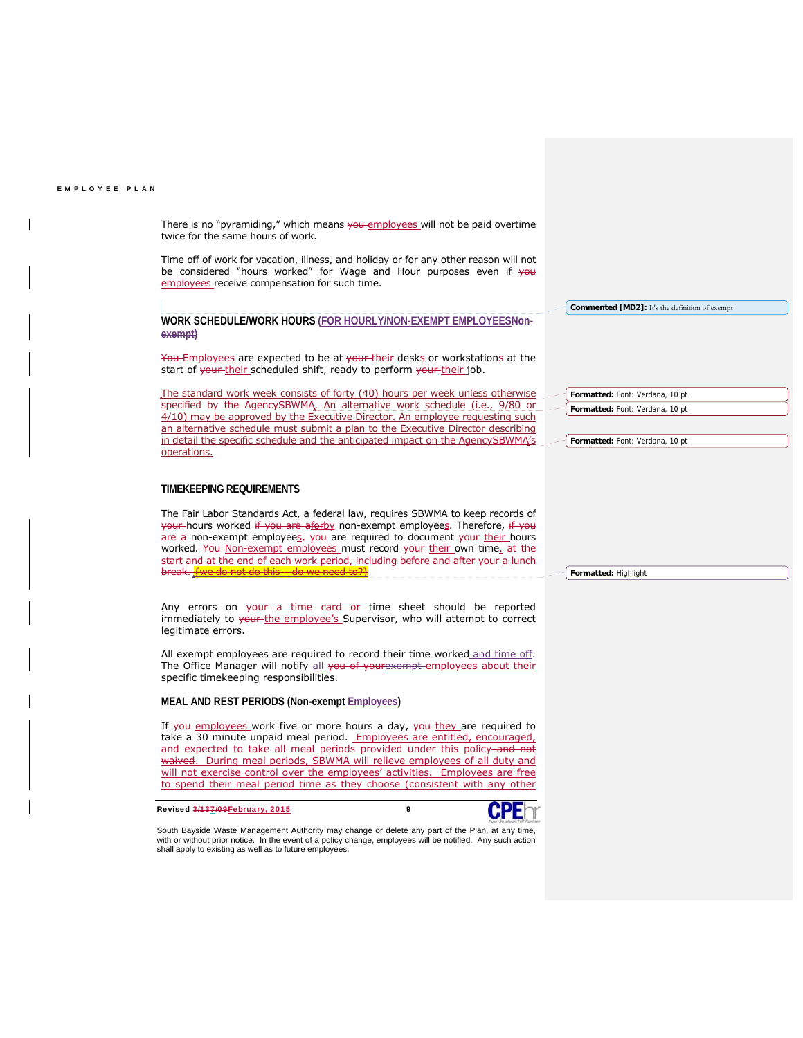There is no "pyramiding," which means ~~you~~ employees will not be paid overtime twice for the same hours of work.

Time off of work for vacation, illness, and holiday or for any other reason will not be considered "hours worked" for Wage and Hour purposes even if ~~you~~ employees receive compensation for such time.

### WORK SCHEDULE/WORK HOURS ~~(FOR HOURLY/NON-EXEMPT EMPLOYEES~~~~Non-exempt)~~

~~You~~ Employees are expected to be at ~~your~~ their desks or workstations at the start of ~~your~~ their scheduled shift, ready to perform ~~your~~ their job.

The standard work week consists of forty (40) hours per week unless otherwise specified by ~~the Agency~~SBWMA. An alternative work schedule (i.e., 9/80 or 4/10) may be approved by the Executive Director. An employee requesting such an alternative schedule must submit a plan to the Executive Director describing in detail the specific schedule and the anticipated impact on ~~the Agency~~SBWMA's operations.

### TIMEKEEPING REQUIREMENTS

The Fair Labor Standards Act, a federal law, requires SBWMA to keep records of ~~your~~ hours worked ~~if you are a~~~~for~~by non-exempt employees. Therefore, ~~if you are a~~ non-exempt employees~~, you~~ are required to document ~~your~~ their hours worked. ~~You~~ Non-exempt employees must record ~~your~~ their own time. ~~at the start and at the end of each work period, including before and after your a lunch break.~~ ~~{we do not do this – do we need to?}~~

Any errors on ~~your~~ a ~~time card or~~ time sheet should be reported immediately to ~~your~~ the employee's Supervisor, who will attempt to correct legitimate errors.

All exempt employees are required to record their time worked and time off. The Office Manager will notify all ~~you of your~~~~exempt~~ employees about their specific timekeeping responsibilities.

### MEAL AND REST PERIODS (Non-exempt Employees)

If ~~you~~ employees work five or more hours a day, ~~you~~ they are required to take a 30 minute unpaid meal period. Employees are entitled, encouraged, and expected to take all meal periods provided under this policy ~~and not waived~~. During meal periods, SBWMA will relieve employees of all duty and will not exercise control over the employees' activities. Employees are free to spend their meal period time as they choose (consistent with any other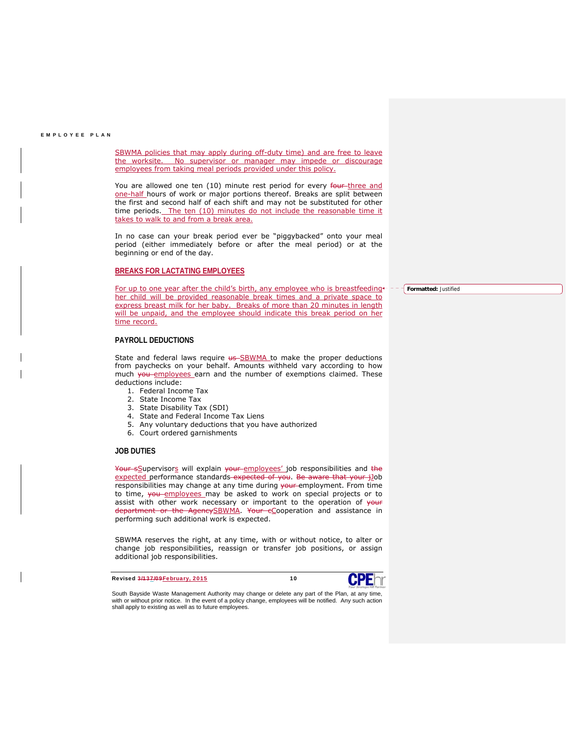SBWMA policies that may apply during off-duty time) and are free to leave the worksite. No supervisor or manager may impede or discourage employees from taking meal periods provided under this policy.

You are allowed one ten (10) minute rest period for every ~~four~~ three and one-half hours of work or major portions thereof. Breaks are split between the first and second half of each shift and may not be substituted for other time periods. The ten (10) minutes do not include the reasonable time it takes to walk to and from a break area.

In no case can your break period ever be "piggybacked" onto your meal period (either immediately before or after the meal period) or at the beginning or end of the day.

### BREAKS FOR LACTATING EMPLOYEES

For up to one year after the child's birth, any employee who is breastfeeding her child will be provided reasonable break times and a private space to express breast milk for her baby. Breaks of more than 20 minutes in length will be unpaid, and the employee should indicate this break period on her time record.

### PAYROLL DEDUCTIONS

State and federal laws require ~~us~~ SBWMA to make the proper deductions from paychecks on your behalf. Amounts withheld vary according to how much ~~you~~ employees earn and the number of exemptions claimed. These deductions include:

1. Federal Income Tax
2. State Income Tax
3. State Disability Tax (SDI)
4. State and Federal Income Tax Liens
5. Any voluntary deductions that you have authorized
6. Court ordered garnishments

### JOB DUTIES

~~Your s~~Supervisors will explain ~~your~~ employees' job responsibilities and ~~the~~ expected performance standards ~~expected of you~~. ~~Be aware that your j~~Job responsibilities may change at any time during ~~your~~ employment. From time to time, ~~you~~ employees may be asked to work on special projects or to assist with other work necessary or important to the operation of ~~your department or the Agency~~SBWMA. ~~Your c~~Cooperation and assistance in performing such additional work is expected.

SBWMA reserves the right, at any time, with or without notice, to alter or change job responsibilities, reassign or transfer job positions, or assign additional job responsibilities.

Formatted: Justified

Revised ~~3/13/09~~February, 2015

South Bayside Waste Management Authority may change or delete any part of the Plan, at any time, with or without prior notice. In the event of a policy change, employees will be notified. Any such action shall apply to existing as well as to future employees.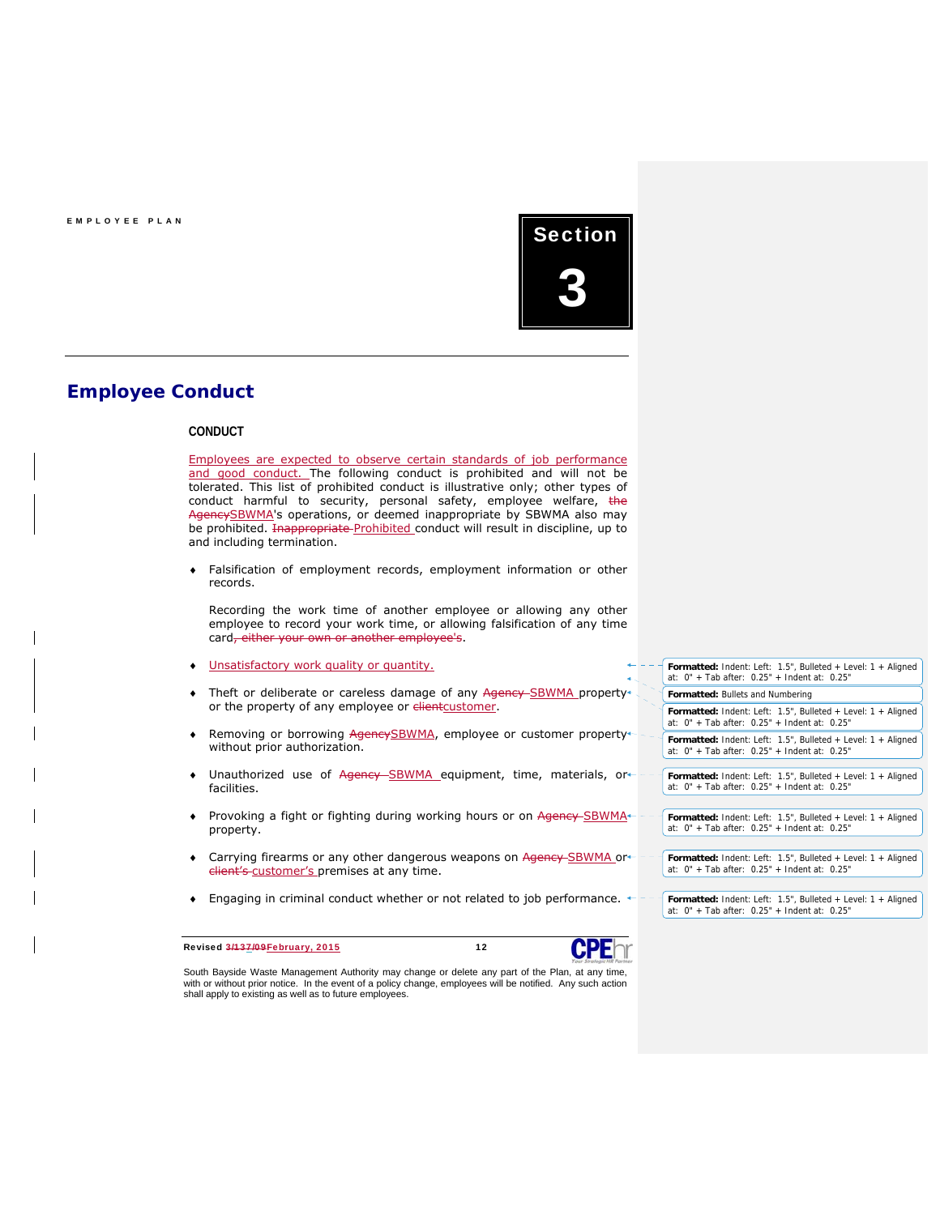# Section 3

## Employee Conduct

### CONDUCT

Employees are expected to observe certain standards of job performance and good conduct. The following conduct is prohibited and will not be tolerated. This list of prohibited conduct is illustrative only; other types of conduct harmful to security, personal safety, employee welfare, ~~the Agency~~SBWMA's operations, or deemed inappropriate by SBWMA also may be prohibited. ~~Inappropriate~~ Prohibited conduct will result in discipline, up to and including termination.

- Falsification of employment records, employment information or other records.

  Recording the work time of another employee or allowing any other employee to record your work time, or allowing falsification of any time card~~, either your own or another employee's~~.

- Unsatisfactory work quality or quantity.

- Theft or deliberate or careless damage of any ~~Agency~~ SBWMA property or the property of any employee or ~~client~~customer.

- Removing or borrowing ~~Agency~~SBWMA, employee or customer property without prior authorization.

- Unauthorized use of ~~Agency~~ SBWMA equipment, time, materials, or facilities.

- Provoking a fight or fighting during working hours or on ~~Agency~~ SBWMA property.

- Carrying firearms or any other dangerous weapons on ~~Agency~~ SBWMA or ~~client's~~ customer's premises at any time.

- Engaging in criminal conduct whether or not related to job performance.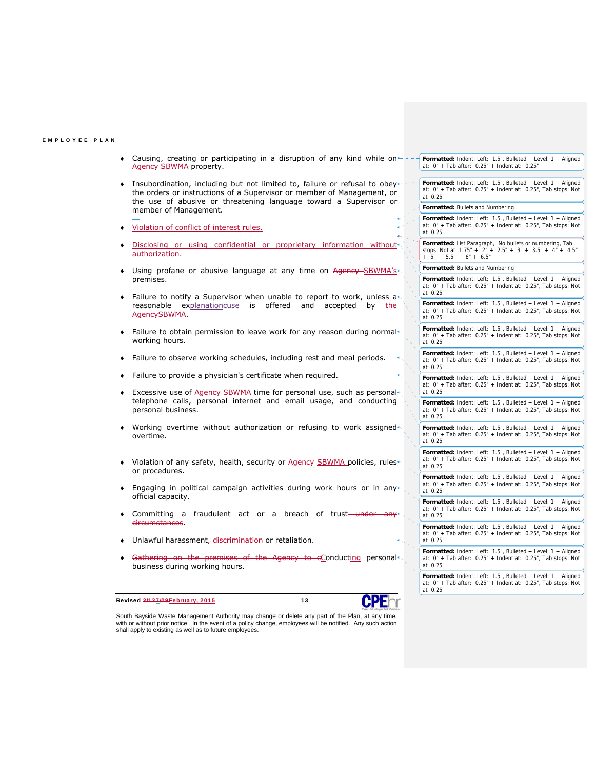- Causing, creating or participating in a disruption of any kind while on ~~Agency~~ SBWMA property.

- Insubordination, including but not limited to, failure or refusal to obey the orders or instructions of a Supervisor or member of Management, or the use of abusive or threatening language toward a Supervisor or member of Management.

- Violation of conflict of interest rules.

- Disclosing or using confidential or proprietary information without authorization.

- Using profane or abusive language at any time on ~~Agency~~ SBWMA's premises.

- Failure to notify a Supervisor when unable to report to work, unless a reasonable explanation~~cuse~~ is offered and accepted by ~~the Agency~~SBWMA.

- Failure to obtain permission to leave work for any reason during normal working hours.

- Failure to observe working schedules, including rest and meal periods.

- Failure to provide a physician's certificate when required.

- Excessive use of ~~Agency~~ SBWMA time for personal use, such as personal telephone calls, personal internet and email usage, and conducting personal business.

- Working overtime without authorization or refusing to work assigned overtime.

- Violation of any safety, health, security or ~~Agency~~ SBWMA policies, rules or procedures.

- Engaging in political campaign activities during work hours or in any official capacity.

- Committing a fraudulent act or a breach of trust ~~under any circumstances~~.

- Unlawful harassment, discrimination or retaliation.

- ~~Gathering on the premises of the Agency to c~~Conducting personal business during working hours.

Revised ~~3/13~~~~7/09~~February, 2015

South Bayside Waste Management Authority may change or delete any part of the Plan, at any time, with or without prior notice. In the event of a policy change, employees will be notified. Any such action shall apply to existing as well as to future employees.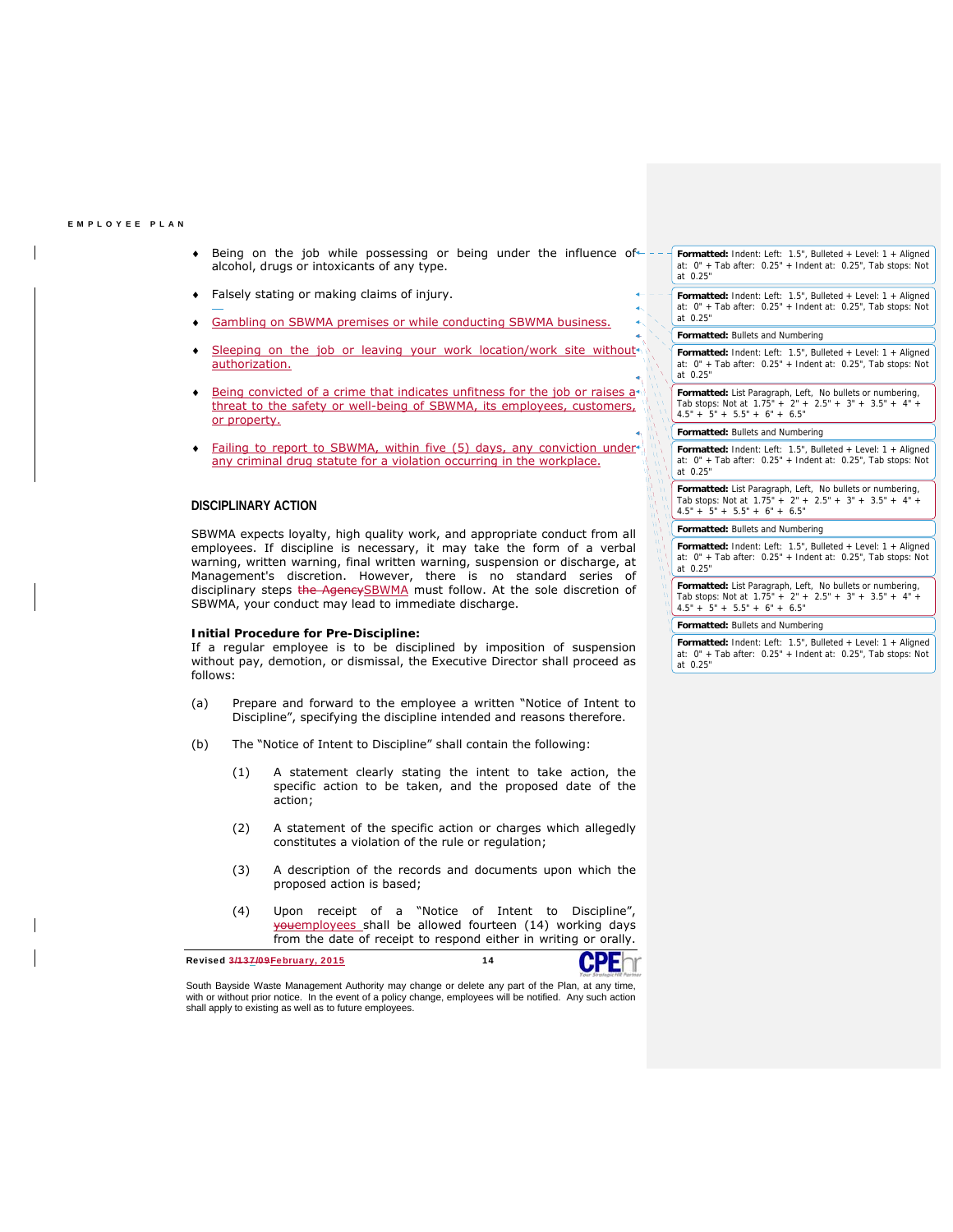- Being on the job while possessing or being under the influence of alcohol, drugs or intoxicants of any type.
- Falsely stating or making claims of injury.
- Gambling on SBWMA premises or while conducting SBWMA business.
- Sleeping on the job or leaving your work location/work site without authorization.
- Being convicted of a crime that indicates unfitness for the job or raises a threat to the safety or well-being of SBWMA, its employees, customers, or property.
- Failing to report to SBWMA, within five (5) days, any conviction under any criminal drug statute for a violation occurring in the workplace.

## DISCIPLINARY ACTION

SBWMA expects loyalty, high quality work, and appropriate conduct from all employees. If discipline is necessary, it may take the form of a verbal warning, written warning, final written warning, suspension or discharge, at Management's discretion. However, there is no standard series of disciplinary steps SBWMA must follow. At the sole discretion of SBWMA, your conduct may lead to immediate discharge.

**Initial Procedure for Pre-Discipline:**
If a regular employee is to be disciplined by imposition of suspension without pay, demotion, or dismissal, the Executive Director shall proceed as follows:

(a) Prepare and forward to the employee a written "Notice of Intent to Discipline", specifying the discipline intended and reasons therefore.

(b) The "Notice of Intent to Discipline" shall contain the following:

(1) A statement clearly stating the intent to take action, the specific action to be taken, and the proposed date of the action;

(2) A statement of the specific action or charges which allegedly constitutes a violation of the rule or regulation;

(3) A description of the records and documents upon which the proposed action is based;

(4) Upon receipt of a "Notice of Intent to Discipline", employees shall be allowed fourteen (14) working days from the date of receipt to respond either in writing or orally.

Revised February, 2015

South Bayside Waste Management Authority may change or delete any part of the Plan, at any time, with or without prior notice. In the event of a policy change, employees will be notified. Any such action shall apply to existing as well as to future employees.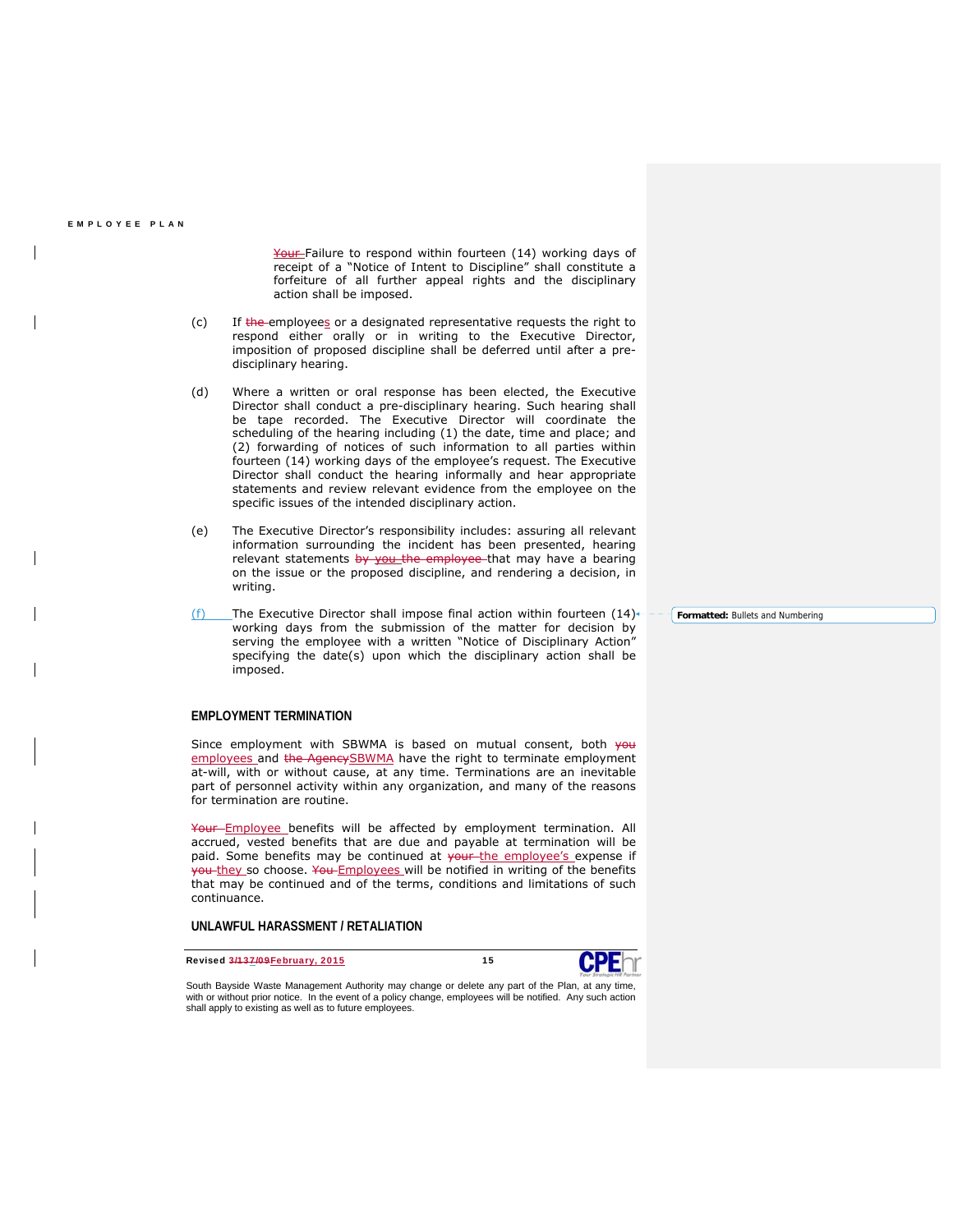~~Your~~ Failure to respond within fourteen (14) working days of receipt of a "Notice of Intent to Discipline" shall constitute a forfeiture of all further appeal rights and the disciplinary action shall be imposed.

(c) If ~~the~~ employees or a designated representative requests the right to respond either orally or in writing to the Executive Director, imposition of proposed discipline shall be deferred until after a pre-disciplinary hearing.

(d) Where a written or oral response has been elected, the Executive Director shall conduct a pre-disciplinary hearing. Such hearing shall be tape recorded. The Executive Director will coordinate the scheduling of the hearing including (1) the date, time and place; and (2) forwarding of notices of such information to all parties within fourteen (14) working days of the employee's request. The Executive Director shall conduct the hearing informally and hear appropriate statements and review relevant evidence from the employee on the specific issues of the intended disciplinary action.

(e) The Executive Director's responsibility includes: assuring all relevant information surrounding the incident has been presented, hearing relevant statements ~~by you the employee~~ that may have a bearing on the issue or the proposed discipline, and rendering a decision, in writing.

(f) The Executive Director shall impose final action within fourteen (14) working days from the submission of the matter for decision by serving the employee with a written "Notice of Disciplinary Action" specifying the date(s) upon which the disciplinary action shall be imposed.

**Formatted:** Bullets and Numbering

## EMPLOYMENT TERMINATION

Since employment with SBWMA is based on mutual consent, both ~~you~~ employees and ~~the Agency~~SBWMA have the right to terminate employment at-will, with or without cause, at any time. Terminations are an inevitable part of personnel activity within any organization, and many of the reasons for termination are routine.

~~Your~~ Employee benefits will be affected by employment termination. All accrued, vested benefits that are due and payable at termination will be paid. Some benefits may be continued at ~~your~~ the employee's expense if ~~you~~ they so choose. ~~You~~ Employees will be notified in writing of the benefits that may be continued and of the terms, conditions and limitations of such continuance.

## UNLAWFUL HARASSMENT / RETALIATION

Revised ~~3/13/7/09~~February, 2015

South Bayside Waste Management Authority may change or delete any part of the Plan, at any time, with or without prior notice. In the event of a policy change, employees will be notified. Any such action shall apply to existing as well as to future employees.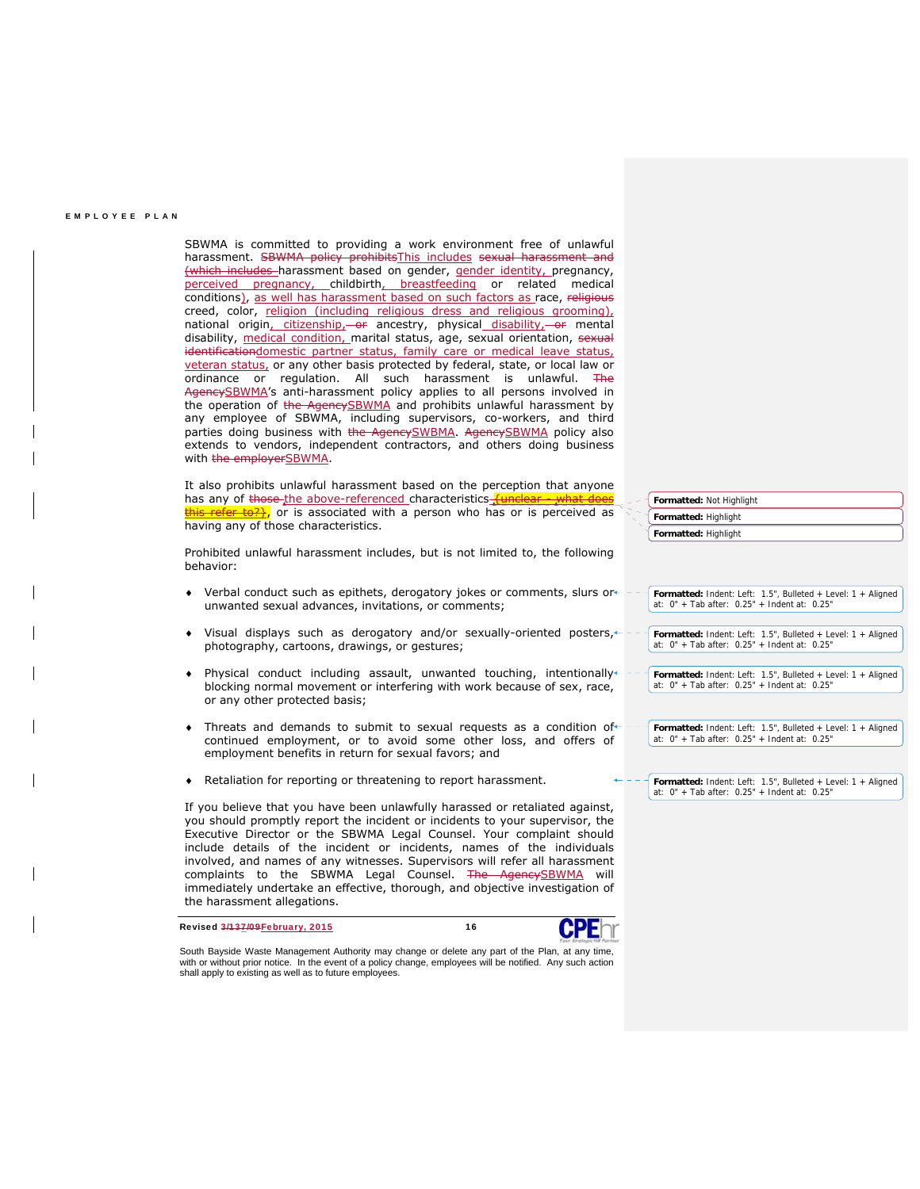SBWMA is committed to providing a work environment free of unlawful harassment. ~~SBWMA policy prohibits~~This includes ~~sexual harassment and (which includes~~ harassment based on gender, gender identity, pregnancy, perceived pregnancy, childbirth, breastfeeding or related medical conditions), as well has harassment based on such factors as race, ~~religious~~ creed, color, religion (including religious dress and religious grooming), national origin, citizenship, ~~or~~ ancestry, physical disability, ~~or~~ mental disability, medical condition, marital status, age, sexual orientation, ~~sexual identification~~domestic partner status, family care or medical leave status, veteran status, or any other basis protected by federal, state, or local law or ordinance or regulation. All such harassment is unlawful. ~~The Agency~~SBWMA's anti-harassment policy applies to all persons involved in the operation of ~~the Agency~~SBWMA and prohibits unlawful harassment by any employee of SBWMA, including supervisors, co-workers, and third parties doing business with ~~the Agency~~SWBMA. ~~Agency~~SBWMA policy also extends to vendors, independent contractors, and others doing business with ~~the employer~~SBWMA.

It also prohibits unlawful harassment based on the perception that anyone has any of ~~those~~ the above-referenced characteristics ~~(unclear - what does this refer to?)~~, or is associated with a person who has or is perceived as having any of those characteristics.

Prohibited unlawful harassment includes, but is not limited to, the following behavior:

- Verbal conduct such as epithets, derogatory jokes or comments, slurs or unwanted sexual advances, invitations, or comments;
- Visual displays such as derogatory and/or sexually-oriented posters, photography, cartoons, drawings, or gestures;
- Physical conduct including assault, unwanted touching, intentionally blocking normal movement or interfering with work because of sex, race, or any other protected basis;
- Threats and demands to submit to sexual requests as a condition of continued employment, or to avoid some other loss, and offers of employment benefits in return for sexual favors; and
- Retaliation for reporting or threatening to report harassment.

If you believe that you have been unlawfully harassed or retaliated against, you should promptly report the incident or incidents to your supervisor, the Executive Director or the SBWMA Legal Counsel. Your complaint should include details of the incident or incidents, names of the individuals involved, and names of any witnesses. Supervisors will refer all harassment complaints to the SBWMA Legal Counsel. ~~The Agency~~SBWMA will immediately undertake an effective, thorough, and objective investigation of the harassment allegations.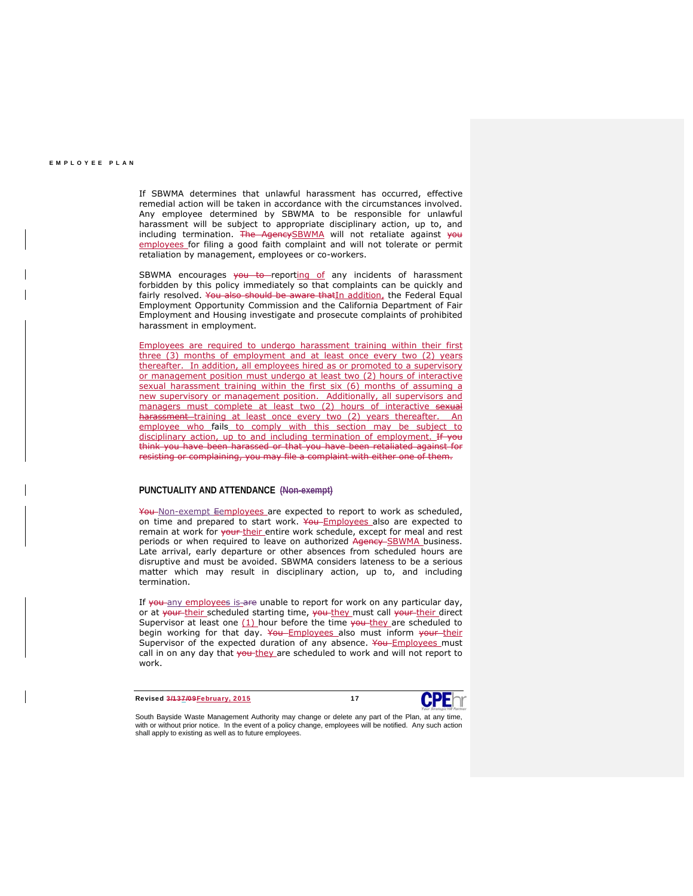If SBWMA determines that unlawful harassment has occurred, effective remedial action will be taken in accordance with the circumstances involved. Any employee determined by SBWMA to be responsible for unlawful harassment will be subject to appropriate disciplinary action, up to, and including termination. ~~The Agency~~SBWMA will not retaliate against ~~you~~ employees for filing a good faith complaint and will not tolerate or permit retaliation by management, employees or co-workers.

SBWMA encourages ~~you to~~ reporting of any incidents of harassment forbidden by this policy immediately so that complaints can be quickly and fairly resolved. ~~You also should be aware that~~In addition, the Federal Equal Employment Opportunity Commission and the California Department of Fair Employment and Housing investigate and prosecute complaints of prohibited harassment in employment.

Employees are required to undergo harassment training within their first three (3) months of employment and at least once every two (2) years thereafter. In addition, all employees hired as or promoted to a supervisory or management position must undergo at least two (2) hours of interactive sexual harassment training within the first six (6) months of assuming a new supervisory or management position. Additionally, all supervisors and managers must complete at least two (2) hours of interactive ~~sexual harassment~~ training at least once every two (2) years thereafter. An employee who fails to comply with this section may be subject to disciplinary action, up to and including termination of employment. ~~If you think you have been harassed or that you have been retaliated against for resisting or complaining, you may file a complaint with either one of them.~~

## PUNCTUALITY AND ATTENDANCE ~~(Non-exempt)~~

~~You~~ Non-exempt ~~E~~employees are expected to report to work as scheduled, on time and prepared to start work. ~~You~~ Employees also are expected to remain at work for ~~your~~ their entire work schedule, except for meal and rest periods or when required to leave on authorized ~~Agency~~ SBWMA business. Late arrival, early departure or other absences from scheduled hours are disruptive and must be avoided. SBWMA considers lateness to be a serious matter which may result in disciplinary action, up to, and including termination.

If ~~you~~ any employees is ~~are~~ unable to report for work on any particular day, or at ~~your~~ their scheduled starting time, ~~you~~ they must call ~~your~~ their direct Supervisor at least one (1) hour before the time ~~you~~ they are scheduled to begin working for that day. ~~You~~ Employees also must inform ~~your~~ their Supervisor of the expected duration of any absence. ~~You~~ Employees must call in on any day that ~~you~~ they are scheduled to work and will not report to work.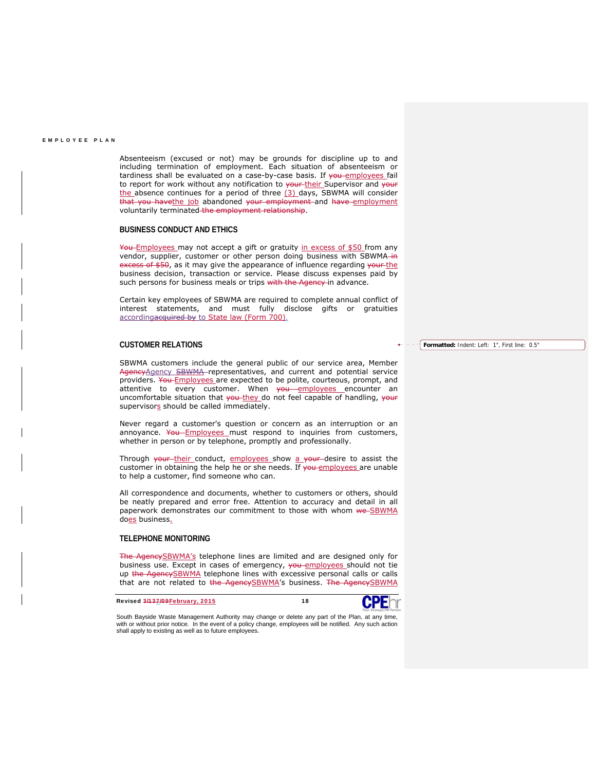Absenteeism (excused or not) may be grounds for discipline up to and including termination of employment. Each situation of absenteeism or tardiness shall be evaluated on a case-by-case basis. If ~~you~~ employees fail to report for work without any notification to ~~your~~ their Supervisor and ~~your~~ the absence continues for a period of three (3) days, SBWMA will consider ~~that you have~~the job abandoned ~~your employment~~ and ~~have~~ employment voluntarily terminated ~~the employment relationship~~.

## BUSINESS CONDUCT AND ETHICS

~~You~~ Employees may not accept a gift or gratuity in excess of $50 from any vendor, supplier, customer or other person doing business with SBWMA ~~in excess of $50~~, as it may give the appearance of influence regarding ~~your~~ the business decision, transaction or service. Please discuss expenses paid by such persons for business meals or trips ~~with the Agency~~ in advance.

Certain key employees of SBWMA are required to complete annual conflict of interest statements, and must fully disclose gifts or gratuities according~~acquired by~~ to State law (Form 700).

## CUSTOMER RELATIONS

SBWMA customers include the general public of our service area, Member ~~Agency~~Agency ~~SBWMA~~ representatives, and current and potential service providers. ~~You~~ Employees are expected to be polite, courteous, prompt, and attentive to every customer. When ~~you~~ employees encounter an uncomfortable situation that ~~you~~ they do not feel capable of handling, ~~your~~ supervisors should be called immediately.

Never regard a customer's question or concern as an interruption or an annoyance. ~~You~~ Employees must respond to inquiries from customers, whether in person or by telephone, promptly and professionally.

Through ~~your~~ their conduct, employees show a ~~your~~ desire to assist the customer in obtaining the help he or she needs. If ~~you~~ employees are unable to help a customer, find someone who can.

All correspondence and documents, whether to customers or others, should be neatly prepared and error free. Attention to accuracy and detail in all paperwork demonstrates our commitment to those with whom ~~we~~ SBWMA does business.

## TELEPHONE MONITORING

~~The Agency~~SBWMA's telephone lines are limited and are designed only for business use. Except in cases of emergency, ~~you~~ employees should not tie up ~~the Agency~~SBWMA telephone lines with excessive personal calls or calls that are not related to ~~the Agency~~SBWMA's business. ~~The Agency~~SBWMA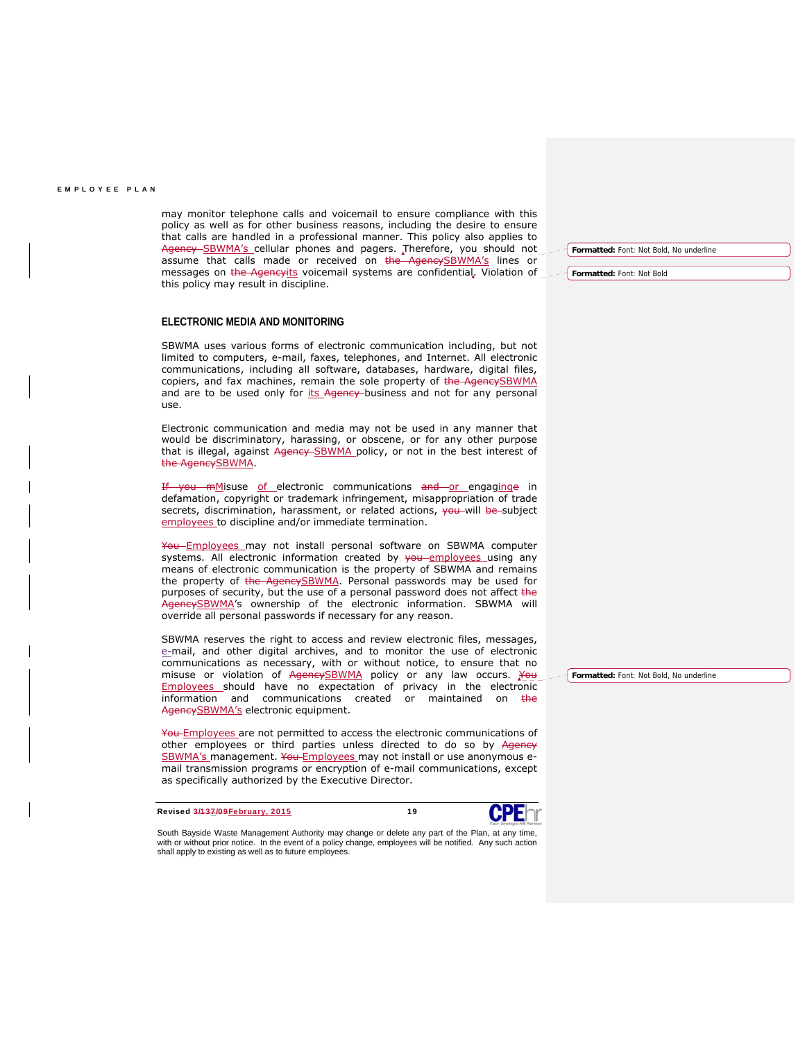may monitor telephone calls and voicemail to ensure compliance with this policy as well as for other business reasons, including the desire to ensure that calls are handled in a professional manner. This policy also applies to SBWMA's cellular phones and pagers. Therefore, you should not assume that calls made or received on SBWMA's lines or messages on its voicemail systems are confidential. Violation of this policy may result in discipline.

## ELECTRONIC MEDIA AND MONITORING

SBWMA uses various forms of electronic communication including, but not limited to computers, e-mail, faxes, telephones, and Internet. All electronic communications, including all software, databases, hardware, digital files, copiers, and fax machines, remain the sole property of SBWMA and are to be used only for its business and not for any personal use.

Electronic communication and media may not be used in any manner that would be discriminatory, harassing, or obscene, or for any other purpose that is illegal, against SBWMA policy, or not in the best interest of SBWMA.

Misuse of electronic communications or engaging in defamation, copyright or trademark infringement, misappropriation of trade secrets, discrimination, harassment, or related actions, will subject employees to discipline and/or immediate termination.

Employees may not install personal software on SBWMA computer systems. All electronic information created by employees using any means of electronic communication is the property of SBWMA and remains the property of SBWMA. Personal passwords may be used for purposes of security, but the use of a personal password does not affect SBWMA's ownership of the electronic information. SBWMA will override all personal passwords if necessary for any reason.

SBWMA reserves the right to access and review electronic files, messages, e-mail, and other digital archives, and to monitor the use of electronic communications as necessary, with or without notice, to ensure that no misuse or violation of SBWMA policy or any law occurs. Employees should have no expectation of privacy in the electronic information and communications created or maintained on SBWMA's electronic equipment.

Employees are not permitted to access the electronic communications of other employees or third parties unless directed to do so by SBWMA's management. Employees may not install or use anonymous e-mail transmission programs or encryption of e-mail communications, except as specifically authorized by the Executive Director.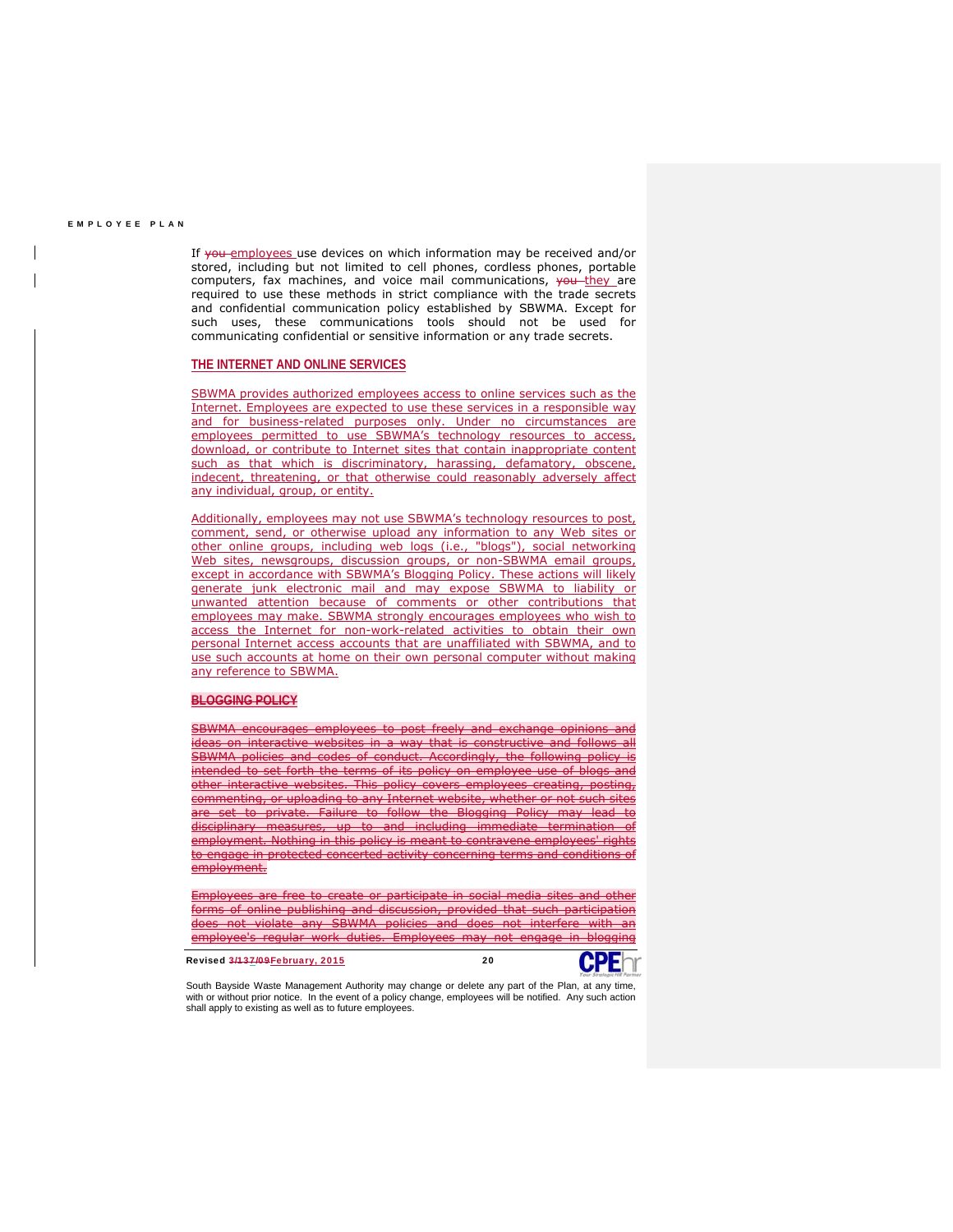If ~~you~~ employees use devices on which information may be received and/or stored, including but not limited to cell phones, cordless phones, portable computers, fax machines, and voice mail communications, ~~you~~ they are required to use these methods in strict compliance with the trade secrets and confidential communication policy established by SBWMA. Except for such uses, these communications tools should not be used for communicating confidential or sensitive information or any trade secrets.

## THE INTERNET AND ONLINE SERVICES

SBWMA provides authorized employees access to online services such as the Internet. Employees are expected to use these services in a responsible way and for business-related purposes only. Under no circumstances are employees permitted to use SBWMA's technology resources to access, download, or contribute to Internet sites that contain inappropriate content such as that which is discriminatory, harassing, defamatory, obscene, indecent, threatening, or that otherwise could reasonably adversely affect any individual, group, or entity.

Additionally, employees may not use SBWMA's technology resources to post, comment, send, or otherwise upload any information to any Web sites or other online groups, including web logs (i.e., "blogs"), social networking Web sites, newsgroups, discussion groups, or non-SBWMA email groups, except in accordance with SBWMA's Blogging Policy. These actions will likely generate junk electronic mail and may expose SBWMA to liability or unwanted attention because of comments or other contributions that employees may make. SBWMA strongly encourages employees who wish to access the Internet for non-work-related activities to obtain their own personal Internet access accounts that are unaffiliated with SBWMA, and to use such accounts at home on their own personal computer without making any reference to SBWMA.

## ~~BLOGGING POLICY~~

~~SBWMA encourages employees to post freely and exchange opinions and ideas on interactive websites in a way that is constructive and follows all SBWMA policies and codes of conduct. Accordingly, the following policy is intended to set forth the terms of its policy on employee use of blogs and other interactive websites. This policy covers employees creating, posting, commenting, or uploading to any Internet website, whether or not such sites are set to private. Failure to follow the Blogging Policy may lead to disciplinary measures, up to and including immediate termination of employment. Nothing in this policy is meant to contravene employees' rights to engage in protected concerted activity concerning terms and conditions of employment.~~

~~Employees are free to create or participate in social media sites and other forms of online publishing and discussion, provided that such participation does not violate any SBWMA policies and does not interfere with an employee's regular work duties. Employees may not engage in blogging~~

Revised ~~3/137/09~~February, 2015

South Bayside Waste Management Authority may change or delete any part of the Plan, at any time, with or without prior notice. In the event of a policy change, employees will be notified. Any such action shall apply to existing as well as to future employees.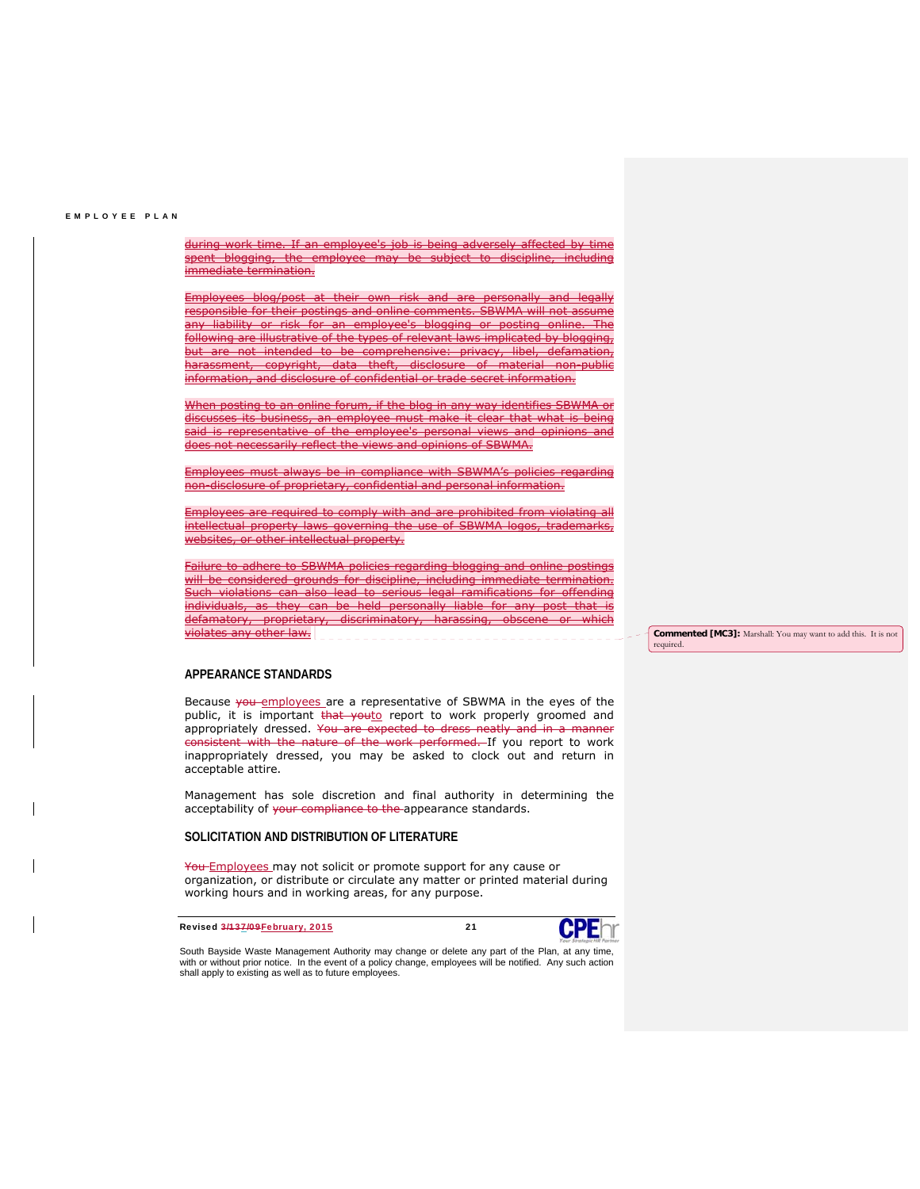~~during work time. If an employee's job is being adversely affected by time spent blogging, the employee may be subject to discipline, including immediate termination.~~

~~Employees blog/post at their own risk and are personally and legally responsible for their postings and online comments. SBWMA will not assume any liability or risk for an employee's blogging or posting online. The following are illustrative of the types of relevant laws implicated by blogging, but are not intended to be comprehensive: privacy, libel, defamation, harassment, copyright, data theft, disclosure of material non-public information, and disclosure of confidential or trade secret information.~~

~~When posting to an online forum, if the blog in any way identifies SBWMA or discusses its business, an employee must make it clear that what is being said is representative of the employee's personal views and opinions and does not necessarily reflect the views and opinions of SBWMA.~~

~~Employees must always be in compliance with SBWMA's policies regarding non-disclosure of proprietary, confidential and personal information.~~

~~Employees are required to comply with and are prohibited from violating all intellectual property laws governing the use of SBWMA logos, trademarks, websites, or other intellectual property.~~

~~Failure to adhere to SBWMA policies regarding blogging and online postings will be considered grounds for discipline, including immediate termination. Such violations can also lead to serious legal ramifications for offending individuals, as they can be held personally liable for any post that is defamatory, proprietary, discriminatory, harassing, obscene or which violates any other law.~~

**Commented [MC3]:** Marshall: You may want to add this. It is not required.

### APPEARANCE STANDARDS

Because ~~you~~ employees are a representative of SBWMA in the eyes of the public, it is important ~~that you~~to report to work properly groomed and appropriately dressed. ~~You are expected to dress neatly and in a manner consistent with the nature of the work performed.~~ If you report to work inappropriately dressed, you may be asked to clock out and return in acceptable attire.

Management has sole discretion and final authority in determining the acceptability of ~~your compliance to the~~ appearance standards.

### SOLICITATION AND DISTRIBUTION OF LITERATURE

~~You~~ Employees may not solicit or promote support for any cause or organization, or distribute or circulate any matter or printed material during working hours and in working areas, for any purpose.

Revised ~~3/137/09~~February, 2015

South Bayside Waste Management Authority may change or delete any part of the Plan, at any time, with or without prior notice. In the event of a policy change, employees will be notified. Any such action shall apply to existing as well as to future employees.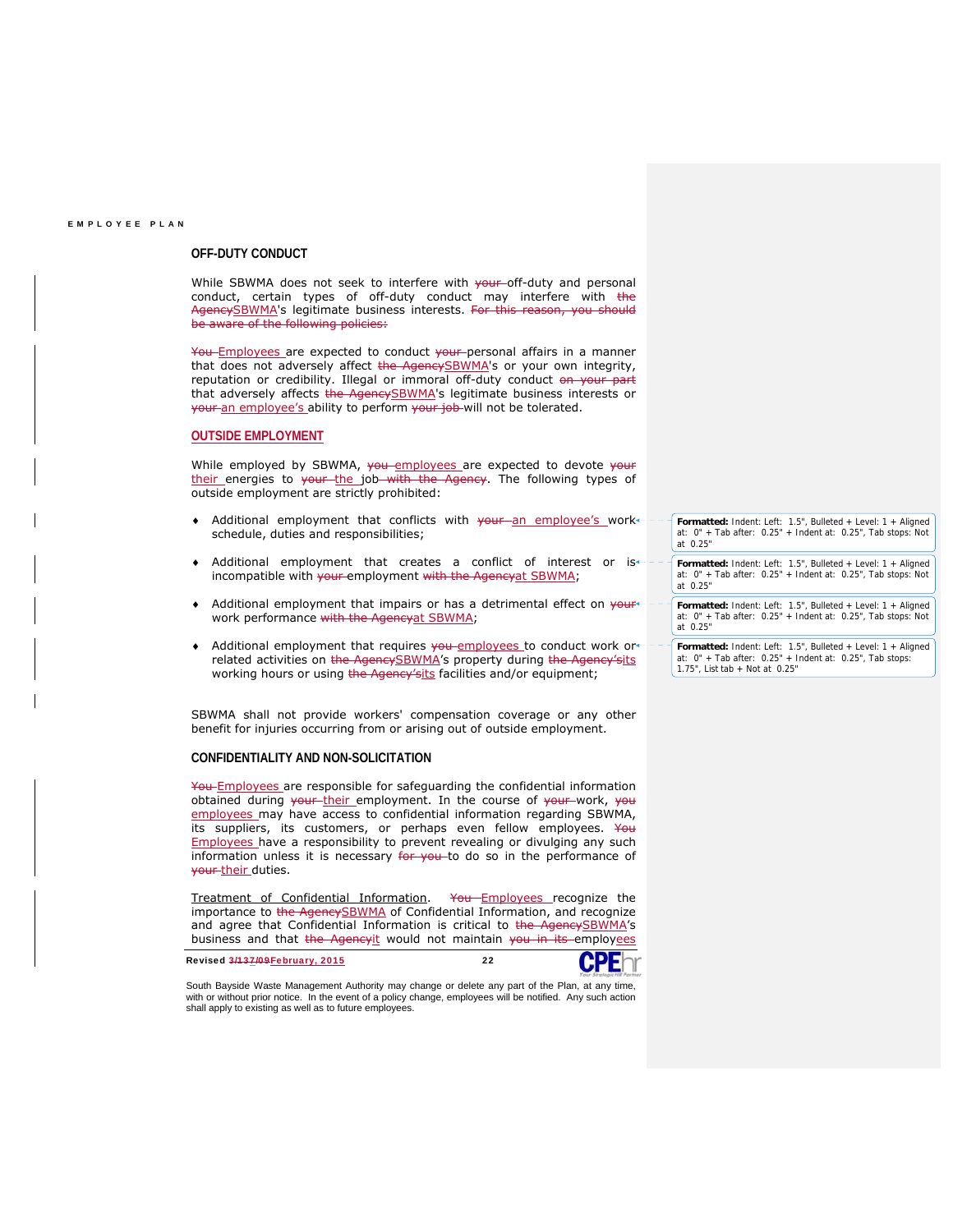## OFF-DUTY CONDUCT

While SBWMA does not seek to interfere with ~~your~~ off-duty and personal conduct, certain types of off-duty conduct may interfere with ~~the Agency~~SBWMA's legitimate business interests. ~~For this reason, you should be aware of the following policies:~~

~~You~~ Employees are expected to conduct ~~your~~ personal affairs in a manner that does not adversely affect ~~the Agency~~SBWMA's or your own integrity, reputation or credibility. Illegal or immoral off-duty conduct ~~on your part~~ that adversely affects ~~the Agency~~SBWMA's legitimate business interests or ~~your~~ an employee's ability to perform ~~your job~~ will not be tolerated.

## OUTSIDE EMPLOYMENT

While employed by SBWMA, ~~you~~ employees are expected to devote ~~your~~ their energies to ~~your~~ the job ~~with the Agency~~. The following types of outside employment are strictly prohibited:

- Additional employment that conflicts with ~~your~~ an employee's work schedule, duties and responsibilities;
- Additional employment that creates a conflict of interest or is incompatible with ~~your~~ employment ~~with the Agency~~at SBWMA;
- Additional employment that impairs or has a detrimental effect on ~~your~~ work performance ~~with the Agency~~at SBWMA;
- Additional employment that requires ~~you~~ employees to conduct work or related activities on ~~the Agency~~SBWMA's property during ~~the Agency's~~its working hours or using ~~the Agency's~~its facilities and/or equipment;

SBWMA shall not provide workers' compensation coverage or any other benefit for injuries occurring from or arising out of outside employment.

## CONFIDENTIALITY AND NON-SOLICITATION

~~You~~ Employees are responsible for safeguarding the confidential information obtained during ~~your~~ their employment. In the course of ~~your~~ work, ~~you~~ employees may have access to confidential information regarding SBWMA, its suppliers, its customers, or perhaps even fellow employees. ~~You~~ Employees have a responsibility to prevent revealing or divulging any such information unless it is necessary ~~for you~~ to do so in the performance of ~~your~~ their duties.

Treatment of Confidential Information. ~~You~~ Employees recognize the importance to ~~the Agency~~SBWMA of Confidential Information, and recognize and agree that Confidential Information is critical to ~~the Agency~~SBWMA's business and that ~~the Agency~~it would not maintain ~~you in its~~ employees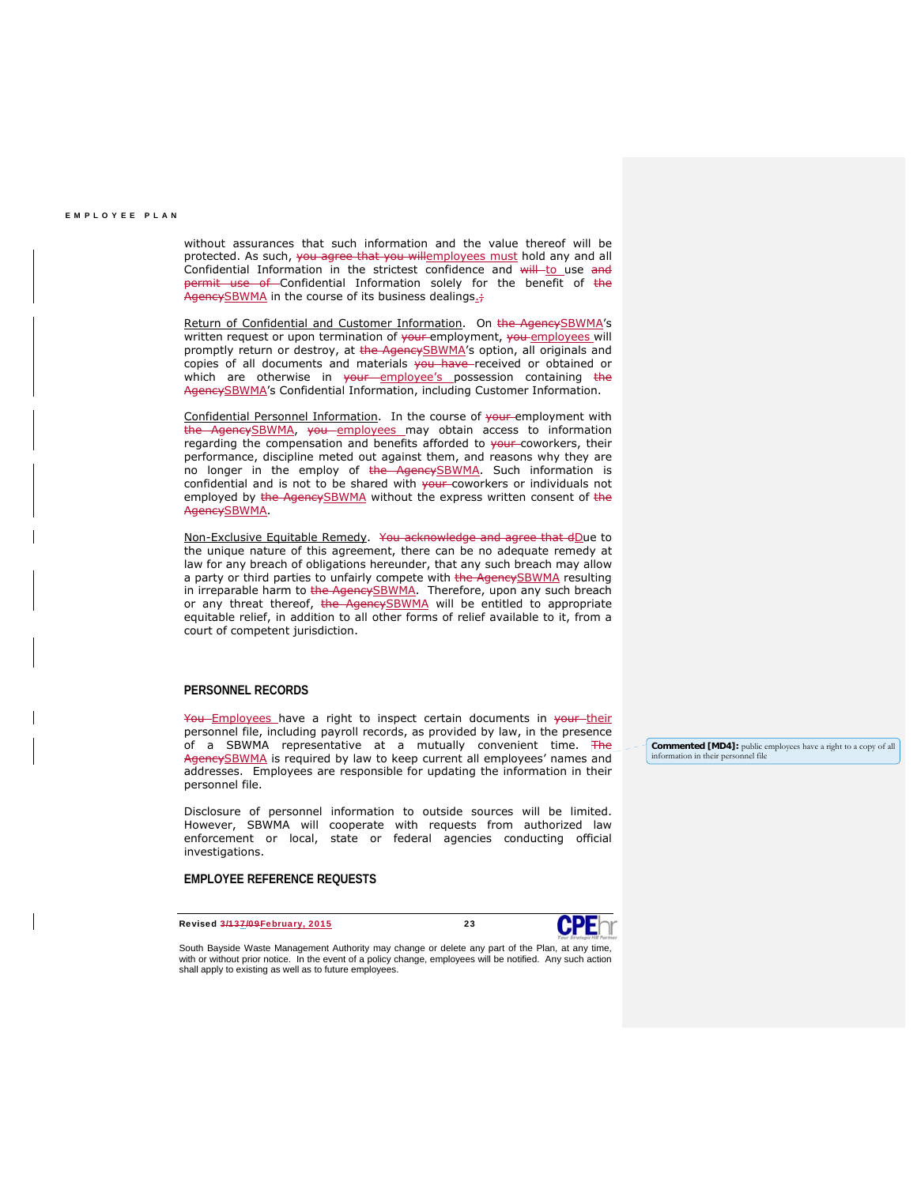without assurances that such information and the value thereof will be protected. As such, ~~you agree that you will~~employees must hold any and all Confidential Information in the strictest confidence and ~~will~~ to use ~~and permit use of~~ Confidential Information solely for the benefit of ~~the Agency~~SBWMA in the course of its business dealings.~~;~~

Return of Confidential and Customer Information. On ~~the Agency~~SBWMA's written request or upon termination of ~~your~~ employment, ~~you~~ employees will promptly return or destroy, at ~~the Agency~~SBWMA's option, all originals and copies of all documents and materials ~~you have~~ received or obtained or which are otherwise in ~~your~~ employee's possession containing ~~the Agency~~SBWMA's Confidential Information, including Customer Information.

Confidential Personnel Information. In the course of ~~your~~ employment with ~~the Agency~~SBWMA, ~~you~~ employees may obtain access to information regarding the compensation and benefits afforded to ~~your~~ coworkers, their performance, discipline meted out against them, and reasons why they are no longer in the employ of ~~the Agency~~SBWMA. Such information is confidential and is not to be shared with ~~your~~ coworkers or individuals not employed by ~~the Agency~~SBWMA without the express written consent of ~~the Agency~~SBWMA.

Non-Exclusive Equitable Remedy. ~~You acknowledge and agree that d~~Due to the unique nature of this agreement, there can be no adequate remedy at law for any breach of obligations hereunder, that any such breach may allow a party or third parties to unfairly compete with ~~the Agency~~SBWMA resulting in irreparable harm to ~~the Agency~~SBWMA. Therefore, upon any such breach or any threat thereof, ~~the Agency~~SBWMA will be entitled to appropriate equitable relief, in addition to all other forms of relief available to it, from a court of competent jurisdiction.

## PERSONNEL RECORDS

~~You~~ Employees have a right to inspect certain documents in ~~your~~ their personnel file, including payroll records, as provided by law, in the presence of a SBWMA representative at a mutually convenient time. ~~The Agency~~SBWMA is required by law to keep current all employees' names and addresses. Employees are responsible for updating the information in their personnel file.

Commented [MD4]: public employees have a right to a copy of all information in their personnel file

Disclosure of personnel information to outside sources will be limited. However, SBWMA will cooperate with requests from authorized law enforcement or local, state or federal agencies conducting official investigations.

## EMPLOYEE REFERENCE REQUESTS

Revised ~~3/137/09~~February, 2015

South Bayside Waste Management Authority may change or delete any part of the Plan, at any time, with or without prior notice. In the event of a policy change, employees will be notified. Any such action shall apply to existing as well as to future employees.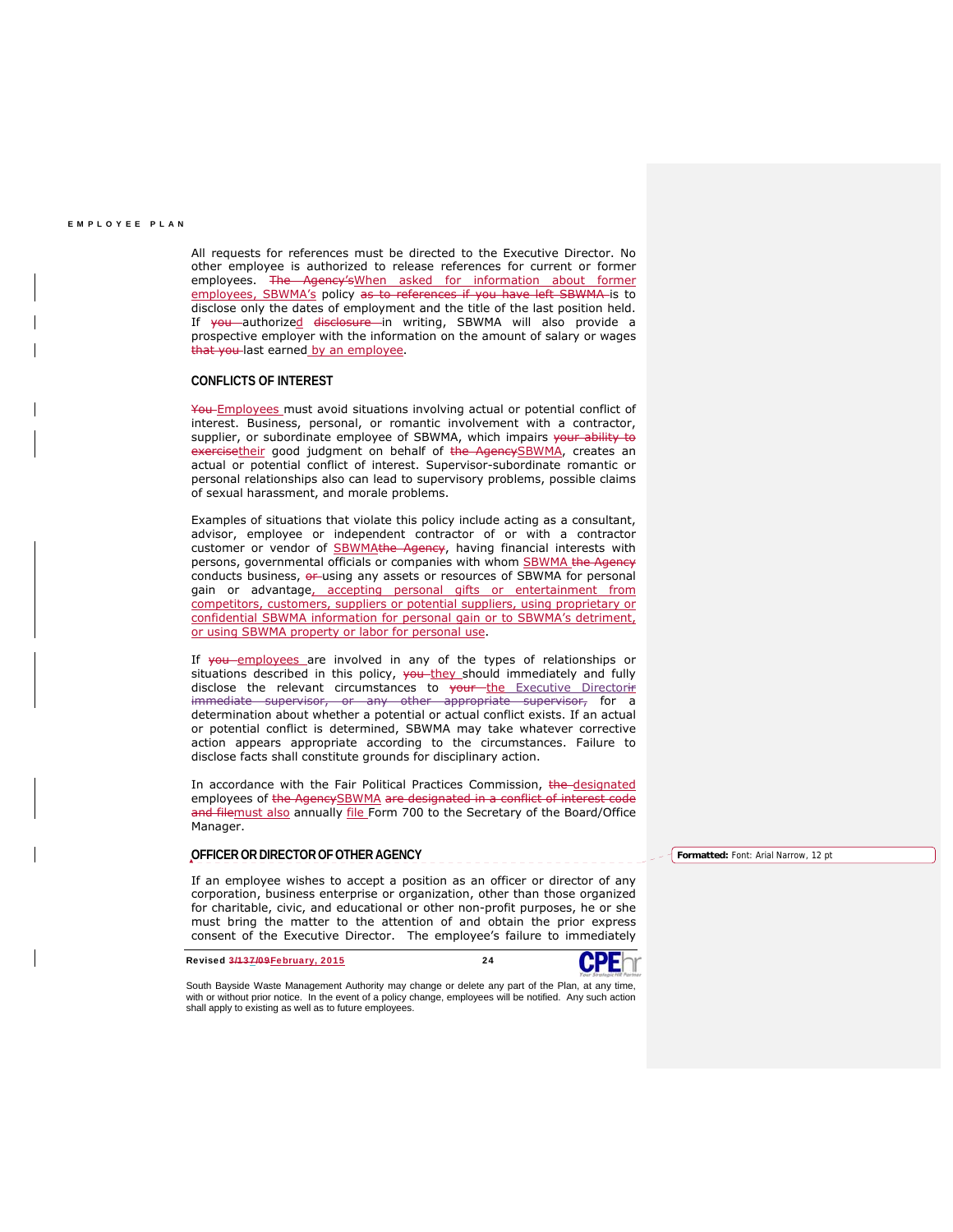All requests for references must be directed to the Executive Director. No other employee is authorized to release references for current or former employees. ~~The Agency's~~When asked for information about former employees, SBWMA's policy ~~as to references if you have left SBWMA~~ is to disclose only the dates of employment and the title of the last position held. If ~~you~~ authorized ~~disclosure~~ in writing, SBWMA will also provide a prospective employer with the information on the amount of salary or wages ~~that you~~ last earned by an employee.

### CONFLICTS OF INTEREST

~~You~~ Employees must avoid situations involving actual or potential conflict of interest. Business, personal, or romantic involvement with a contractor, supplier, or subordinate employee of SBWMA, which impairs ~~your ability to exercise~~their good judgment on behalf of ~~the Agency~~SBWMA, creates an actual or potential conflict of interest. Supervisor-subordinate romantic or personal relationships also can lead to supervisory problems, possible claims of sexual harassment, and morale problems.

Examples of situations that violate this policy include acting as a consultant, advisor, employee or independent contractor of or with a contractor customer or vendor of SBWMA~~the Agency~~, having financial interests with persons, governmental officials or companies with whom SBWMA ~~the Agency~~ conducts business, ~~or~~ using any assets or resources of SBWMA for personal gain or advantage, accepting personal gifts or entertainment from competitors, customers, suppliers or potential suppliers, using proprietary or confidential SBWMA information for personal gain or to SBWMA's detriment, or using SBWMA property or labor for personal use.

If ~~you~~ employees are involved in any of the types of relationships or situations described in this policy, ~~you~~ they should immediately and fully disclose the relevant circumstances to ~~your~~ the Executive Director~~ir immediate supervisor, or any other appropriate supervisor,~~ for a determination about whether a potential or actual conflict exists. If an actual or potential conflict is determined, SBWMA may take whatever corrective action appears appropriate according to the circumstances. Failure to disclose facts shall constitute grounds for disciplinary action.

In accordance with the Fair Political Practices Commission, ~~the~~ designated employees of ~~the Agency~~SBWMA ~~are designated in a conflict of interest code and file~~must also annually file Form 700 to the Secretary of the Board/Office Manager.

### OFFICER OR DIRECTOR OF OTHER AGENCY

If an employee wishes to accept a position as an officer or director of any corporation, business enterprise or organization, other than those organized for charitable, civic, and educational or other non-profit purposes, he or she must bring the matter to the attention of and obtain the prior express consent of the Executive Director. The employee's failure to immediately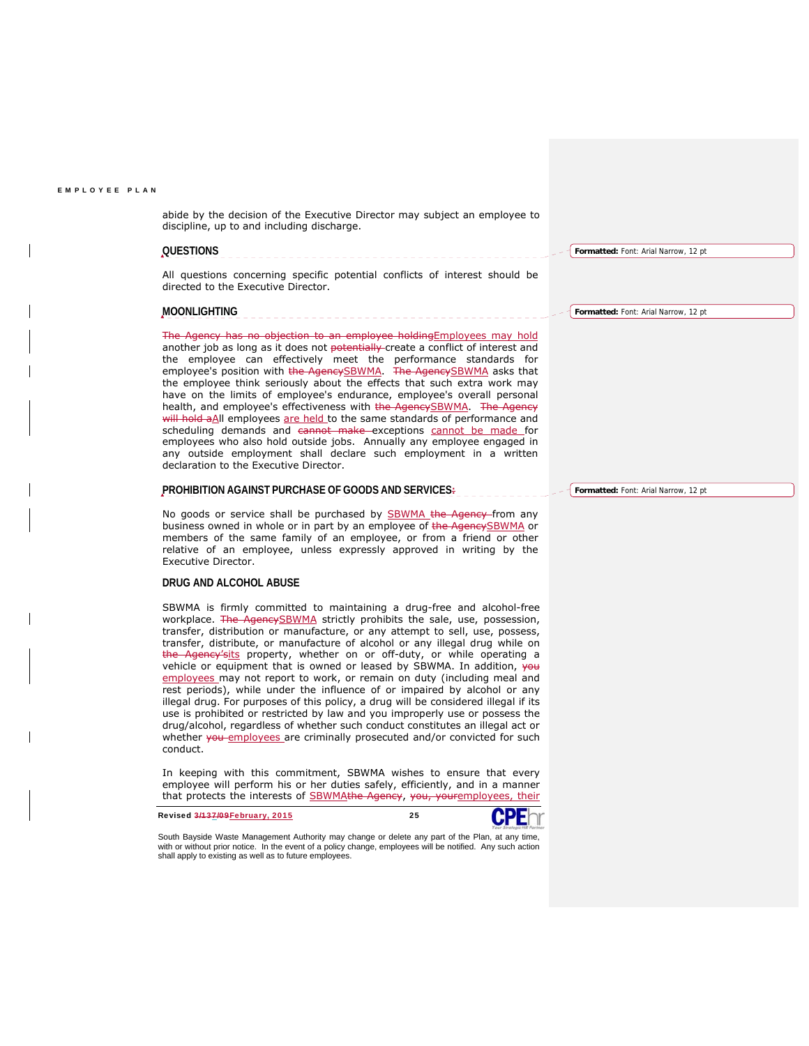abide by the decision of the Executive Director may subject an employee to discipline, up to and including discharge.

### QUESTIONS

All questions concerning specific potential conflicts of interest should be directed to the Executive Director.

### MOONLIGHTING

~~The Agency has no objection to an employee holding~~Employees may hold another job as long as it does not ~~potentially~~ create a conflict of interest and the employee can effectively meet the performance standards for employee's position with ~~the Agency~~SBWMA. ~~The Agency~~SBWMA asks that the employee think seriously about the effects that such extra work may have on the limits of employee's endurance, employee's overall personal health, and employee's effectiveness with ~~the Agency~~SBWMA. ~~The Agency will hold a~~All employees are held to the same standards of performance and scheduling demands and ~~cannot make~~ exceptions cannot be made for employees who also hold outside jobs. Annually any employee engaged in any outside employment shall declare such employment in a written declaration to the Executive Director.

### PROHIBITION AGAINST PURCHASE OF GOODS AND SERVICES~~:~~

No goods or service shall be purchased by SBWMA ~~the Agency~~ from any business owned in whole or in part by an employee of ~~the Agency~~SBWMA or members of the same family of an employee, or from a friend or other relative of an employee, unless expressly approved in writing by the Executive Director.

### DRUG AND ALCOHOL ABUSE

SBWMA is firmly committed to maintaining a drug-free and alcohol-free workplace. ~~The Agency~~SBWMA strictly prohibits the sale, use, possession, transfer, distribution or manufacture, or any attempt to sell, use, possess, transfer, distribute, or manufacture of alcohol or any illegal drug while on ~~the Agency's~~its property, whether on or off-duty, or while operating a vehicle or equipment that is owned or leased by SBWMA. In addition, ~~you~~ employees may not report to work, or remain on duty (including meal and rest periods), while under the influence of or impaired by alcohol or any illegal drug. For purposes of this policy, a drug will be considered illegal if its use is prohibited or restricted by law and you improperly use or possess the drug/alcohol, regardless of whether such conduct constitutes an illegal act or whether ~~you~~ employees are criminally prosecuted and/or convicted for such conduct.

In keeping with this commitment, SBWMA wishes to ensure that every employee will perform his or her duties safely, efficiently, and in a manner that protects the interests of SBWMA~~the Agency~~, ~~you, your~~employees, their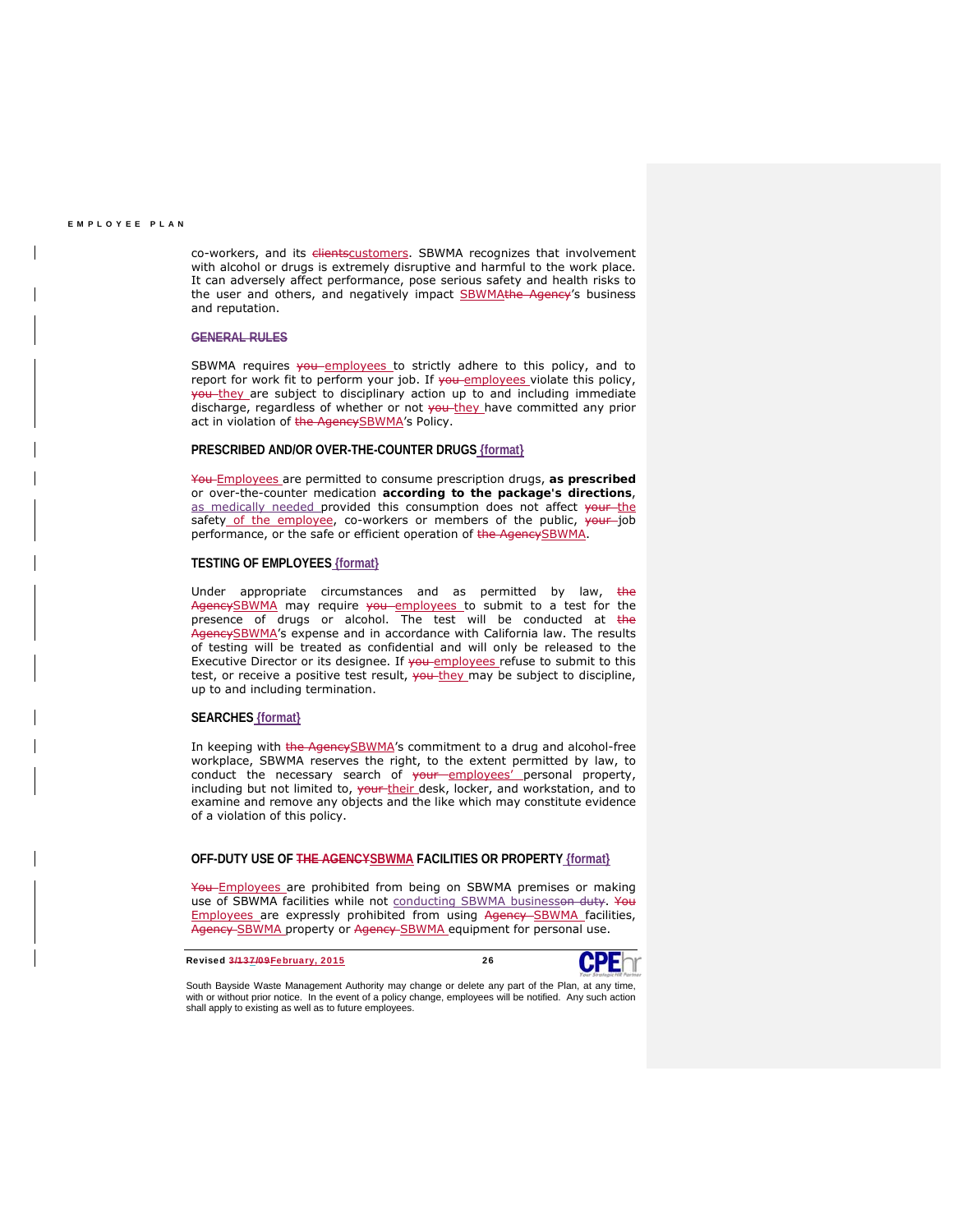co-workers, and its ~~clients~~customers. SBWMA recognizes that involvement with alcohol or drugs is extremely disruptive and harmful to the work place. It can adversely affect performance, pose serious safety and health risks to the user and others, and negatively impact SBWMA~~the Agency~~'s business and reputation.

## ~~GENERAL RULES~~

SBWMA requires ~~you~~ employees to strictly adhere to this policy, and to report for work fit to perform your job. If ~~you~~ employees violate this policy, ~~you~~ they are subject to disciplinary action up to and including immediate discharge, regardless of whether or not ~~you~~ they have committed any prior act in violation of ~~the Agency~~SBWMA's Policy.

## PRESCRIBED AND/OR OVER-THE-COUNTER DRUGS {format}

~~You~~ Employees are permitted to consume prescription drugs, **as prescribed** or over-the-counter medication **according to the package's directions**, as medically needed provided this consumption does not affect ~~your~~ the safety of the employee, co-workers or members of the public, ~~your~~ job performance, or the safe or efficient operation of ~~the Agency~~SBWMA.

## TESTING OF EMPLOYEES {format}

Under appropriate circumstances and as permitted by law, ~~the Agency~~SBWMA may require ~~you~~ employees to submit to a test for the presence of drugs or alcohol. The test will be conducted at ~~the Agency~~SBWMA's expense and in accordance with California law. The results of testing will be treated as confidential and will only be released to the Executive Director or its designee. If ~~you~~ employees refuse to submit to this test, or receive a positive test result, ~~you~~ they may be subject to discipline, up to and including termination.

## SEARCHES {format}

In keeping with ~~the Agency~~SBWMA's commitment to a drug and alcohol-free workplace, SBWMA reserves the right, to the extent permitted by law, to conduct the necessary search of ~~your~~ employees' personal property, including but not limited to, ~~your~~ their desk, locker, and workstation, and to examine and remove any objects and the like which may constitute evidence of a violation of this policy.

## OFF-DUTY USE OF ~~THE AGENCY~~SBWMA FACILITIES OR PROPERTY {format}

~~You~~ Employees are prohibited from being on SBWMA premises or making use of SBWMA facilities while not conducting SBWMA business~~on duty~~. ~~You~~ Employees are expressly prohibited from using ~~Agency~~ SBWMA facilities, ~~Agency~~ SBWMA property or ~~Agency~~ SBWMA equipment for personal use.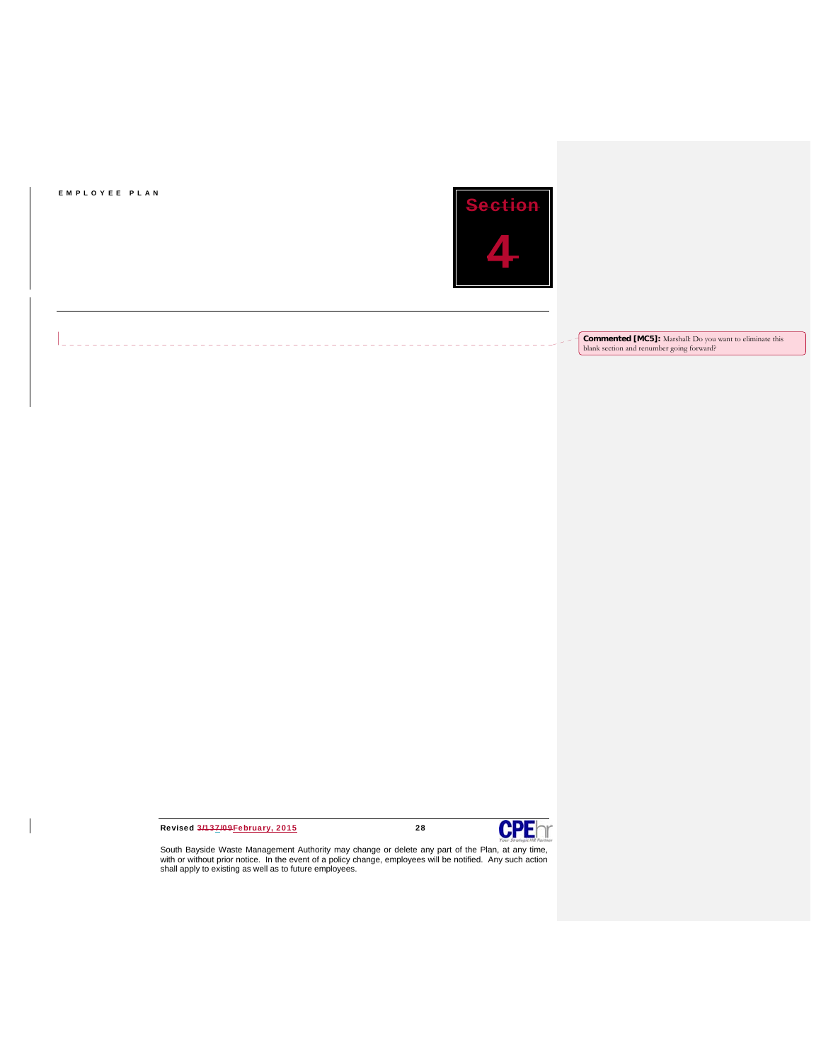# ~~Section~~

# ~~4~~

**Commented [MC5]:** Marshall: Do you want to eliminate this blank section and renumber going forward?

South Bayside Waste Management Authority may change or delete any part of the Plan, at any time, with or without prior notice. In the event of a policy change, employees will be notified. Any such action shall apply to existing as well as to future employees.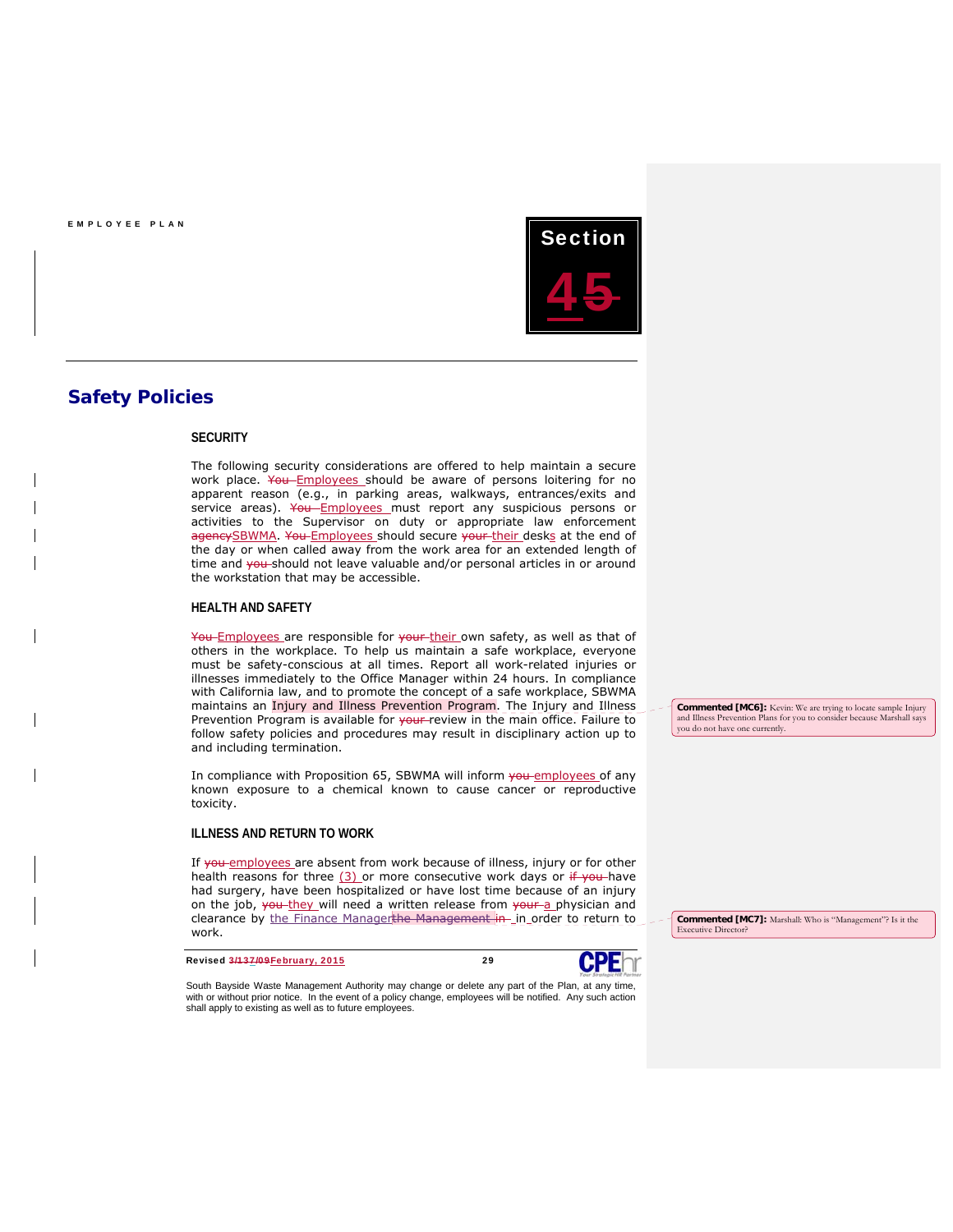# Section 45

## Safety Policies

### SECURITY

The following security considerations are offered to help maintain a secure work place. ~~You~~ Employees should be aware of persons loitering for no apparent reason (e.g., in parking areas, walkways, entrances/exits and service areas). ~~You~~ Employees must report any suspicious persons or activities to the Supervisor on duty or appropriate law enforcement ~~agency~~SBWMA. ~~You~~ Employees should secure ~~your~~ their desks at the end of the day or when called away from the work area for an extended length of time and ~~you~~ should not leave valuable and/or personal articles in or around the workstation that may be accessible.

### HEALTH AND SAFETY

~~You~~ Employees are responsible for ~~your~~ their own safety, as well as that of others in the workplace. To help us maintain a safe workplace, everyone must be safety-conscious at all times. Report all work-related injuries or illnesses immediately to the Office Manager within 24 hours. In compliance with California law, and to promote the concept of a safe workplace, SBWMA maintains an Injury and Illness Prevention Program. The Injury and Illness Prevention Program is available for ~~your~~ review in the main office. Failure to follow safety policies and procedures may result in disciplinary action up to and including termination.

**Commented [MC6]:** Kevin: We are trying to locate sample Injury and Illness Prevention Plans for you to consider because Marshall says you do not have one currently.

In compliance with Proposition 65, SBWMA will inform ~~you~~ employees of any known exposure to a chemical known to cause cancer or reproductive toxicity.

### ILLNESS AND RETURN TO WORK

If ~~you~~ employees are absent from work because of illness, injury or for other health reasons for three (3) or more consecutive work days or ~~if you~~ have had surgery, have been hospitalized or have lost time because of an injury on the job, ~~you~~ they will need a written release from ~~your~~ a physician and clearance by the Finance Manager~~the Management in~~ in order to return to work.

**Commented [MC7]:** Marshall: Who is "Management"? Is it the Executive Director?

Revised ~~3/137/09~~February, 2015

South Bayside Waste Management Authority may change or delete any part of the Plan, at any time, with or without prior notice. In the event of a policy change, employees will be notified. Any such action shall apply to existing as well as to future employees.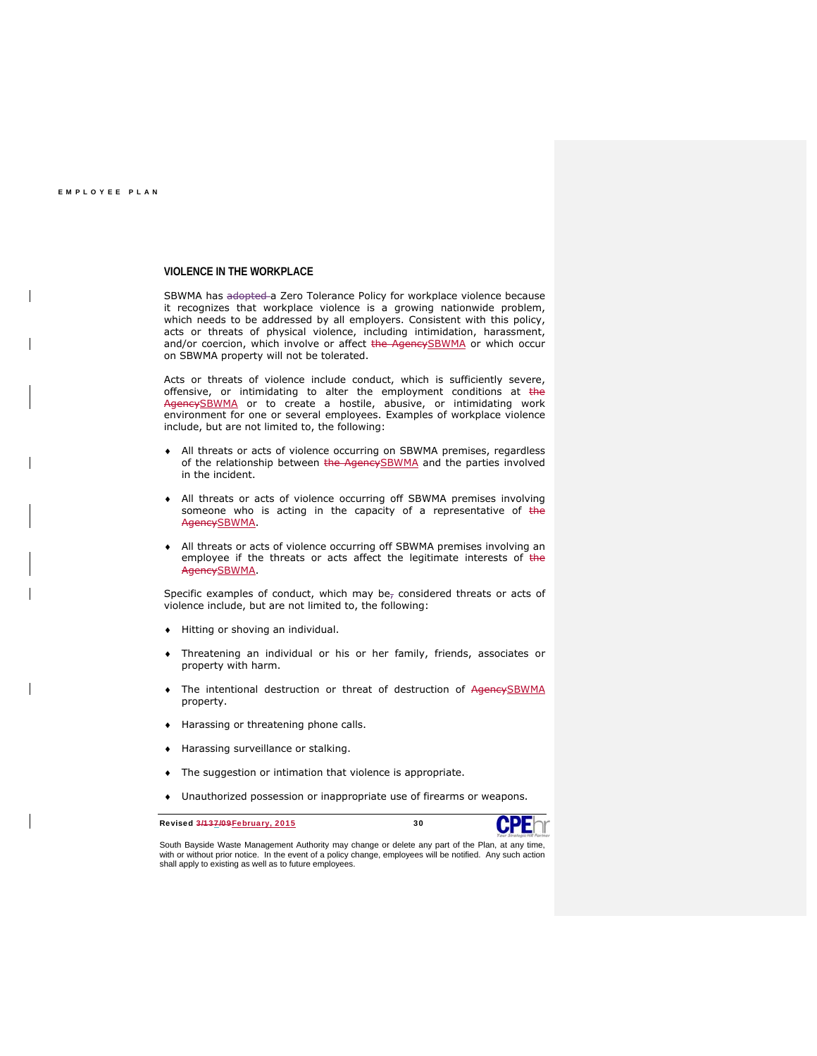## VIOLENCE IN THE WORKPLACE

SBWMA has ~~adopted~~ a Zero Tolerance Policy for workplace violence because it recognizes that workplace violence is a growing nationwide problem, which needs to be addressed by all employers. Consistent with this policy, acts or threats of physical violence, including intimidation, harassment, and/or coercion, which involve or affect ~~the Agency~~SBWMA or which occur on SBWMA property will not be tolerated.

Acts or threats of violence include conduct, which is sufficiently severe, offensive, or intimidating to alter the employment conditions at ~~the Agency~~SBWMA or to create a hostile, abusive, or intimidating work environment for one or several employees. Examples of workplace violence include, but are not limited to, the following:

- All threats or acts of violence occurring on SBWMA premises, regardless of the relationship between ~~the Agency~~SBWMA and the parties involved in the incident.
- All threats or acts of violence occurring off SBWMA premises involving someone who is acting in the capacity of a representative of ~~the Agency~~SBWMA.
- All threats or acts of violence occurring off SBWMA premises involving an employee if the threats or acts affect the legitimate interests of ~~the Agency~~SBWMA.

Specific examples of conduct, which may be~~,~~ considered threats or acts of violence include, but are not limited to, the following:

- Hitting or shoving an individual.
- Threatening an individual or his or her family, friends, associates or property with harm.
- The intentional destruction or threat of destruction of ~~Agency~~SBWMA property.
- Harassing or threatening phone calls.
- Harassing surveillance or stalking.
- The suggestion or intimation that violence is appropriate.
- Unauthorized possession or inappropriate use of firearms or weapons.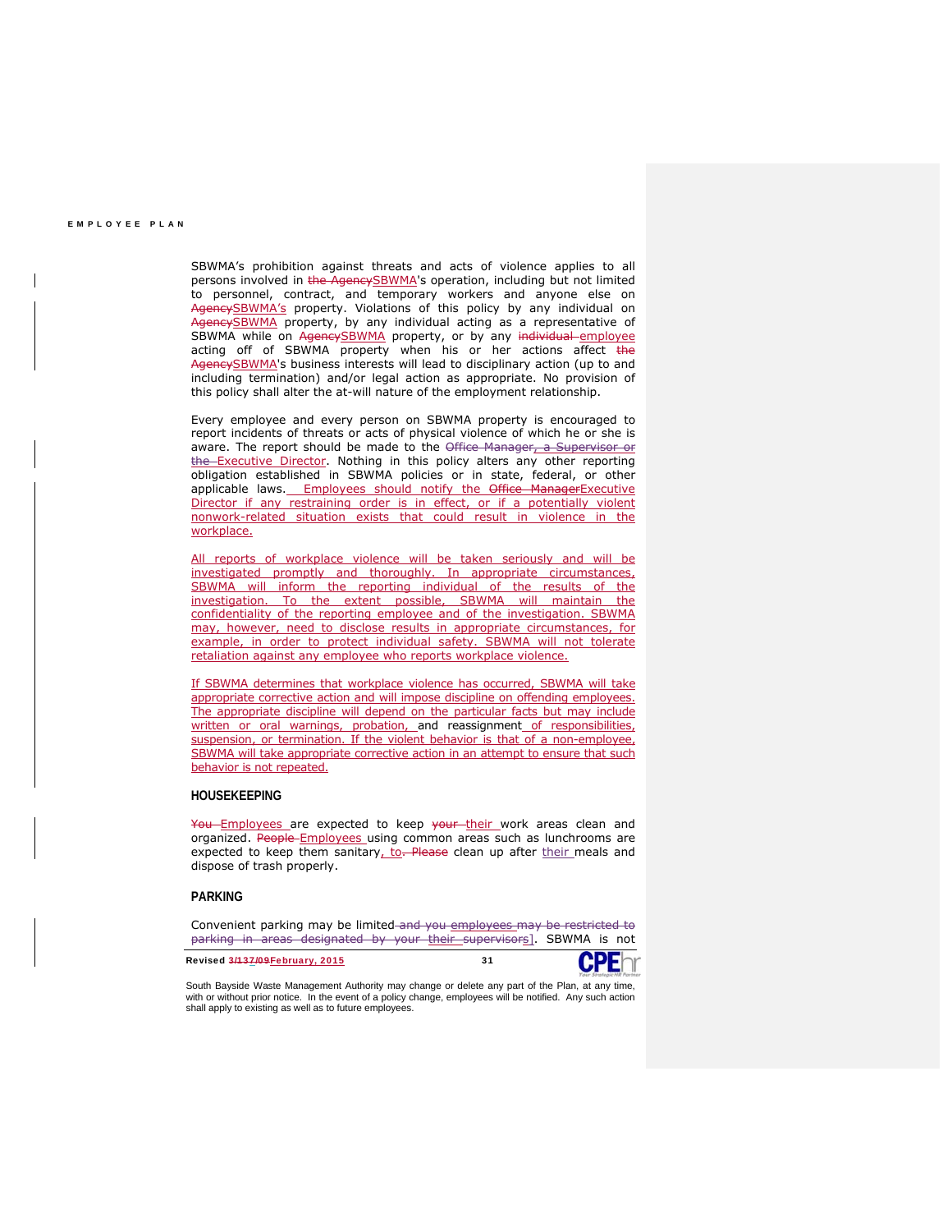SBWMA's prohibition against threats and acts of violence applies to all persons involved in ~~the Agency~~SBWMA's operation, including but not limited to personnel, contract, and temporary workers and anyone else on ~~Agency~~SBWMA's property. Violations of this policy by any individual on ~~Agency~~SBWMA property, by any individual acting as a representative of SBWMA while on ~~Agency~~SBWMA property, or by any ~~individual~~ employee acting off of SBWMA property when his or her actions affect ~~the Agency~~SBWMA's business interests will lead to disciplinary action (up to and including termination) and/or legal action as appropriate. No provision of this policy shall alter the at-will nature of the employment relationship.

Every employee and every person on SBWMA property is encouraged to report incidents of threats or acts of physical violence of which he or she is aware. The report should be made to the ~~Office Manager, a Supervisor or the~~ Executive Director. Nothing in this policy alters any other reporting obligation established in SBWMA policies or in state, federal, or other applicable laws. Employees should notify the ~~Office Manager~~Executive Director if any restraining order is in effect, or if a potentially violent nonwork-related situation exists that could result in violence in the workplace.

All reports of workplace violence will be taken seriously and will be investigated promptly and thoroughly. In appropriate circumstances, SBWMA will inform the reporting individual of the results of the investigation. To the extent possible, SBWMA will maintain the confidentiality of the reporting employee and of the investigation. SBWMA may, however, need to disclose results in appropriate circumstances, for example, in order to protect individual safety. SBWMA will not tolerate retaliation against any employee who reports workplace violence.

If SBWMA determines that workplace violence has occurred, SBWMA will take appropriate corrective action and will impose discipline on offending employees. The appropriate discipline will depend on the particular facts but may include written or oral warnings, probation, and reassignment of responsibilities, suspension, or termination. If the violent behavior is that of a non-employee, SBWMA will take appropriate corrective action in an attempt to ensure that such behavior is not repeated.

### HOUSEKEEPING

~~You~~ Employees are expected to keep ~~your~~ their work areas clean and organized. ~~People~~ Employees using common areas such as lunchrooms are expected to keep them sanitary, to~~. Please~~ clean up after their meals and dispose of trash properly.

### PARKING

Convenient parking may be limited~~ and you employees may be restricted to parking in areas designated by your their supervisors~~]. SBWMA is not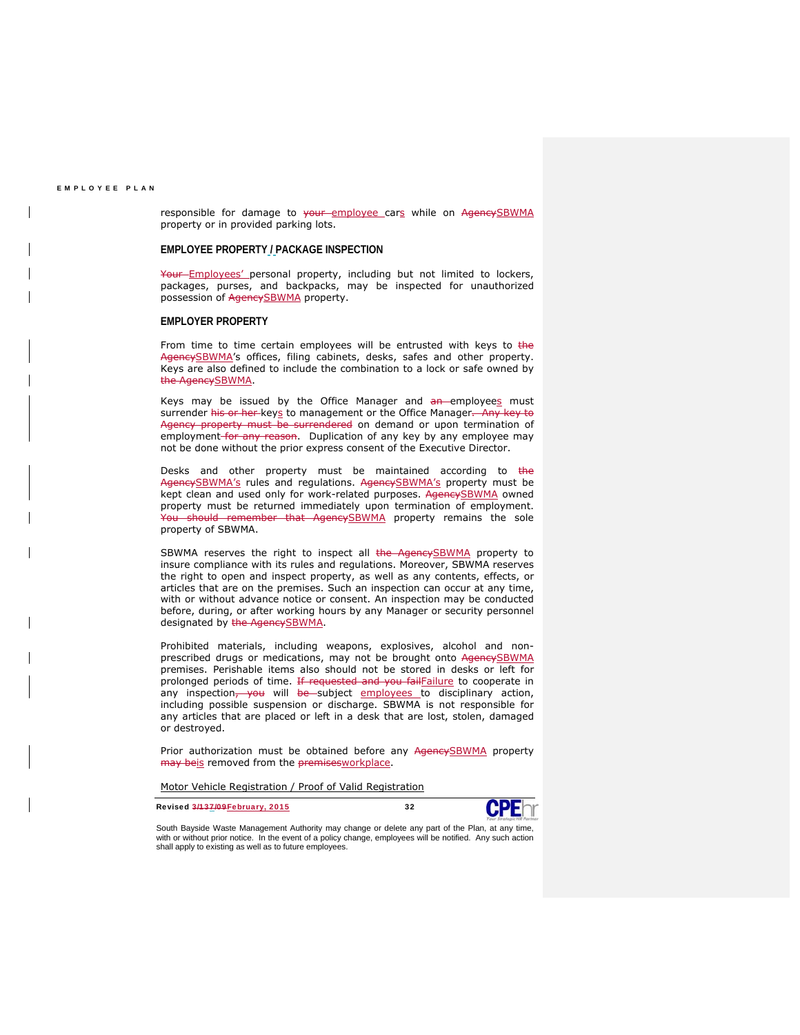responsible for damage to ~~your~~ employee cars while on ~~Agency~~SBWMA property or in provided parking lots.

### EMPLOYEE PROPERTY / PACKAGE INSPECTION

~~Your~~ Employees' personal property, including but not limited to lockers, packages, purses, and backpacks, may be inspected for unauthorized possession of ~~Agency~~SBWMA property.

### EMPLOYER PROPERTY

From time to time certain employees will be entrusted with keys to ~~the Agency~~SBWMA's offices, filing cabinets, desks, safes and other property. Keys are also defined to include the combination to a lock or safe owned by ~~the Agency~~SBWMA.

Keys may be issued by the Office Manager and ~~an~~ employees must surrender ~~his or her~~ keys to management or the Office Manager~~. Any key to Agency property must be surrendered~~ on demand or upon termination of employment ~~for any reason~~. Duplication of any key by any employee may not be done without the prior express consent of the Executive Director.

Desks and other property must be maintained according to ~~the Agency~~SBWMA's rules and regulations. ~~Agency~~SBWMA's property must be kept clean and used only for work-related purposes. ~~Agency~~SBWMA owned property must be returned immediately upon termination of employment. ~~You should remember that Agency~~SBWMA property remains the sole property of SBWMA.

SBWMA reserves the right to inspect all ~~the Agency~~SBWMA property to insure compliance with its rules and regulations. Moreover, SBWMA reserves the right to open and inspect property, as well as any contents, effects, or articles that are on the premises. Such an inspection can occur at any time, with or without advance notice or consent. An inspection may be conducted before, during, or after working hours by any Manager or security personnel designated by ~~the Agency~~SBWMA.

Prohibited materials, including weapons, explosives, alcohol and non-prescribed drugs or medications, may not be brought onto ~~Agency~~SBWMA premises. Perishable items also should not be stored in desks or left for prolonged periods of time. ~~If requested and you fail~~Failure to cooperate in any inspection~~, you~~ will ~~be~~ subject employees to disciplinary action, including possible suspension or discharge. SBWMA is not responsible for any articles that are placed or left in a desk that are lost, stolen, damaged or destroyed.

Prior authorization must be obtained before any ~~Agency~~SBWMA property ~~may be~~is removed from the ~~premises~~workplace.

Motor Vehicle Registration / Proof of Valid Registration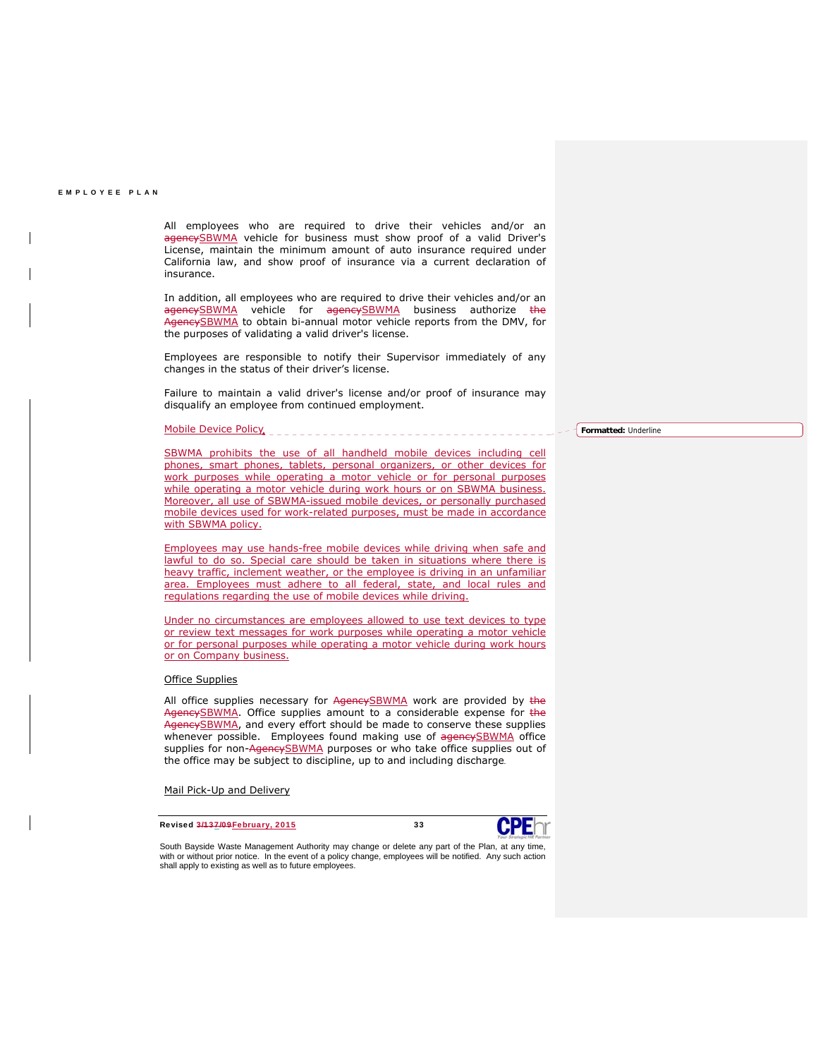All employees who are required to drive their vehicles and/or an agencySBWMA vehicle for business must show proof of a valid Driver's License, maintain the minimum amount of auto insurance required under California law, and show proof of insurance via a current declaration of insurance.

In addition, all employees who are required to drive their vehicles and/or an agencySBWMA vehicle for agencySBWMA business authorize the AgencySBWMA to obtain bi-annual motor vehicle reports from the DMV, for the purposes of validating a valid driver's license.

Employees are responsible to notify their Supervisor immediately of any changes in the status of their driver's license.

Failure to maintain a valid driver's license and/or proof of insurance may disqualify an employee from continued employment.

Mobile Device Policy

SBWMA prohibits the use of all handheld mobile devices including cell phones, smart phones, tablets, personal organizers, or other devices for work purposes while operating a motor vehicle or for personal purposes while operating a motor vehicle during work hours or on SBWMA business. Moreover, all use of SBWMA-issued mobile devices, or personally purchased mobile devices used for work-related purposes, must be made in accordance with SBWMA policy.

Employees may use hands-free mobile devices while driving when safe and lawful to do so. Special care should be taken in situations where there is heavy traffic, inclement weather, or the employee is driving in an unfamiliar area. Employees must adhere to all federal, state, and local rules and regulations regarding the use of mobile devices while driving.

Under no circumstances are employees allowed to use text devices to type or review text messages for work purposes while operating a motor vehicle or for personal purposes while operating a motor vehicle during work hours or on Company business.

Office Supplies

All office supplies necessary for AgencySBWMA work are provided by the AgencySBWMA. Office supplies amount to a considerable expense for the AgencySBWMA, and every effort should be made to conserve these supplies whenever possible. Employees found making use of agencySBWMA office supplies for non-AgencySBWMA purposes or who take office supplies out of the office may be subject to discipline, up to and including discharge.

Mail Pick-Up and Delivery

Revised 3/137/09February, 2015

South Bayside Waste Management Authority may change or delete any part of the Plan, at any time, with or without prior notice. In the event of a policy change, employees will be notified. Any such action shall apply to existing as well as to future employees.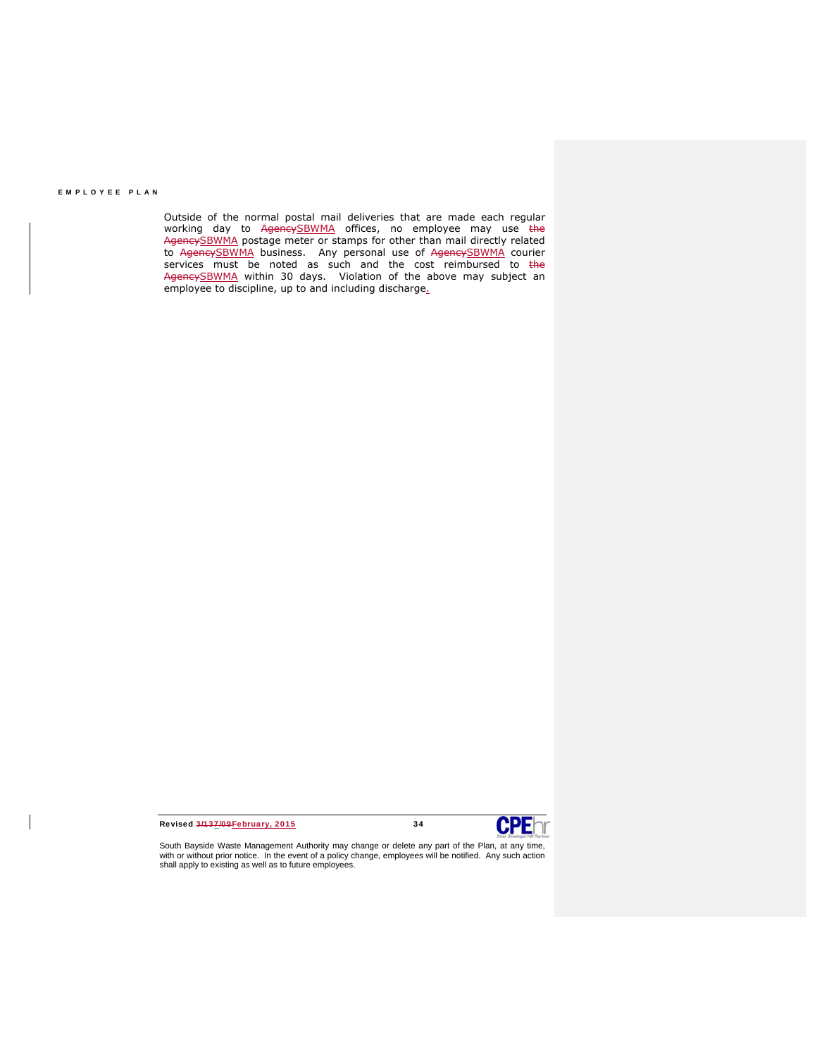Outside of the normal postal mail deliveries that are made each regular working day to ~~Agency~~SBWMA offices, no employee may use ~~the Agency~~SBWMA postage meter or stamps for other than mail directly related to ~~Agency~~SBWMA business. Any personal use of ~~Agency~~SBWMA courier services must be noted as such and the cost reimbursed to ~~the Agency~~SBWMA within 30 days. Violation of the above may subject an employee to discipline, up to and including discharge.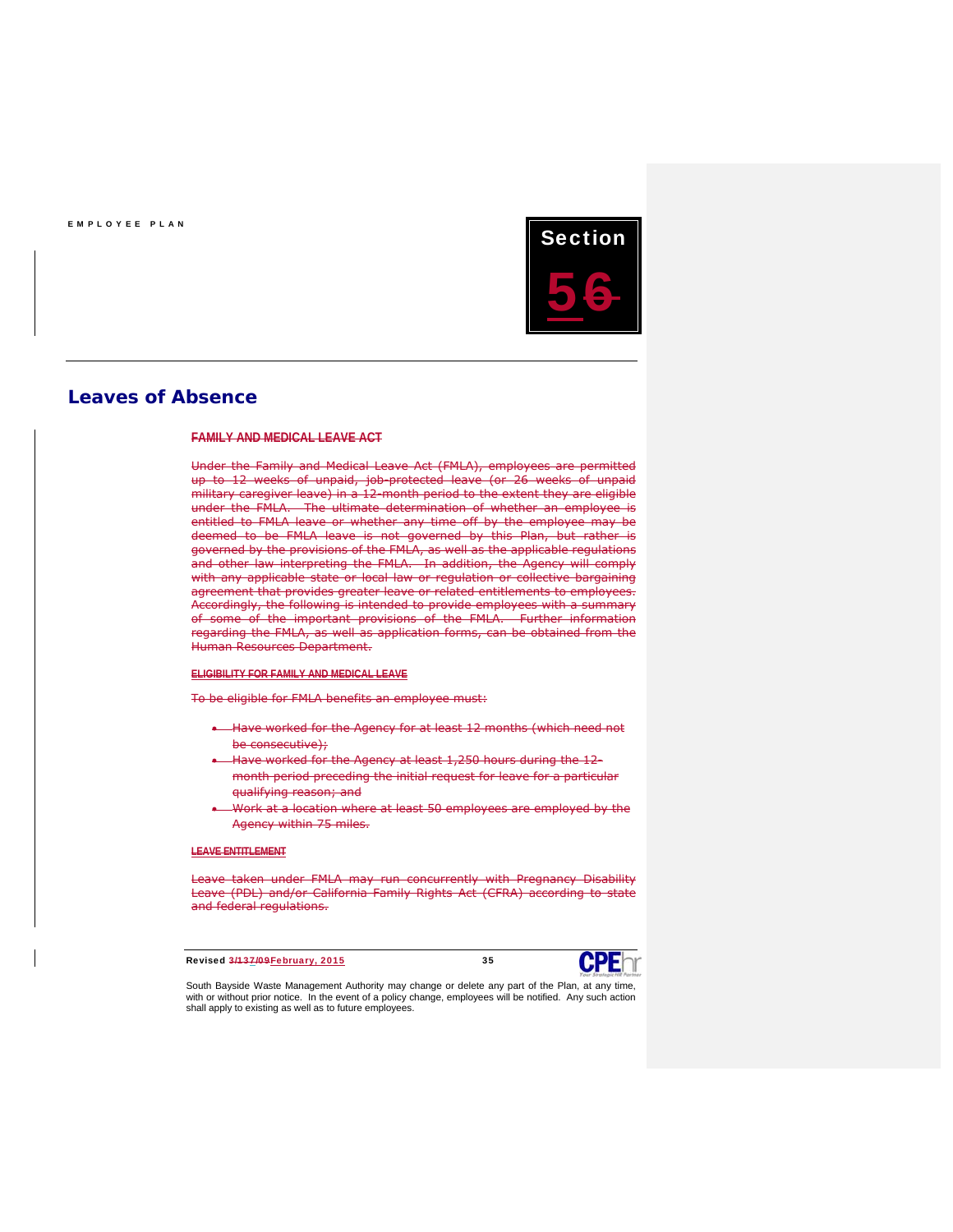Section

56

# Leaves of Absence

## FAMILY AND MEDICAL LEAVE ACT

Under the Family and Medical Leave Act (FMLA), employees are permitted up to 12 weeks of unpaid, job-protected leave (or 26 weeks of unpaid military caregiver leave) in a 12-month period to the extent they are eligible under the FMLA. The ultimate determination of whether an employee is entitled to FMLA leave or whether any time off by the employee may be deemed to be FMLA leave is not governed by this Plan, but rather is governed by the provisions of the FMLA, as well as the applicable regulations and other law interpreting the FMLA. In addition, the Agency will comply with any applicable state or local law or regulation or collective bargaining agreement that provides greater leave or related entitlements to employees. Accordingly, the following is intended to provide employees with a summary of some of the important provisions of the FMLA. Further information regarding the FMLA, as well as application forms, can be obtained from the Human Resources Department.

### ELIGIBILITY FOR FAMILY AND MEDICAL LEAVE

To be eligible for FMLA benefits an employee must:

- Have worked for the Agency for at least 12 months (which need not be consecutive);
- Have worked for the Agency at least 1,250 hours during the 12-month period preceding the initial request for leave for a particular qualifying reason; and
- Work at a location where at least 50 employees are employed by the Agency within 75 miles.

### LEAVE ENTITLEMENT

Leave taken under FMLA may run concurrently with Pregnancy Disability Leave (PDL) and/or California Family Rights Act (CFRA) according to state and federal regulations.

Revised 3/137/09February, 2015

South Bayside Waste Management Authority may change or delete any part of the Plan, at any time, with or without prior notice. In the event of a policy change, employees will be notified. Any such action shall apply to existing as well as to future employees.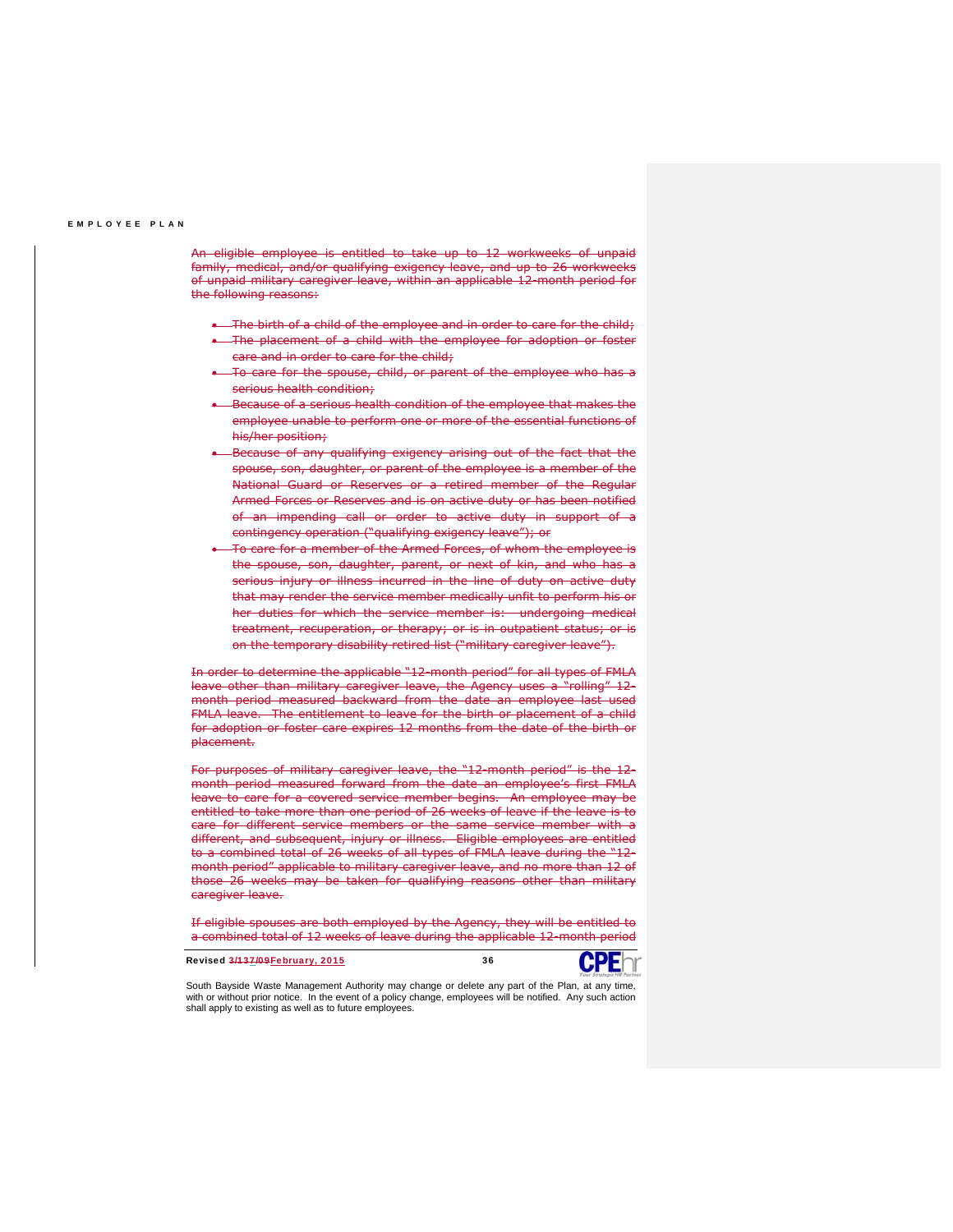An eligible employee is entitled to take up to 12 workweeks of unpaid family, medical, and/or qualifying exigency leave, and up to 26 workweeks of unpaid military caregiver leave, within an applicable 12-month period for the following reasons:

- The birth of a child of the employee and in order to care for the child;
- The placement of a child with the employee for adoption or foster care and in order to care for the child;
- To care for the spouse, child, or parent of the employee who has a serious health condition;
- Because of a serious health condition of the employee that makes the employee unable to perform one or more of the essential functions of his/her position;
- Because of any qualifying exigency arising out of the fact that the spouse, son, daughter, or parent of the employee is a member of the National Guard or Reserves or a retired member of the Regular Armed Forces or Reserves and is on active duty or has been notified of an impending call or order to active duty in support of a contingency operation ("qualifying exigency leave"); or
- To care for a member of the Armed Forces, of whom the employee is the spouse, son, daughter, parent, or next of kin, and who has a serious injury or illness incurred in the line of duty on active duty that may render the service member medically unfit to perform his or her duties for which the service member is: undergoing medical treatment, recuperation, or therapy; or is in outpatient status; or is on the temporary disability retired list ("military caregiver leave").

In order to determine the applicable "12-month period" for all types of FMLA leave other than military caregiver leave, the Agency uses a "rolling" 12-month period measured backward from the date an employee last used FMLA leave. The entitlement to leave for the birth or placement of a child for adoption or foster care expires 12 months from the date of the birth or placement.

For purposes of military caregiver leave, the "12-month period" is the 12-month period measured forward from the date an employee's first FMLA leave to care for a covered service member begins. An employee may be entitled to take more than one period of 26 weeks of leave if the leave is to care for different service members or the same service member with a different, and subsequent, injury or illness. Eligible employees are entitled to a combined total of 26 weeks of all types of FMLA leave during the "12-month period" applicable to military caregiver leave, and no more than 12 of those 26 weeks may be taken for qualifying reasons other than military caregiver leave.

If eligible spouses are both employed by the Agency, they will be entitled to a combined total of 12 weeks of leave during the applicable 12-month period

Revised ~~3/137/09~~February, 2015

South Bayside Waste Management Authority may change or delete any part of the Plan, at any time, with or without prior notice. In the event of a policy change, employees will be notified. Any such action shall apply to existing as well as to future employees.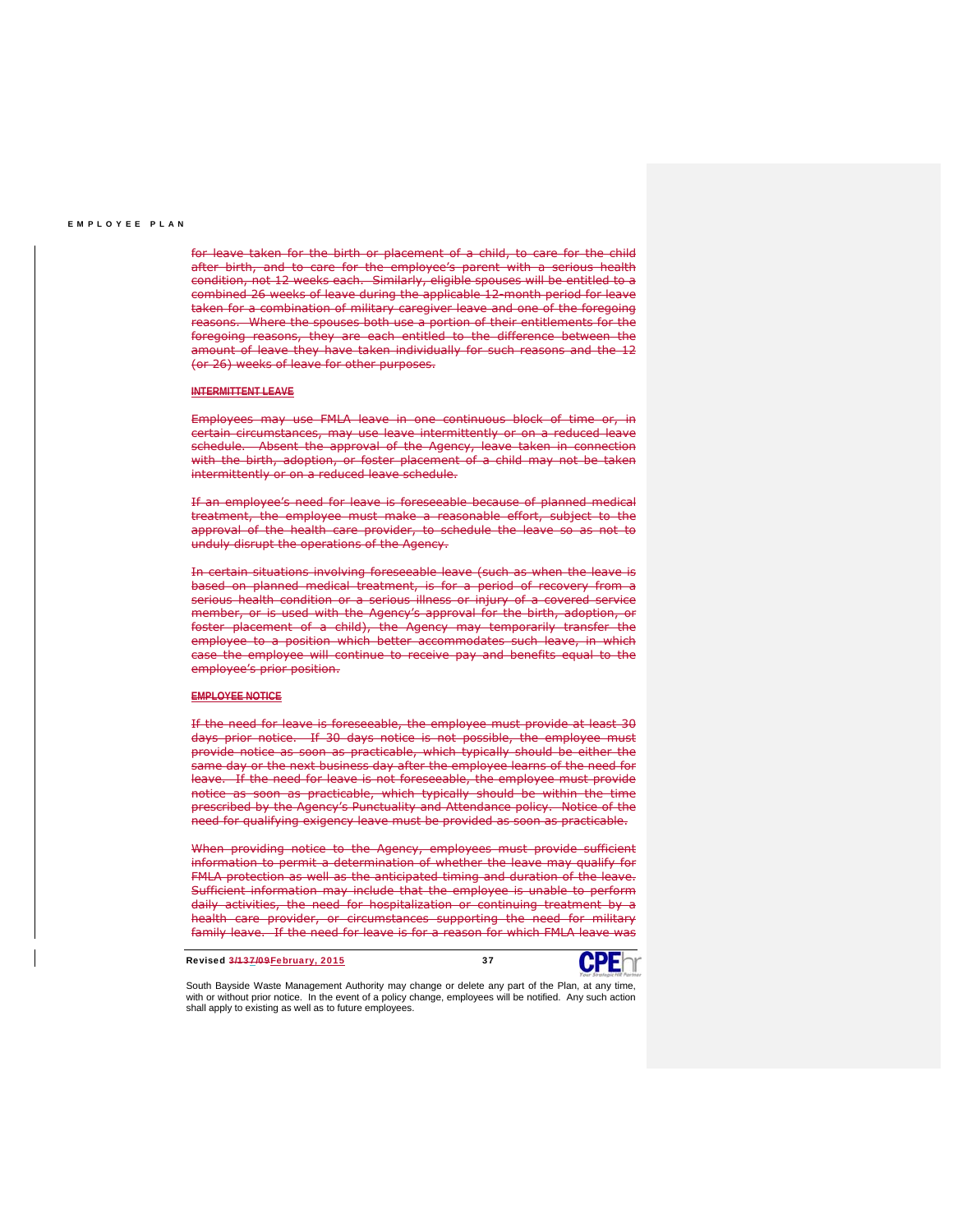for leave taken for the birth or placement of a child, to care for the child after birth, and to care for the employee's parent with a serious health condition, not 12 weeks each. Similarly, eligible spouses will be entitled to a combined 26 weeks of leave during the applicable 12-month period for leave taken for a combination of military caregiver leave and one of the foregoing reasons. Where the spouses both use a portion of their entitlements for the foregoing reasons, they are each entitled to the difference between the amount of leave they have taken individually for such reasons and the 12 (or 26) weeks of leave for other purposes.

**INTERMITTENT LEAVE**

Employees may use FMLA leave in one continuous block of time or, in certain circumstances, may use leave intermittently or on a reduced leave schedule. Absent the approval of the Agency, leave taken in connection with the birth, adoption, or foster placement of a child may not be taken intermittently or on a reduced leave schedule.

If an employee's need for leave is foreseeable because of planned medical treatment, the employee must make a reasonable effort, subject to the approval of the health care provider, to schedule the leave so as not to unduly disrupt the operations of the Agency.

In certain situations involving foreseeable leave (such as when the leave is based on planned medical treatment, is for a period of recovery from a serious health condition or a serious illness or injury of a covered service member, or is used with the Agency's approval for the birth, adoption, or foster placement of a child), the Agency may temporarily transfer the employee to a position which better accommodates such leave, in which case the employee will continue to receive pay and benefits equal to the employee's prior position.

**EMPLOYEE NOTICE**

If the need for leave is foreseeable, the employee must provide at least 30 days prior notice. If 30 days notice is not possible, the employee must provide notice as soon as practicable, which typically should be either the same day or the next business day after the employee learns of the need for leave. If the need for leave is not foreseeable, the employee must provide notice as soon as practicable, which typically should be within the time prescribed by the Agency's Punctuality and Attendance policy. Notice of the need for qualifying exigency leave must be provided as soon as practicable.

When providing notice to the Agency, employees must provide sufficient information to permit a determination of whether the leave may qualify for FMLA protection as well as the anticipated timing and duration of the leave. Sufficient information may include that the employee is unable to perform daily activities, the need for hospitalization or continuing treatment by a health care provider, or circumstances supporting the need for military family leave. If the need for leave is for a reason for which FMLA leave was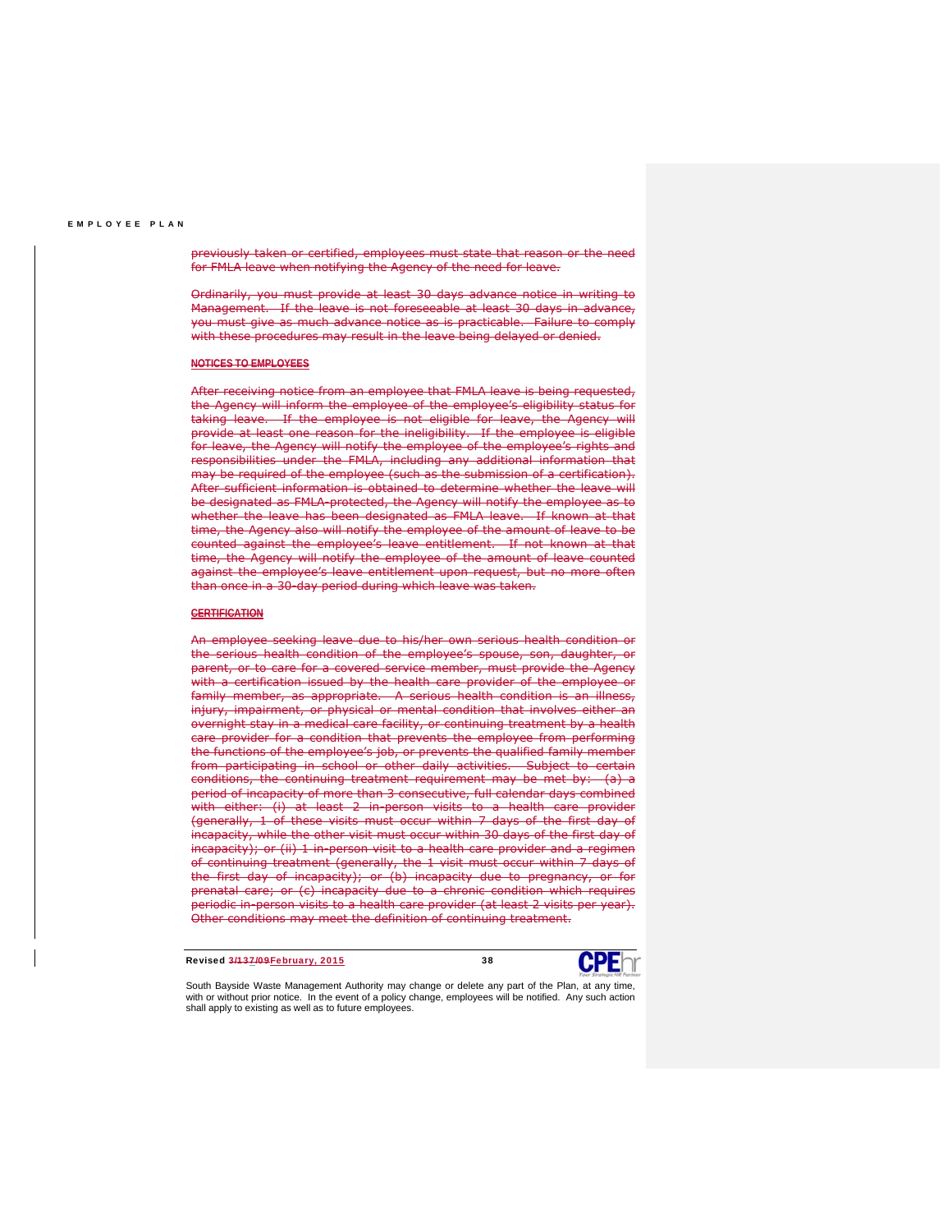previously taken or certified, employees must state that reason or the need for FMLA leave when notifying the Agency of the need for leave.

Ordinarily, you must provide at least 30 days advance notice in writing to Management. If the leave is not foreseeable at least 30 days in advance, you must give as much advance notice as is practicable. Failure to comply with these procedures may result in the leave being delayed or denied.

**NOTICES TO EMPLOYEES**

After receiving notice from an employee that FMLA leave is being requested, the Agency will inform the employee of the employee's eligibility status for taking leave. If the employee is not eligible for leave, the Agency will provide at least one reason for the ineligibility. If the employee is eligible for leave, the Agency will notify the employee of the employee's rights and responsibilities under the FMLA, including any additional information that may be required of the employee (such as the submission of a certification). After sufficient information is obtained to determine whether the leave will be designated as FMLA-protected, the Agency will notify the employee as to whether the leave has been designated as FMLA leave. If known at that time, the Agency also will notify the employee of the amount of leave to be counted against the employee's leave entitlement. If not known at that time, the Agency will notify the employee of the amount of leave counted against the employee's leave entitlement upon request, but no more often than once in a 30-day period during which leave was taken.

**CERTIFICATION**

An employee seeking leave due to his/her own serious health condition or the serious health condition of the employee's spouse, son, daughter, or parent, or to care for a covered service member, must provide the Agency with a certification issued by the health care provider of the employee or family member, as appropriate. A serious health condition is an illness, injury, impairment, or physical or mental condition that involves either an overnight stay in a medical care facility, or continuing treatment by a health care provider for a condition that prevents the employee from performing the functions of the employee's job, or prevents the qualified family member from participating in school or other daily activities. Subject to certain conditions, the continuing treatment requirement may be met by: (a) a period of incapacity of more than 3 consecutive, full calendar days combined with either: (i) at least 2 in-person visits to a health care provider (generally, 1 of these visits must occur within 7 days of the first day of incapacity, while the other visit must occur within 30 days of the first day of incapacity); or (ii) 1 in-person visit to a health care provider and a regimen of continuing treatment (generally, the 1 visit must occur within 7 days of the first day of incapacity); or (b) incapacity due to pregnancy, or for prenatal care; or (c) incapacity due to a chronic condition which requires periodic in-person visits to a health care provider (at least 2 visits per year). Other conditions may meet the definition of continuing treatment.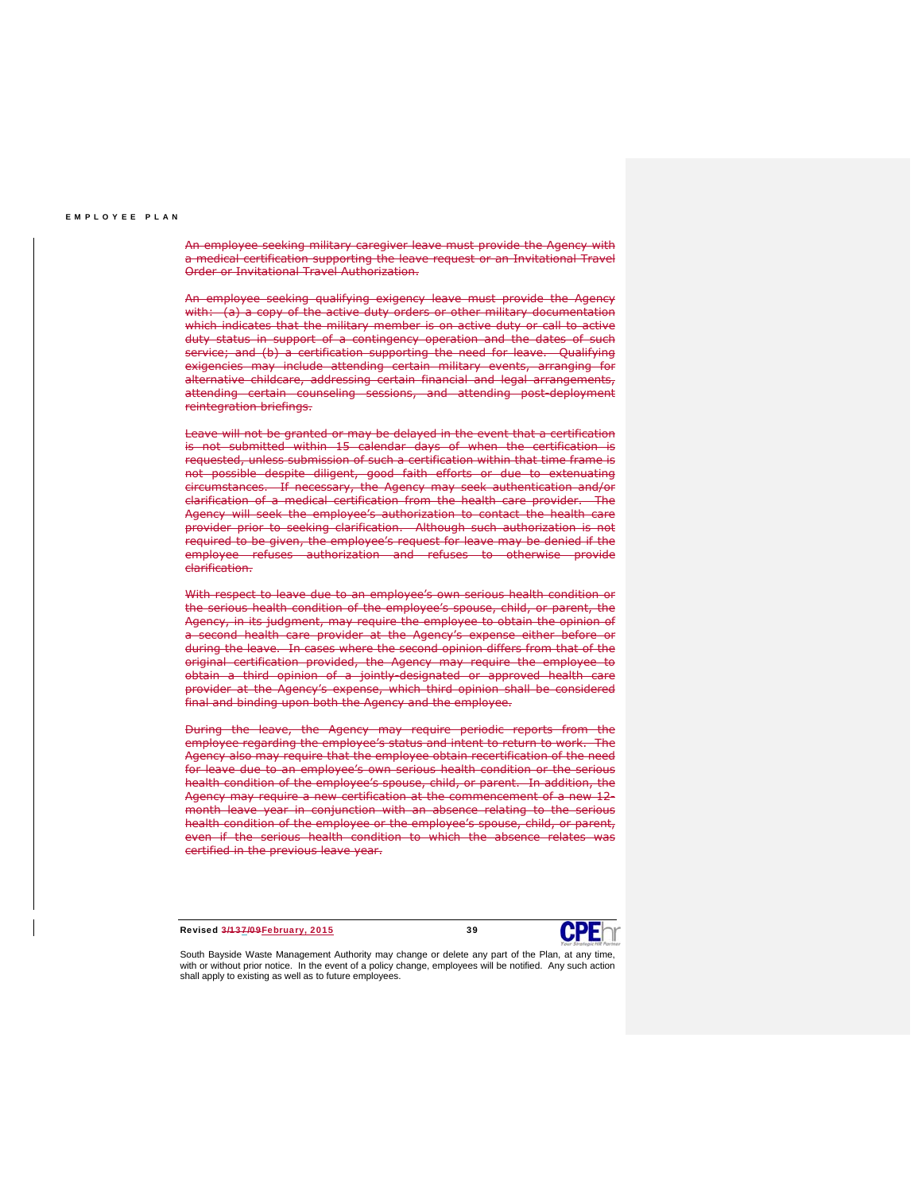An employee seeking military caregiver leave must provide the Agency with a medical certification supporting the leave request or an Invitational Travel Order or Invitational Travel Authorization.

An employee seeking qualifying exigency leave must provide the Agency with: (a) a copy of the active duty orders or other military documentation which indicates that the military member is on active duty or call to active duty status in support of a contingency operation and the dates of such service; and (b) a certification supporting the need for leave. Qualifying exigencies may include attending certain military events, arranging for alternative childcare, addressing certain financial and legal arrangements, attending certain counseling sessions, and attending post-deployment reintegration briefings.

Leave will not be granted or may be delayed in the event that a certification is not submitted within 15 calendar days of when the certification is requested, unless submission of such a certification within that time frame is not possible despite diligent, good faith efforts or due to extenuating circumstances. If necessary, the Agency may seek authentication and/or clarification of a medical certification from the health care provider. The Agency will seek the employee's authorization to contact the health care provider prior to seeking clarification. Although such authorization is not required to be given, the employee's request for leave may be denied if the employee refuses authorization and refuses to otherwise provide clarification.

With respect to leave due to an employee's own serious health condition or the serious health condition of the employee's spouse, child, or parent, the Agency, in its judgment, may require the employee to obtain the opinion of a second health care provider at the Agency's expense either before or during the leave. In cases where the second opinion differs from that of the original certification provided, the Agency may require the employee to obtain a third opinion of a jointly-designated or approved health care provider at the Agency's expense, which third opinion shall be considered final and binding upon both the Agency and the employee.

During the leave, the Agency may require periodic reports from the employee regarding the employee's status and intent to return to work. The Agency also may require that the employee obtain recertification of the need for leave due to an employee's own serious health condition or the serious health condition of the employee's spouse, child, or parent. In addition, the Agency may require a new certification at the commencement of a new 12-month leave year in conjunction with an absence relating to the serious health condition of the employee or the employee's spouse, child, or parent, even if the serious health condition to which the absence relates was certified in the previous leave year.

South Bayside Waste Management Authority may change or delete any part of the Plan, at any time, with or without prior notice. In the event of a policy change, employees will be notified. Any such action shall apply to existing as well as to future employees.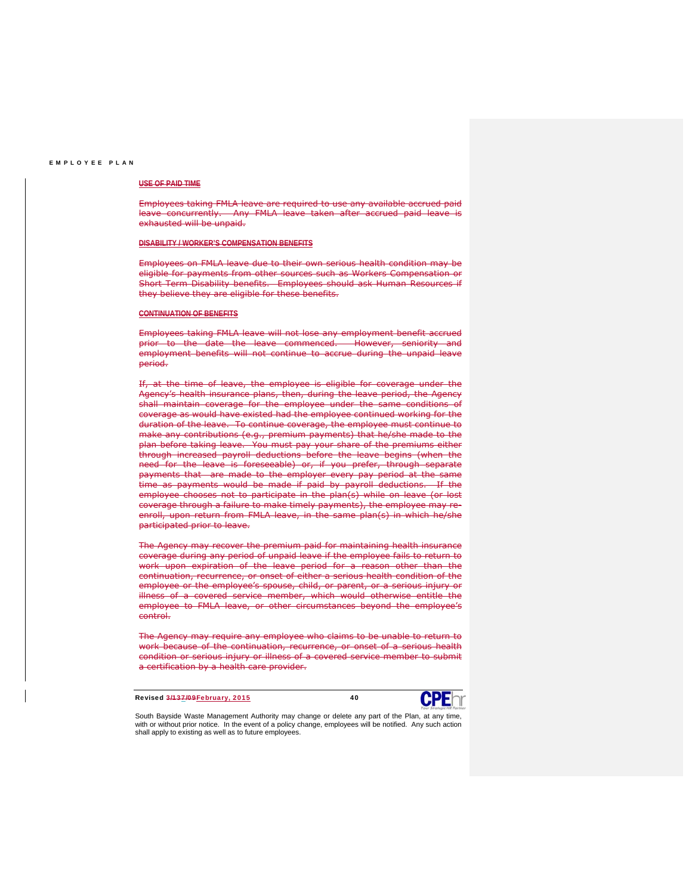USE OF PAID TIME

Employees taking FMLA leave are required to use any available accrued paid leave concurrently. Any FMLA leave taken after accrued paid leave is exhausted will be unpaid.

DISABILITY / WORKER'S COMPENSATION BENEFITS

Employees on FMLA leave due to their own serious health condition may be eligible for payments from other sources such as Workers Compensation or Short Term Disability benefits. Employees should ask Human Resources if they believe they are eligible for these benefits.

CONTINUATION OF BENEFITS

Employees taking FMLA leave will not lose any employment benefit accrued prior to the date the leave commenced. However, seniority and employment benefits will not continue to accrue during the unpaid leave period.

If, at the time of leave, the employee is eligible for coverage under the Agency's health insurance plans, then, during the leave period, the Agency shall maintain coverage for the employee under the same conditions of coverage as would have existed had the employee continued working for the duration of the leave. To continue coverage, the employee must continue to make any contributions (e.g., premium payments) that he/she made to the plan before taking leave. You must pay your share of the premiums either through increased payroll deductions before the leave begins (when the need for the leave is foreseeable) or, if you prefer, through separate payments that are made to the employer every pay period at the same time as payments would be made if paid by payroll deductions. If the employee chooses not to participate in the plan(s) while on leave (or lost coverage through a failure to make timely payments), the employee may re-enroll, upon return from FMLA leave, in the same plan(s) in which he/she participated prior to leave.

The Agency may recover the premium paid for maintaining health insurance coverage during any period of unpaid leave if the employee fails to return to work upon expiration of the leave period for a reason other than the continuation, recurrence, or onset of either a serious health condition of the employee or the employee's spouse, child, or parent, or a serious injury or illness of a covered service member, which would otherwise entitle the employee to FMLA leave, or other circumstances beyond the employee's control.

The Agency may require any employee who claims to be unable to return to work because of the continuation, recurrence, or onset of a serious health condition or serious injury or illness of a covered service member to submit a certification by a health care provider.

Revised 3/137/09February, 2015

South Bayside Waste Management Authority may change or delete any part of the Plan, at any time, with or without prior notice. In the event of a policy change, employees will be notified. Any such action shall apply to existing as well as to future employees.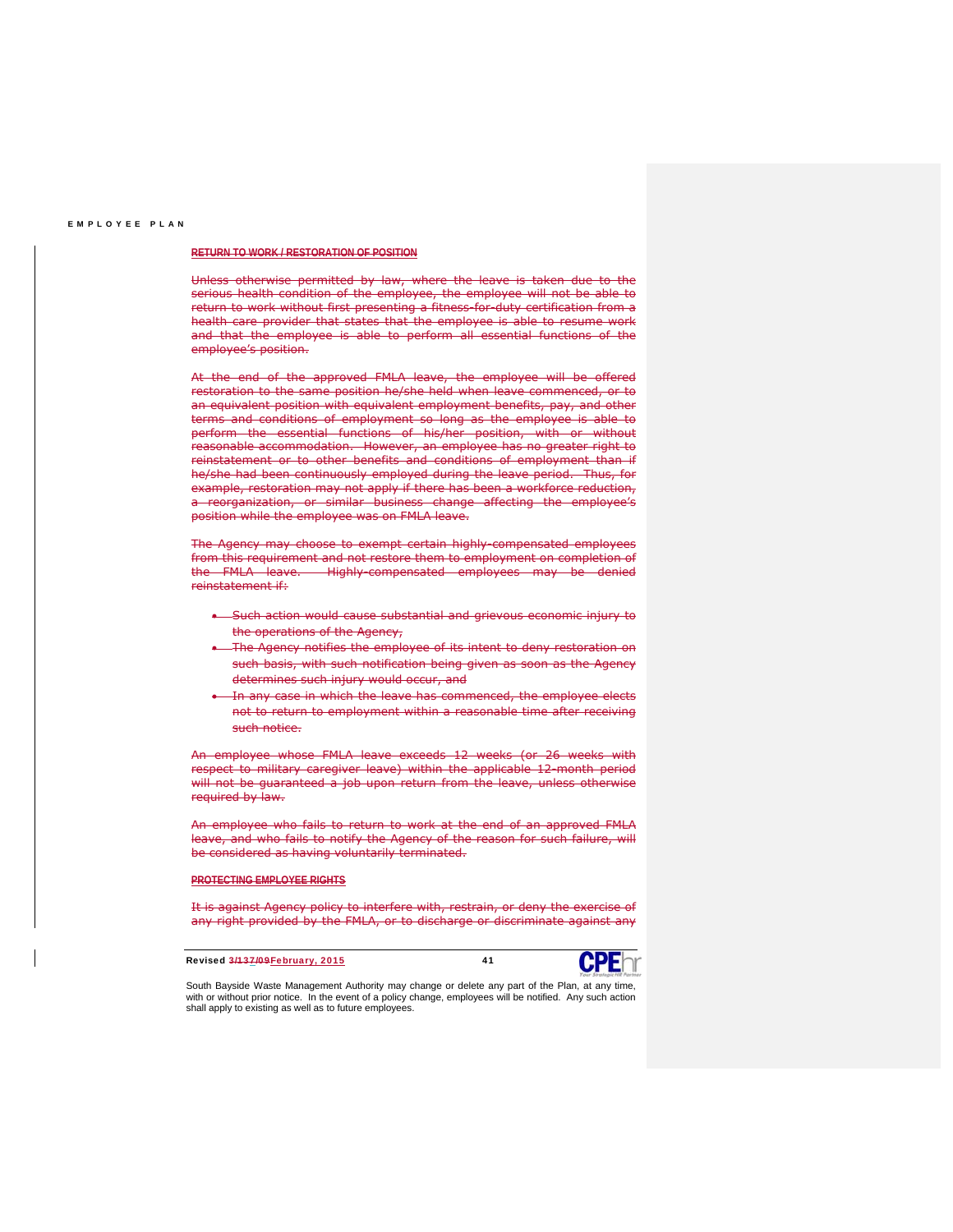**RETURN TO WORK / RESTORATION OF POSITION**

Unless otherwise permitted by law, where the leave is taken due to the serious health condition of the employee, the employee will not be able to return to work without first presenting a fitness-for-duty certification from a health care provider that states that the employee is able to resume work and that the employee is able to perform all essential functions of the employee's position.

At the end of the approved FMLA leave, the employee will be offered restoration to the same position he/she held when leave commenced, or to an equivalent position with equivalent employment benefits, pay, and other terms and conditions of employment so long as the employee is able to perform the essential functions of his/her position, with or without reasonable accommodation. However, an employee has no greater right to reinstatement or to other benefits and conditions of employment than if he/she had been continuously employed during the leave period. Thus, for example, restoration may not apply if there has been a workforce reduction, a reorganization, or similar business change affecting the employee's position while the employee was on FMLA leave.

The Agency may choose to exempt certain highly-compensated employees from this requirement and not restore them to employment on completion of the FMLA leave. Highly-compensated employees may be denied reinstatement if:

- Such action would cause substantial and grievous economic injury to the operations of the Agency;
- The Agency notifies the employee of its intent to deny restoration on such basis, with such notification being given as soon as the Agency determines such injury would occur, and
- In any case in which the leave has commenced, the employee elects not to return to employment within a reasonable time after receiving such notice.

An employee whose FMLA leave exceeds 12 weeks (or 26 weeks with respect to military caregiver leave) within the applicable 12-month period will not be guaranteed a job upon return from the leave, unless otherwise required by law.

An employee who fails to return to work at the end of an approved FMLA leave, and who fails to notify the Agency of the reason for such failure, will be considered as having voluntarily terminated.

**PROTECTING EMPLOYEE RIGHTS**

It is against Agency policy to interfere with, restrain, or deny the exercise of any right provided by the FMLA, or to discharge or discriminate against any

South Bayside Waste Management Authority may change or delete any part of the Plan, at any time, with or without prior notice. In the event of a policy change, employees will be notified. Any such action shall apply to existing as well as to future employees.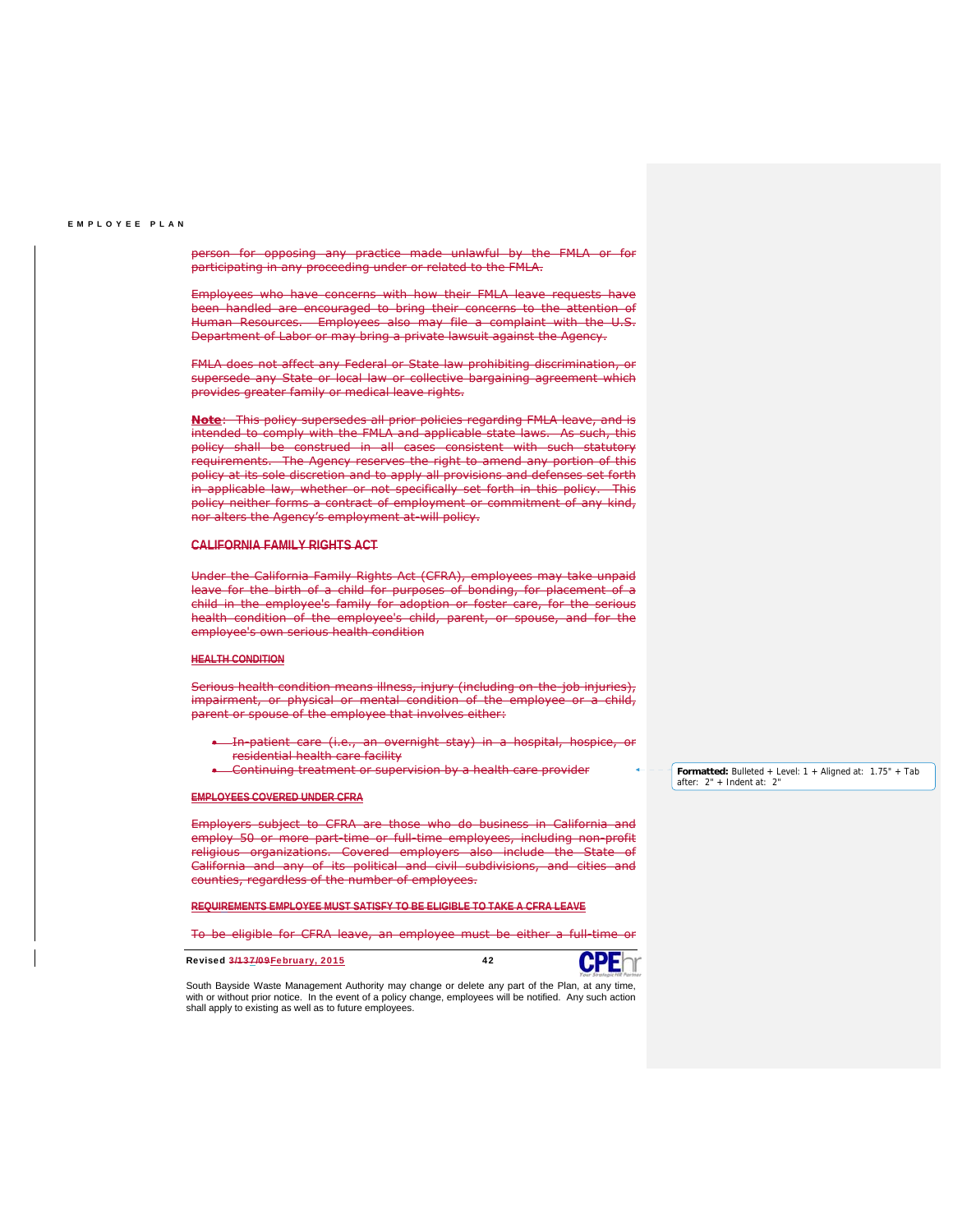person for opposing any practice made unlawful by the FMLA or for participating in any proceeding under or related to the FMLA.

Employees who have concerns with how their FMLA leave requests have been handled are encouraged to bring their concerns to the attention of Human Resources. Employees also may file a complaint with the U.S. Department of Labor or may bring a private lawsuit against the Agency.

FMLA does not affect any Federal or State law prohibiting discrimination, or supersede any State or local law or collective bargaining agreement which provides greater family or medical leave rights.

**Note**: This policy supersedes all prior policies regarding FMLA leave, and is intended to comply with the FMLA and applicable state laws. As such, this policy shall be construed in all cases consistent with such statutory requirements. The Agency reserves the right to amend any portion of this policy at its sole discretion and to apply all provisions and defenses set forth in applicable law, whether or not specifically set forth in this policy. This policy neither forms a contract of employment or commitment of any kind, nor alters the Agency's employment at-will policy.

## CALIFORNIA FAMILY RIGHTS ACT

Under the California Family Rights Act (CFRA), employees may take unpaid leave for the birth of a child for purposes of bonding, for placement of a child in the employee's family for adoption or foster care, for the serious health condition of the employee's child, parent, or spouse, and for the employee's own serious health condition

### HEALTH CONDITION

Serious health condition means illness, injury (including on the job injuries), impairment, or physical or mental condition of the employee or a child, parent or spouse of the employee that involves either:

- In-patient care (i.e., an overnight stay) in a hospital, hospice, or residential health care facility
- Continuing treatment or supervision by a health care provider

**Formatted:** Bulleted + Level: 1 + Aligned at: 1.75" + Tab after: 2" + Indent at: 2"

### EMPLOYEES COVERED UNDER CFRA

Employers subject to CFRA are those who do business in California and employ 50 or more part-time or full-time employees, including non-profit religious organizations. Covered employers also include the State of California and any of its political and civil subdivisions, and cities and counties, regardless of the number of employees.

### REQUIREMENTS EMPLOYEE MUST SATISFY TO BE ELIGIBLE TO TAKE A CFRA LEAVE

To be eligible for CFRA leave, an employee must be either a full-time or

Revised 3/137/09February, 2015

South Bayside Waste Management Authority may change or delete any part of the Plan, at any time, with or without prior notice. In the event of a policy change, employees will be notified. Any such action shall apply to existing as well as to future employees.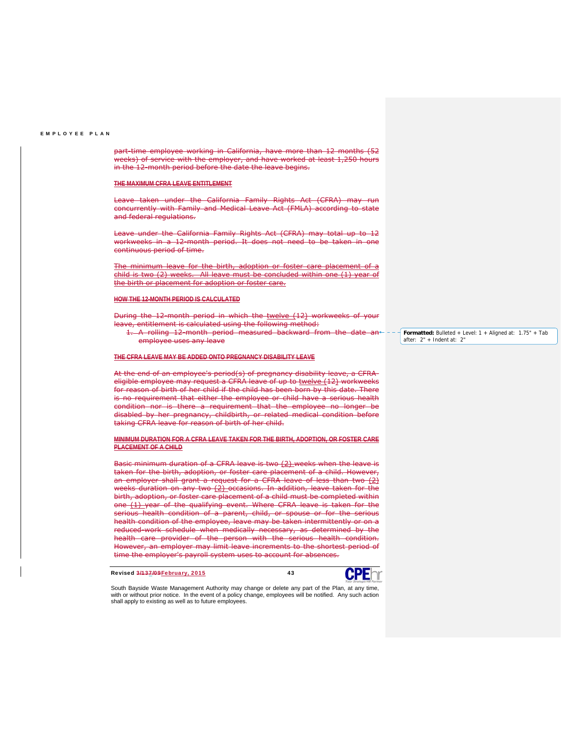part-time employee working in California, have more than 12 months (52 weeks) of service with the employer, and have worked at least 1,250 hours in the 12-month period before the date the leave begins.

#### THE MAXIMUM CFRA LEAVE ENTITLEMENT

Leave taken under the California Family Rights Act (CFRA) may run concurrently with Family and Medical Leave Act (FMLA) according to state and federal regulations.

Leave under the California Family Rights Act (CFRA) may total up to 12 workweeks in a 12-month period. It does not need to be taken in one continuous period of time.

The minimum leave for the birth, adoption or foster care placement of a child is two (2) weeks. All leave must be concluded within one (1) year of the birth or placement for adoption or foster care.

#### HOW THE 12-MONTH PERIOD IS CALCULATED

During the 12-month period in which the twelve (12) workweeks of your leave, entitlement is calculated using the following method:

1. A rolling 12-month period measured backward from the date an employee uses any leave

#### THE CFRA LEAVE MAY BE ADDED ONTO PREGNANCY DISABILITY LEAVE

At the end of an employee's period(s) of pregnancy disability leave, a CFRA-eligible employee may request a CFRA leave of up to twelve (12) workweeks for reason of birth of her child if the child has been born by this date. There is no requirement that either the employee or child have a serious health condition nor is there a requirement that the employee no longer be disabled by her pregnancy, childbirth, or related medical condition before taking CFRA leave for reason of birth of her child.

#### MINIMUM DURATION FOR A CFRA LEAVE TAKEN FOR THE BIRTH, ADOPTION, OR FOSTER CARE PLACEMENT OF A CHILD

Basic minimum duration of a CFRA leave is two (2) weeks when the leave is taken for the birth, adoption, or foster care placement of a child. However, an employer shall grant a request for a CFRA leave of less than two (2) weeks duration on any two (2) occasions. In addition, leave taken for the birth, adoption, or foster care placement of a child must be completed within one (1) year of the qualifying event. Where CFRA leave is taken for the serious health condition of a parent, child, or spouse or for the serious health condition of the employee, leave may be taken intermittently or on a reduced-work schedule when medically necessary, as determined by the health care provider of the person with the serious health condition. However, an employer may limit leave increments to the shortest period of time the employer's payroll system uses to account for absences.

**Formatted:** Bulleted + Level: 1 + Aligned at: 1.75" + Tab after: 2" + Indent at: 2"

Revised ~~3/137/09~~February, 2015

South Bayside Waste Management Authority may change or delete any part of the Plan, at any time, with or without prior notice. In the event of a policy change, employees will be notified. Any such action shall apply to existing as well as to future employees.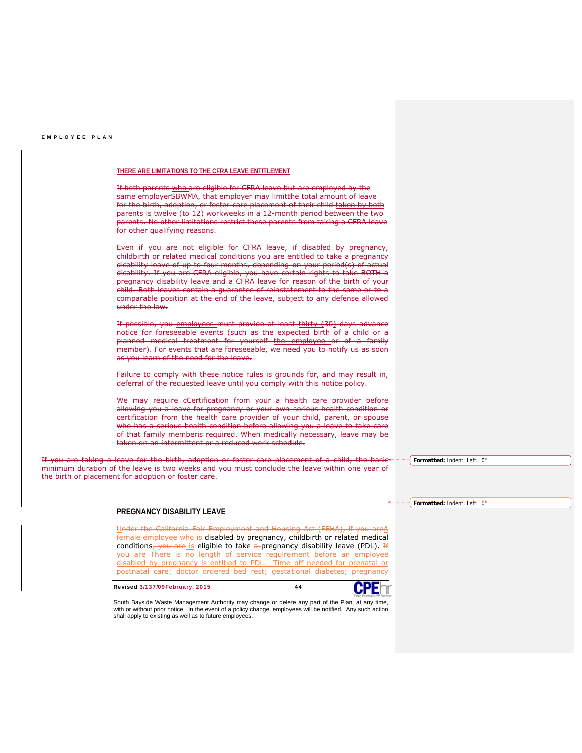THERE ARE LIMITATIONS TO THE CFRA LEAVE ENTITLEMENT

If both parents who are eligible for CFRA leave but are employed by the same employerSBWMA, that employer may limitthe total amount of leave for the birth, adoption, or foster-care placement of their child taken by both parents is twelve (to 12) workweeks in a 12-month period between the two parents. No other limitations restrict these parents from taking a CFRA leave for other qualifying reasons.

Even if you are not eligible for CFRA leave, if disabled by pregnancy, childbirth or related medical conditions you are entitled to take a pregnancy disability leave of up to four months, depending on your period(s) of actual disability. If you are CFRA-eligible, you have certain rights to take BOTH a pregnancy disability leave and a CFRA leave for reason of the birth of your child. Both leaves contain a guarantee of reinstatement to the same or to a comparable position at the end of the leave, subject to any defense allowed under the law.

If possible, you employees must provide at least thirty (30) days advance notice for foreseeable events (such as the expected birth of a child or a planned medical treatment for yourself the employee or of a family member). For events that are foreseeable, we need you to notify us as soon as you learn of the need for the leave.

Failure to comply with these notice rules is grounds for, and may result in, deferral of the requested leave until you comply with this notice policy.

We may require cCertification from your a health care provider before allowing you a leave for pregnancy or your own serious health condition or certification from the health care provider of your child, parent, or spouse who has a serious health condition before allowing you a leave to take care of that family memberis required. When medically necessary, leave may be taken on an intermittent or a reduced work schedule.

If you are taking a leave for the birth, adoption or foster care placement of a child, the basic minimum duration of the leave is two weeks and you must conclude the leave within one year of the birth or placement for adoption or foster care.

Formatted: Indent: Left: 0"

Formatted: Indent: Left: 0"

## PREGNANCY DISABILITY LEAVE

Under the California Fair Employment and Housing Act (FEHA), if you areA female employee who is disabled by pregnancy, childbirth or related medical conditions, you are is eligible to take a pregnancy disability leave (PDL). If you are There is no length of service requirement before an employee disabled by pregnancy is entitled to PDL. Time off needed for prenatal or postnatal care; doctor ordered bed rest; gestational diabetes; pregnancy

Revised 3/137/09February, 2015

South Bayside Waste Management Authority may change or delete any part of the Plan, at any time, with or without prior notice. In the event of a policy change, employees will be notified. Any such action shall apply to existing as well as to future employees.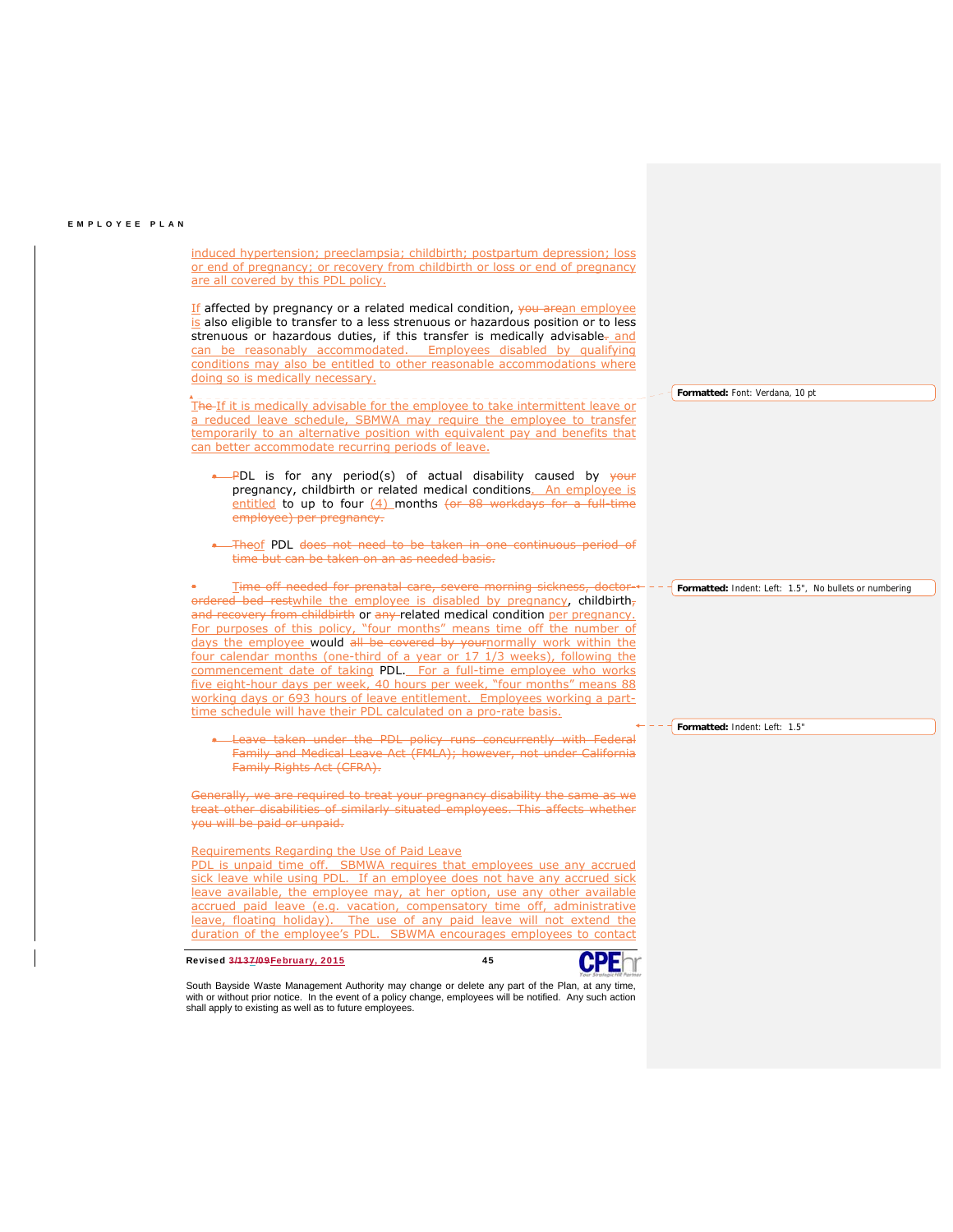induced hypertension; preeclampsia; childbirth; postpartum depression; loss or end of pregnancy; or recovery from childbirth or loss or end of pregnancy are all covered by this PDL policy.

If affected by pregnancy or a related medical condition, ~~you are~~an employee is also eligible to transfer to a less strenuous or hazardous position or to less strenuous or hazardous duties, if this transfer is medically advisable~~.~~ and can be reasonably accommodated. Employees disabled by qualifying conditions may also be entitled to other reasonable accommodations where doing so is medically necessary.

~~The~~ If it is medically advisable for the employee to take intermittent leave or a reduced leave schedule, SBMWA may require the employee to transfer temporarily to an alternative position with equivalent pay and benefits that can better accommodate recurring periods of leave.

- ~~P~~DL is for any period(s) of actual disability caused by ~~your~~ pregnancy, childbirth or related medical conditions. An employee is entitled to up to four (4) months ~~(or 88 workdays for a full-time employee) per pregnancy.~~

- ~~The~~of PDL ~~does not need to be taken in one continuous period of time but can be taken on an as needed basis.~~

~~Time off needed for prenatal care, severe morning sickness, doctor-ordered bed rest~~while the employee is disabled by pregnancy, childbirth~~,~~ ~~and recovery from childbirth~~ or ~~any~~ related medical condition per pregnancy. For purposes of this policy, "four months" means time off the number of days the employee would ~~all be covered by your~~normally work within the four calendar months (one-third of a year or 17 1/3 weeks), following the commencement date of taking PDL. For a full-time employee who works five eight-hour days per week, 40 hours per week, "four months" means 88 working days or 693 hours of leave entitlement. Employees working a part-time schedule will have their PDL calculated on a pro-rate basis.

- ~~Leave taken under the PDL policy runs concurrently with Federal Family and Medical Leave Act (FMLA); however, not under California Family Rights Act (CFRA).~~

~~Generally, we are required to treat your pregnancy disability the same as we treat other disabilities of similarly situated employees. This affects whether you will be paid or unpaid.~~

Requirements Regarding the Use of Paid Leave

PDL is unpaid time off. SBMWA requires that employees use any accrued sick leave while using PDL. If an employee does not have any accrued sick leave available, the employee may, at her option, use any other available accrued paid leave (e.g. vacation, compensatory time off, administrative leave, floating holiday). The use of any paid leave will not extend the duration of the employee's PDL. SBWMA encourages employees to contact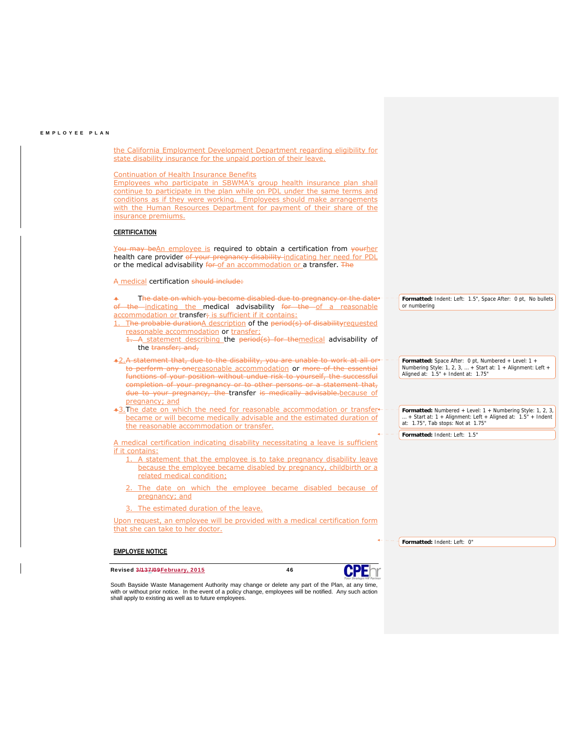the California Employment Development Department regarding eligibility for state disability insurance for the unpaid portion of their leave.

Continuation of Health Insurance Benefits
Employees who participate in SBWMA's group health insurance plan shall continue to participate in the plan while on PDL under the same terms and conditions as if they were working. Employees should make arrangements with the Human Resources Department for payment of their share of the insurance premiums.

**CERTIFICATION**

~~You may be~~An employee is required to obtain a certification from ~~your~~her health care provider ~~of your pregnancy disability~~ indicating her need for PDL or the medical advisability ~~for~~ of an accommodation or a transfer. ~~The~~

A medical certification ~~should include:~~

T~~he date on which you become disabled due to pregnancy or the date of the~~ indicating the medical advisability ~~for the~~ of a reasonable accommodation or transfer~~;~~ is sufficient if it contains:

1. ~~The probable duration~~A description of the ~~period(s) of disability~~requested reasonable accommodation or transfer;
   ~~1.~~ A statement describing the ~~period(s) for the~~medical advisability of the ~~transfer; and,~~
2. ~~A statement that, due to the disability, you are unable to work at all or to perform any one~~reasonable accommodation or ~~more of the essential functions of your position without undue risk to yourself, the successful completion of your pregnancy or to other persons or a statement that, due to your pregnancy, the~~ transfer ~~is medically advisable.~~because of pregnancy; and
3. The date on which the need for reasonable accommodation or transfer became or will become medically advisable and the estimated duration of the reasonable accommodation or transfer.

A medical certification indicating disability necessitating a leave is sufficient if it contains:

1. A statement that the employee is to take pregnancy disability leave because the employee became disabled by pregnancy, childbirth or a related medical condition;
2. The date on which the employee became disabled because of pregnancy; and
3. The estimated duration of the leave.

Upon request, an employee will be provided with a medical certification form that she can take to her doctor.

**EMPLOYEE NOTICE**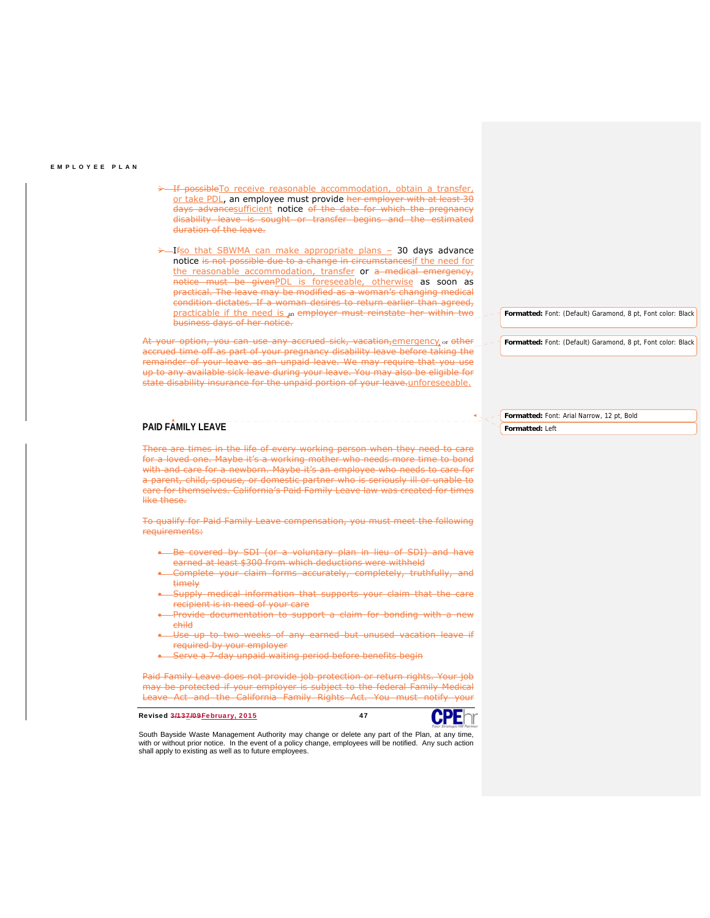- ~~If possible~~To receive reasonable accommodation, obtain a transfer, or take PDL, an employee must provide ~~her employer with at least 30 days advance~~sufficient notice ~~of the date for which the pregnancy disability leave is sought or transfer begins and the estimated duration of the leave.~~

- I~~f~~so that SBWMA can make appropriate plans – 30 days advance notice ~~is not possible due to a change in circumstances~~if the need for the reasonable accommodation, transfer or ~~a medical emergency, notice must be given~~PDL is foreseeable, otherwise as soon as ~~practical. The leave may be modified as a woman's changing medical condition dictates. If a woman desires to return earlier than agreed,~~ practicable if the need is an ~~employer must reinstate her within two business days of her notice.~~

~~At your option, you can use any accrued sick, vacation,~~emergency or ~~other accrued time off as part of your pregnancy disability leave before taking the remainder of your leave as an unpaid leave. We may require that you use up to any available sick leave during your leave. You may also be eligible for state disability insurance for the unpaid portion of your leave.~~unforeseeable.

## PAID FAMILY LEAVE

~~There are times in the life of every working person when they need to care for a loved one. Maybe it's a working mother who needs more time to bond with and care for a newborn. Maybe it's an employee who needs to care for a parent, child, spouse, or domestic partner who is seriously ill or unable to care for themselves. California's Paid Family Leave law was created for times like these.~~

~~To qualify for Paid Family Leave compensation, you must meet the following requirements:~~

- ~~Be covered by SDI (or a voluntary plan in lieu of SDI) and have earned at least $300 from which deductions were withheld~~
- ~~Complete your claim forms accurately, completely, truthfully, and timely~~
- ~~Supply medical information that supports your claim that the care recipient is in need of your care~~
- ~~Provide documentation to support a claim for bonding with a new child~~
- ~~Use up to two weeks of any earned but unused vacation leave if required by your employer~~
- ~~Serve a 7-day unpaid waiting period before benefits begin~~

~~Paid Family Leave does not provide job protection or return rights. Your job may be protected if your employer is subject to the federal Family Medical Leave Act and the California Family Rights Act. You must notify your~~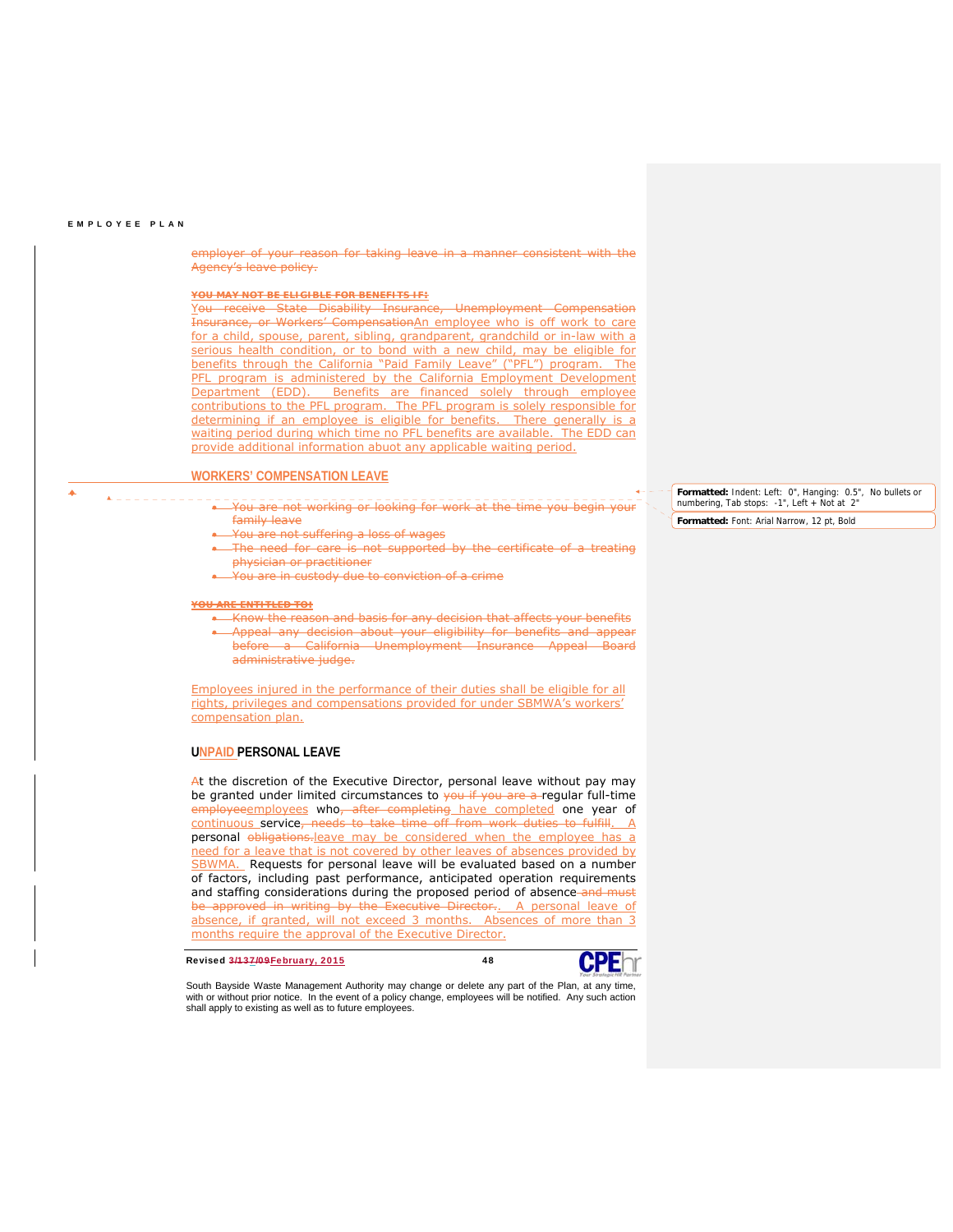employer of your reason for taking leave in a manner consistent with the Agency's leave policy.

**YOU MAY NOT BE ELIGIBLE FOR BENEFITS IF:**

You receive State Disability Insurance, Unemployment Compensation Insurance, or Workers' CompensationAn employee who is off work to care for a child, spouse, parent, sibling, grandparent, grandchild or in-law with a serious health condition, or to bond with a new child, may be eligible for benefits through the California "Paid Family Leave" ("PFL") program. The PFL program is administered by the California Employment Development Department (EDD). Benefits are financed solely through employee contributions to the PFL program. The PFL program is solely responsible for determining if an employee is eligible for benefits. There generally is a waiting period during which time no PFL benefits are available. The EDD can provide additional information abuot any applicable waiting period.

## WORKERS' COMPENSATION LEAVE

- You are not working or looking for work at the time you begin your family leave
- You are not suffering a loss of wages
- The need for care is not supported by the certificate of a treating physician or practitioner
- You are in custody due to conviction of a crime

**YOU ARE ENTITLED TO:**

- Know the reason and basis for any decision that affects your benefits
- Appeal any decision about your eligibility for benefits and appear before a California Unemployment Insurance Appeal Board administrative judge.

Employees injured in the performance of their duties shall be eligible for all rights, privileges and compensations provided for under SBMWA's workers' compensation plan.

## UNPAID PERSONAL LEAVE

At the discretion of the Executive Director, personal leave without pay may be granted under limited circumstances to you if you are a regular full-time employeeemployees who, after completing have completed one year of continuous service, needs to take time off from work duties to fulfill. A personal obligations.leave may be considered when the employee has a need for a leave that is not covered by other leaves of absences provided by SBWMA. Requests for personal leave will be evaluated based on a number of factors, including past performance, anticipated operation requirements and staffing considerations during the proposed period of absence and must be approved in writing by the Executive Director.. A personal leave of absence, if granted, will not exceed 3 months. Absences of more than 3 months require the approval of the Executive Director.

Formatted: Indent: Left: 0", Hanging: 0.5", No bullets or numbering, Tab stops: -1", Left + Not at 2"

Formatted: Font: Arial Narrow, 12 pt, Bold

Revised 3/137/09February, 2015

South Bayside Waste Management Authority may change or delete any part of the Plan, at any time, with or without prior notice. In the event of a policy change, employees will be notified. Any such action shall apply to existing as well as to future employees.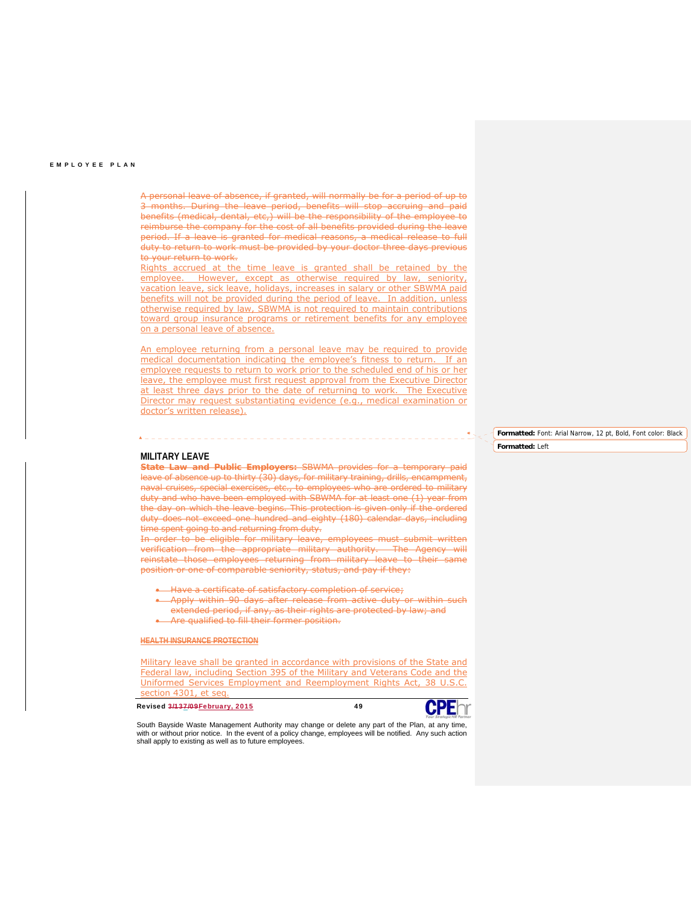A personal leave of absence, if granted, will normally be for a period of up to 3 months. During the leave period, benefits will stop accruing and paid benefits (medical, dental, etc,) will be the responsibility of the employee to reimburse the company for the cost of all benefits provided during the leave period. If a leave is granted for medical reasons, a medical release to full duty to return to work must be provided by your doctor three days previous to your return to work.

Rights accrued at the time leave is granted shall be retained by the employee. However, except as otherwise required by law, seniority, vacation leave, sick leave, holidays, increases in salary or other SBWMA paid benefits will not be provided during the period of leave. In addition, unless otherwise required by law, SBWMA is not required to maintain contributions toward group insurance programs or retirement benefits for any employee on a personal leave of absence.

An employee returning from a personal leave may be required to provide medical documentation indicating the employee's fitness to return. If an employee requests to return to work prior to the scheduled end of his or her leave, the employee must first request approval from the Executive Director at least three days prior to the date of returning to work. The Executive Director may request substantiating evidence (e.g., medical examination or doctor's written release).

Formatted: Font: Arial Narrow, 12 pt, Bold, Font color: Black

Formatted: Left

## MILITARY LEAVE

**State Law and Public Employers:** SBWMA provides for a temporary paid leave of absence up to thirty (30) days, for military training, drills, encampment, naval cruises, special exercises, etc., to employees who are ordered to military duty and who have been employed with SBWMA for at least one (1) year from the day on which the leave begins. This protection is given only if the ordered duty does not exceed one hundred and eighty (180) calendar days, including time spent going to and returning from duty.

In order to be eligible for military leave, employees must submit written verification from the appropriate military authority. The Agency will reinstate those employees returning from military leave to their same position or one of comparable seniority, status, and pay if they:

- Have a certificate of satisfactory completion of service;
- Apply within 90 days after release from active duty or within such extended period, if any, as their rights are protected by law; and
- Are qualified to fill their former position.

**HEALTH INSURANCE PROTECTION**

Military leave shall be granted in accordance with provisions of the State and Federal law, including Section 395 of the Military and Veterans Code and the Uniformed Services Employment and Reemployment Rights Act, 38 U.S.C. section 4301, et seq.

Revised 3/137/09February, 2015

South Bayside Waste Management Authority may change or delete any part of the Plan, at any time, with or without prior notice. In the event of a policy change, employees will be notified. Any such action shall apply to existing as well as to future employees.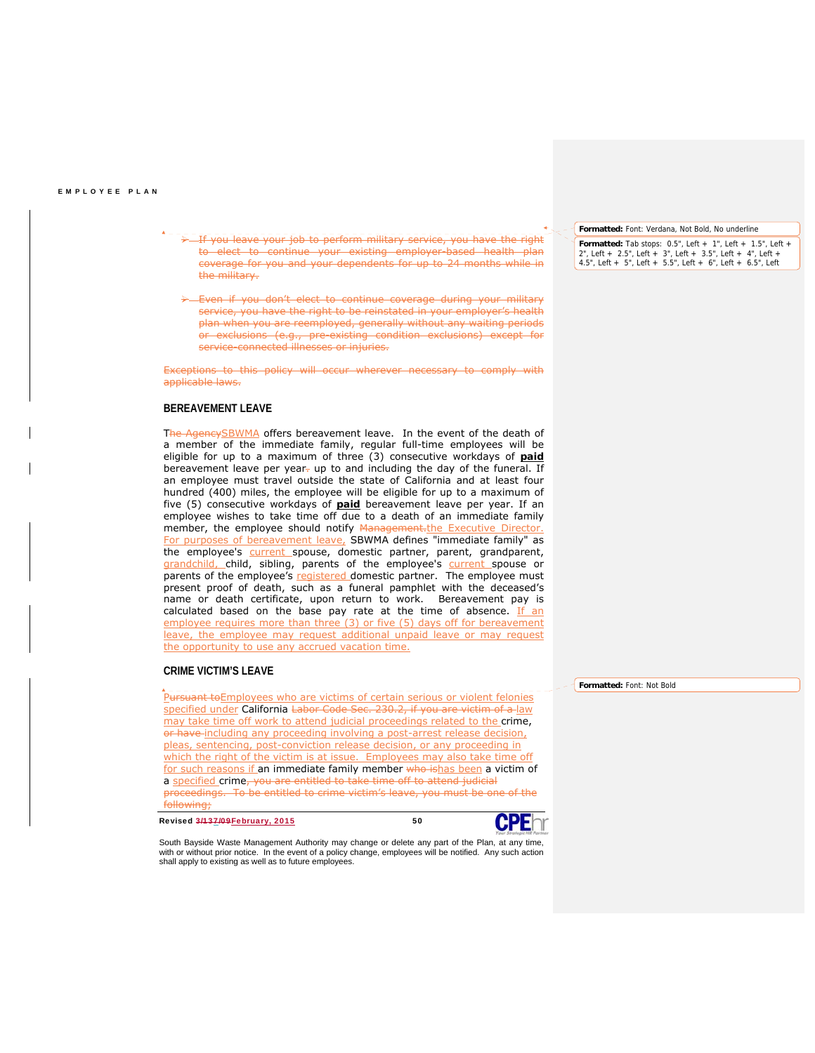- If you leave your job to perform military service, you have the right to elect to continue your existing employer-based health plan coverage for you and your dependents for up to 24 months while in the military.

- Even if you don't elect to continue coverage during your military service, you have the right to be reinstated in your employer's health plan when you are reemployed, generally without any waiting periods or exclusions (e.g., pre-existing condition exclusions) except for service-connected illnesses or injuries.

Exceptions to this policy will occur wherever necessary to comply with applicable laws.

## BEREAVEMENT LEAVE

The AgencySBWMA offers bereavement leave. In the event of the death of a member of the immediate family, regular full-time employees will be eligible for up to a maximum of three (3) consecutive workdays of **paid** bereavement leave per year. up to and including the day of the funeral. If an employee must travel outside the state of California and at least four hundred (400) miles, the employee will be eligible for up to a maximum of five (5) consecutive workdays of **paid** bereavement leave per year. If an employee wishes to take time off due to a death of an immediate family member, the employee should notify Management.the Executive Director. For purposes of bereavement leave, SBWMA defines "immediate family" as the employee's current spouse, domestic partner, parent, grandparent, grandchild, child, sibling, parents of the employee's current spouse or parents of the employee's registered domestic partner. The employee must present proof of death, such as a funeral pamphlet with the deceased's name or death certificate, upon return to work. Bereavement pay is calculated based on the base pay rate at the time of absence. If an employee requires more than three (3) or five (5) days off for bereavement leave, the employee may request additional unpaid leave or may request the opportunity to use any accrued vacation time.

## CRIME VICTIM'S LEAVE

Pursuant toEmployees who are victims of certain serious or violent felonies specified under California Labor Code Sec. 230.2, if you are victim of a law may take time off work to attend judicial proceedings related to the crime, or have including any proceeding involving a post-arrest release decision, pleas, sentencing, post-conviction release decision, or any proceeding in which the right of the victim is at issue. Employees may also take time off for such reasons if an immediate family member who ishas been a victim of a specified crime, you are entitled to take time off to attend judicial proceedings. To be entitled to crime victim's leave, you must be one of the following;

Revised 3/137/09February, 2015

South Bayside Waste Management Authority may change or delete any part of the Plan, at any time, with or without prior notice. In the event of a policy change, employees will be notified. Any such action shall apply to existing as well as to future employees.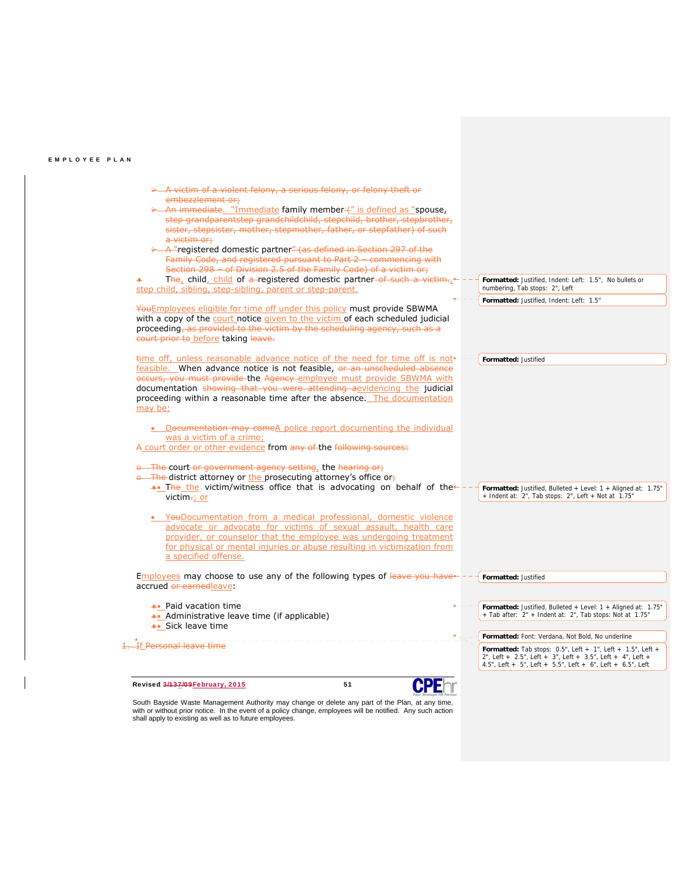- ~~A victim of a violent felony, a serious felony, or felony theft or embezzlement or;~~
- ~~An immediate.~~ "Immediate family member ~~(" is defined as "~~spouse, ~~step grandparentstep grandchildchild, stepchild, brother, stepbrother, sister, stepsister, mother, stepmother, father, or stepfather) of such a victim or;~~
- ~~A "~~registered domestic partner~~" (as defined in Section 297 of the Family Code, and registered pursuant to Part 2 – commencing with Section 298 – of Division 2.5 of the Family Code) of a victim or;~~

T~~he~~, child, child of ~~a~~ registered domestic partner ~~of such a victim.~~, step child, sibling, step-sibling, parent or step-parent.

~~You~~Employees eligible for time off under this policy must provide SBWMA with a copy of the court notice given to the victim of each scheduled judicial proceeding~~, as provided to the victim by the scheduling agency, such as a court prior to~~ before taking ~~leave.~~

~~t~~ime off, unless reasonable advance notice of the need for time off is not feasible. When advance notice is not feasible, ~~or an unscheduled absence occurs, you must provide~~ the ~~Agency~~ employee must provide SBWMA with documentation ~~showing that you were attending a~~evidencing the judicial proceeding within a reasonable time after the absence. The documentation may be:

- ~~Documentation may come~~A police report documenting the individual was a victim of a crime;

A court order or other evidence from ~~any of~~ the ~~following sources:~~

~~o The~~ court ~~or government agency setting~~, the ~~hearing or;~~
~~o The~~ district attorney or the prosecuting attorney's office or~~;~~

- T~~he~~ the victim/witness office that is advocating on behalf of the victim~~.~~; or
- ~~You~~Documentation from a medical professional, domestic violence advocate or advocate for victims of sexual assault, health care provider, or counselor that the employee was undergoing treatment for physical or mental injuries or abuse resulting in victimization from a specified offense.

Employees may choose to use any of the following types of ~~leave you have~~ accrued ~~or earned~~leave:

- Paid vacation time
- Administrative leave time (if applicable)
- Sick leave time

~~1. If Personal leave time~~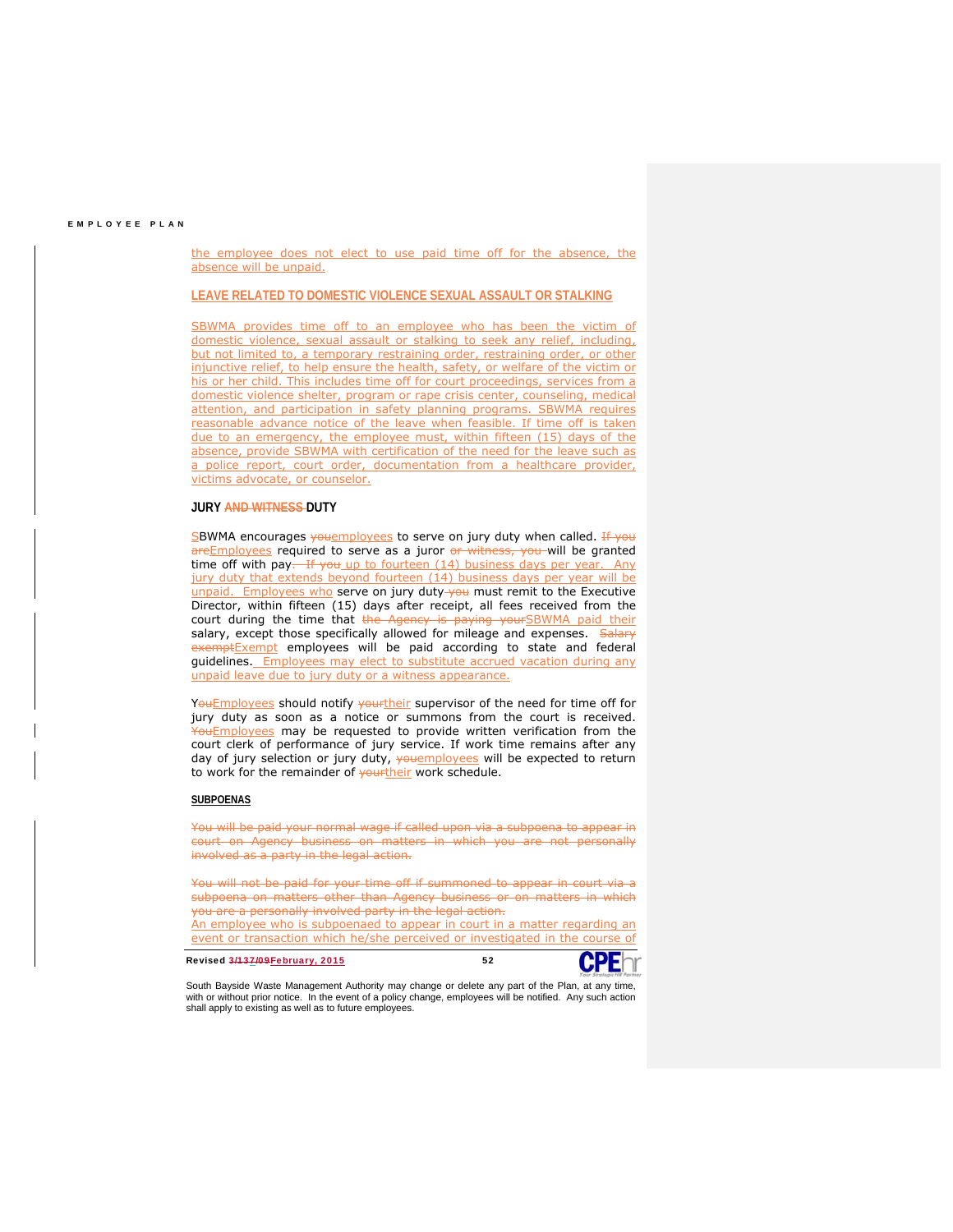the employee does not elect to use paid time off for the absence, the absence will be unpaid.

## LEAVE RELATED TO DOMESTIC VIOLENCE SEXUAL ASSAULT OR STALKING

SBWMA provides time off to an employee who has been the victim of domestic violence, sexual assault or stalking to seek any relief, including, but not limited to, a temporary restraining order, restraining order, or other injunctive relief, to help ensure the health, safety, or welfare of the victim or his or her child. This includes time off for court proceedings, services from a domestic violence shelter, program or rape crisis center, counseling, medical attention, and participation in safety planning programs. SBWMA requires reasonable advance notice of the leave when feasible. If time off is taken due to an emergency, the employee must, within fifteen (15) days of the absence, provide SBWMA with certification of the need for the leave such as a police report, court order, documentation from a healthcare provider, victims advocate, or counselor.

## JURY ~~AND WITNESS~~ DUTY

SBWMA encourages ~~you~~employees to serve on jury duty when called. ~~If you are~~Employees required to serve as a juror ~~or witness, you~~ will be granted time off with pay~~. If you~~ up to fourteen (14) business days per year. Any jury duty that extends beyond fourteen (14) business days per year will be unpaid. Employees who serve on jury duty ~~you~~ must remit to the Executive Director, within fifteen (15) days after receipt, all fees received from the court during the time that ~~the Agency is paying your~~SBWMA paid their salary, except those specifically allowed for mileage and expenses. ~~Salary exempt~~Exempt employees will be paid according to state and federal guidelines. Employees may elect to substitute accrued vacation during any unpaid leave due to jury duty or a witness appearance.

~~You~~Employees should notify ~~your~~their supervisor of the need for time off for jury duty as soon as a notice or summons from the court is received. ~~You~~Employees may be requested to provide written verification from the court clerk of performance of jury service. If work time remains after any day of jury selection or jury duty, ~~you~~employees will be expected to return to work for the remainder of ~~your~~their work schedule.

### SUBPOENAS

~~You will be paid your normal wage if called upon via a subpoena to appear in court on Agency business on matters in which you are not personally involved as a party in the legal action.~~

~~You will not be paid for your time off if summoned to appear in court via a subpoena on matters other than Agency business or on matters in which you are a personally involved party in the legal action.~~
An employee who is subpoenaed to appear in court in a matter regarding an event or transaction which he/she perceived or investigated in the course of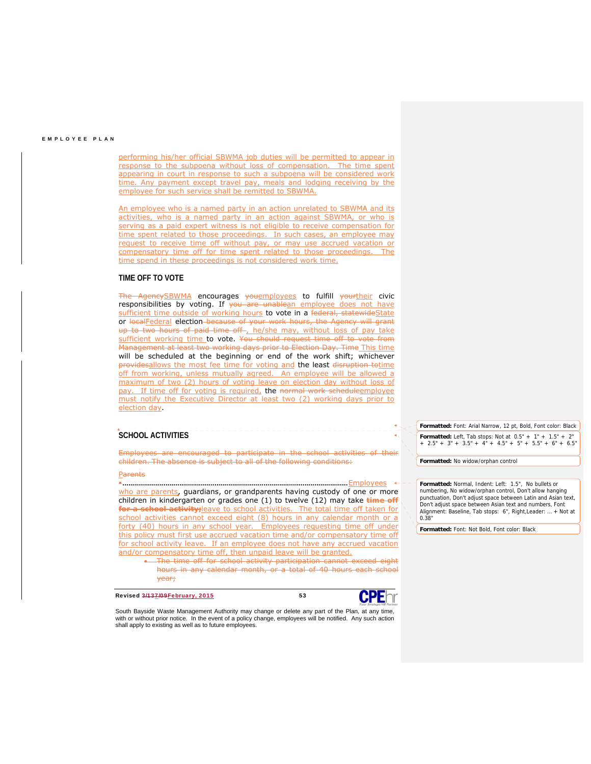performing his/her official SBWMA job duties will be permitted to appear in response to the subpoena without loss of compensation. The time spent appearing in court in response to such a subpoena will be considered work time. Any payment except travel pay, meals and lodging receiving by the employee for such service shall be remitted to SBWMA.

An employee who is a named party in an action unrelated to SBWMA and its activities, who is a named party in an action against SBWMA, or who is serving as a paid expert witness is not eligible to receive compensation for time spent related to those proceedings. In such cases, an employee may request to receive time off without pay, or may use accrued vacation or compensatory time off for time spent related to those proceedings. The time spend in these proceedings is not considered work time.

## TIME OFF TO VOTE

~~The Agency~~SBWMA encourages ~~you~~employees to fulfill ~~your~~their civic responsibilities by voting. If ~~you are unable~~an employee does not have sufficient time outside of working hours to vote in a ~~federal, statewide~~State or ~~local~~Federal election ~~because of your work hours, the Agency will grant up to two hours of paid time off~~, he/she may, without loss of pay take sufficient working time to vote. ~~You should request time off to vote from Management at least two working days prior to Election Day. Time~~ This time will be scheduled at the beginning or end of the work shift; whichever ~~provides~~allows the most fee time for voting and the least ~~disruption to~~time off from working, unless mutually agreed. An employee will be allowed a maximum of two (2) hours of voting leave on election day without loss of pay. If time off for voting is required, the ~~normal work schedule~~employee must notify the Executive Director at least two (2) working days prior to election day.

## SCHOOL ACTIVITIES

~~Employees are encouraged to participate in the school activities of their children. The absence is subject to all of the following conditions:~~

~~Parents~~

Employees who are parents~~,~~, guardians, or grandparents having custody of one or more children in kindergarten or grades one (1) to twelve (12) may take ~~**time off for a school activity;**~~leave to school activities. The total time off taken for school activities cannot exceed eight (8) hours in any calendar month or a forty (40) hours in any school year. Employees requesting time off under this policy must first use accrued vacation time and/or compensatory time off for school activity leave. If an employee does not have any accrued vacation and/or compensatory time off, then unpaid leave will be granted.

- ~~The time off for school activity participation cannot exceed eight hours in any calendar month, or a total of 40 hours each school year;~~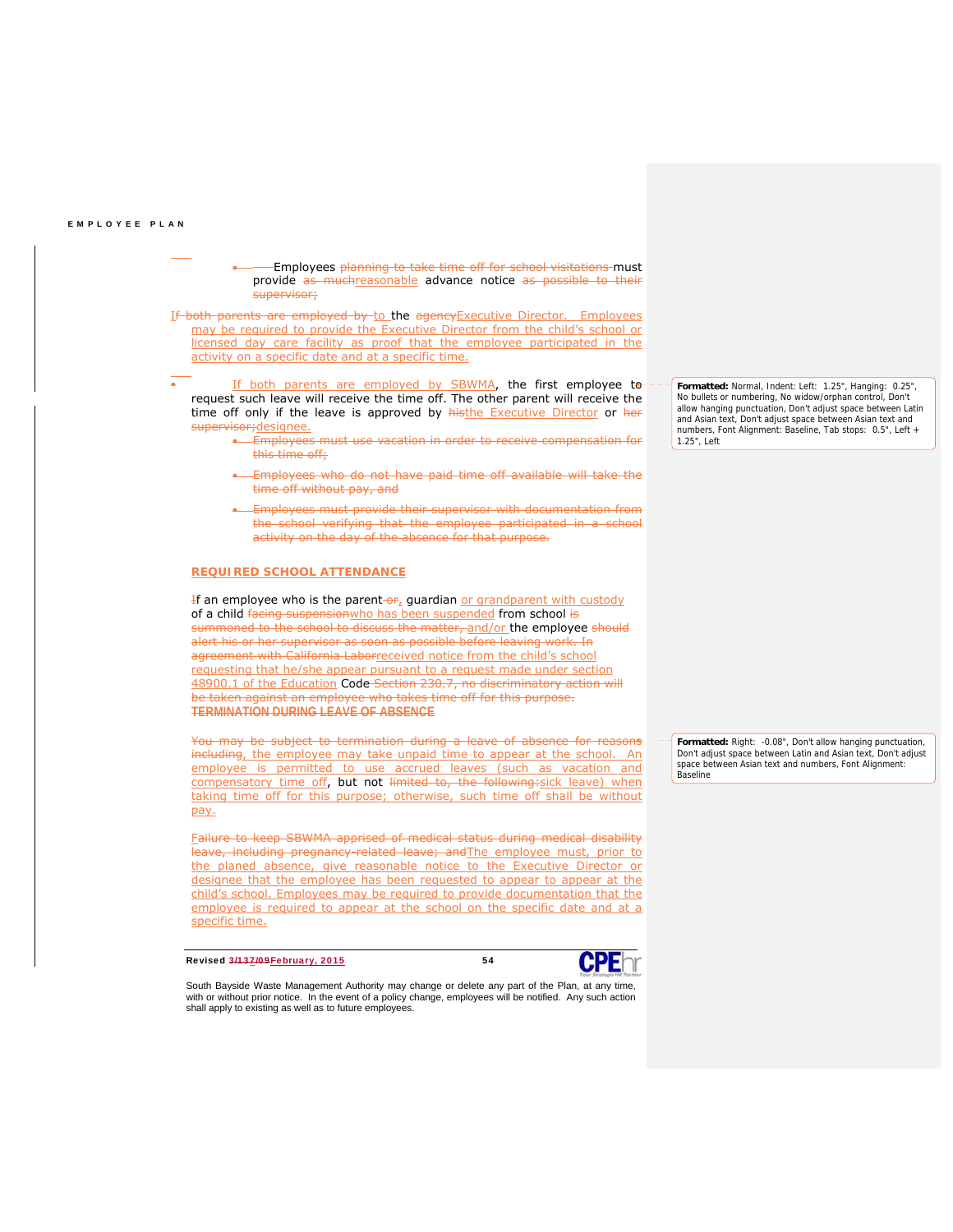- Employees ~~planning to take time off for school visitations~~ must provide ~~as much~~reasonable advance notice ~~as possible to their supervisor;~~

I~~f both parents are employed by~~ to the ~~agency~~Executive Director. Employees may be required to provide the Executive Director from the child's school or licensed day care facility as proof that the employee participated in the activity on a specific date and at a specific time.

- If both parents are employed by SBWMA, the first employee to request such leave will receive the time off. The other parent will receive the time off only if the leave is approved by ~~his~~the Executive Director or ~~her supervisor;~~designee.
  - ~~Employees must use vacation in order to receive compensation for this time off;~~
  - ~~Employees who do not have paid time off available will take the time off without pay, and~~
  - ~~Employees must provide their supervisor with documentation from the school verifying that the employee participated in a school activity on the day of the absence for that purpose.~~

Formatted: Normal, Indent: Left: 1.25", Hanging: 0.25", No bullets or numbering, No widow/orphan control, Don't allow hanging punctuation, Don't adjust space between Latin and Asian text, Don't adjust space between Asian text and numbers, Font Alignment: Baseline, Tab stops: 0.5", Left + 1.25", Left

## REQUIRED SCHOOL ATTENDANCE

If an employee who is the parent ~~or~~, guardian or grandparent with custody of a child ~~facing suspension~~who has been suspended from school ~~is summoned to the school to discuss the matter,~~ and/or the employee ~~should alert his or her supervisor as soon as possible before leaving work. In agreement with California Labor~~received notice from the child's school requesting that he/she appear pursuant to a request made under section 48900.1 of the Education Code ~~Section 230.7, no discriminatory action will be taken against an employee who takes time off for this purpose.~~

~~**TERMINATION DURING LEAVE OF ABSENCE**~~

~~You may be subject to termination during a leave of absence for reasons including~~, the employee may take unpaid time to appear at the school. An employee is permitted to use accrued leaves (such as vacation and compensatory time off, but not ~~limited to, the following:~~sick leave) when taking time off for this purpose; otherwise, such time off shall be without pay.

Formatted: Right: -0.08", Don't allow hanging punctuation, Don't adjust space between Latin and Asian text, Don't adjust space between Asian text and numbers, Font Alignment: Baseline

~~Failure to keep SBWMA apprised of medical status during medical disability leave, including pregnancy-related leave; and~~The employee must, prior to the planed absence, give reasonable notice to the Executive Director or designee that the employee has been requested to appear to appear at the child's school. Employees may be required to provide documentation that the employee is required to appear at the school on the specific date and at a specific time.

South Bayside Waste Management Authority may change or delete any part of the Plan, at any time, with or without prior notice. In the event of a policy change, employees will be notified. Any such action shall apply to existing as well as to future employees.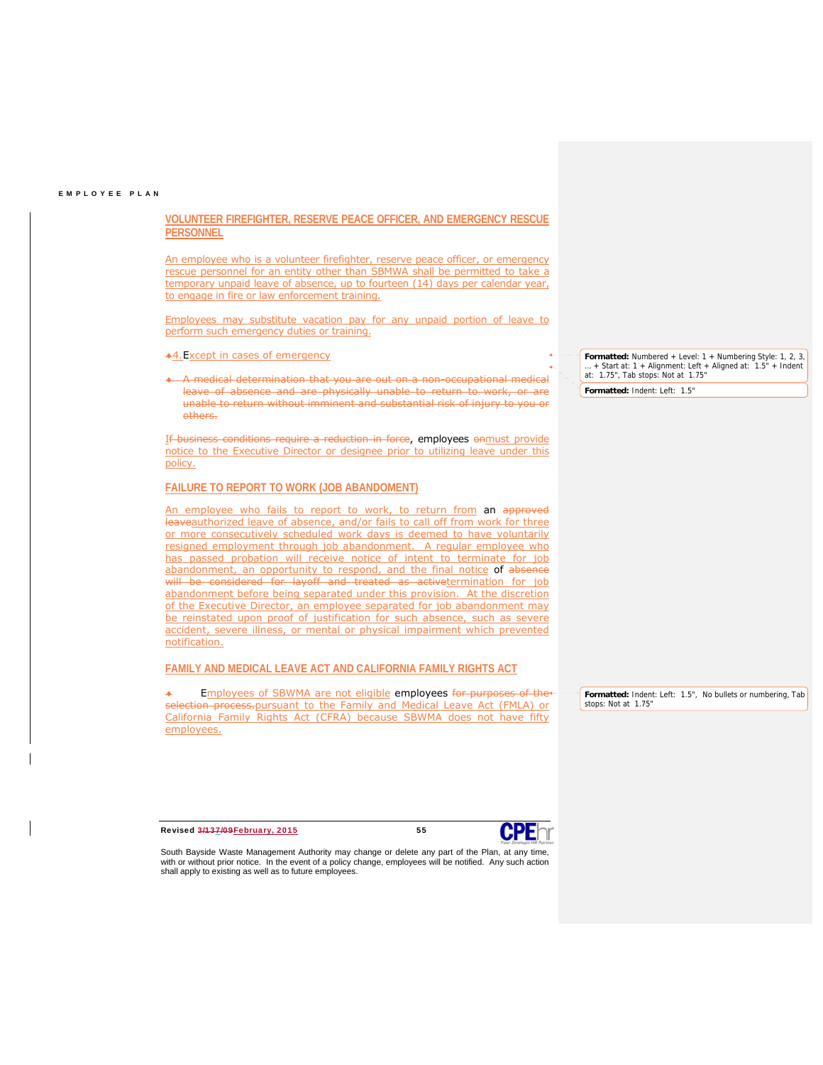## VOLUNTEER FIREFIGHTER, RESERVE PEACE OFFICER, AND EMERGENCY RESCUE PERSONNEL

An employee who is a volunteer firefighter, reserve peace officer, or emergency rescue personnel for an entity other than SBMWA shall be permitted to take a temporary unpaid leave of absence, up to fourteen (14) days per calendar year, to engage in fire or law enforcement training.

Employees may substitute vacation pay for any unpaid portion of leave to perform such emergency duties or training.

4. Except in cases of emergency

- ~~A medical determination that you are out on a non-occupational medical leave of absence and are physically unable to return to work, or are unable to return without imminent and substantial risk of injury to you or others.~~

~~If business conditions require a reduction in force~~, employees ~~on~~must provide notice to the Executive Director or designee prior to utilizing leave under this policy.

## FAILURE TO REPORT TO WORK (JOB ABANDONMENT)

An employee who fails to report to work, to return from an ~~approved leave~~authorized leave of absence, and/or fails to call off from work for three or more consecutively scheduled work days is deemed to have voluntarily resigned employment through job abandonment. A regular employee who has passed probation will receive notice of intent to terminate for job abandonment, an opportunity to respond, and the final notice of ~~absence will be considered for layoff and treated as active~~termination for job abandonment before being separated under this provision. At the discretion of the Executive Director, an employee separated for job abandonment may be reinstated upon proof of justification for such absence, such as severe accident, severe illness, or mental or physical impairment which prevented notification.

## FAMILY AND MEDICAL LEAVE ACT AND CALIFORNIA FAMILY RIGHTS ACT

Employees of SBWMA are not eligible employees ~~for purposes of the selection process.~~pursuant to the Family and Medical Leave Act (FMLA) or California Family Rights Act (CFRA) because SBWMA does not have fifty employees.

Formatted: Numbered + Level: 1 + Numbering Style: 1, 2, 3, … + Start at: 1 + Alignment: Left + Aligned at: 1.5" + Indent at: 1.75", Tab stops: Not at 1.75"

Formatted: Indent: Left: 1.5"

Formatted: Indent: Left: 1.5", No bullets or numbering, Tab stops: Not at 1.75"

Revised ~~3/13/09~~February, 2015

South Bayside Waste Management Authority may change or delete any part of the Plan, at any time, with or without prior notice. In the event of a policy change, employees will be notified. Any such action shall apply to existing as well as to future employees.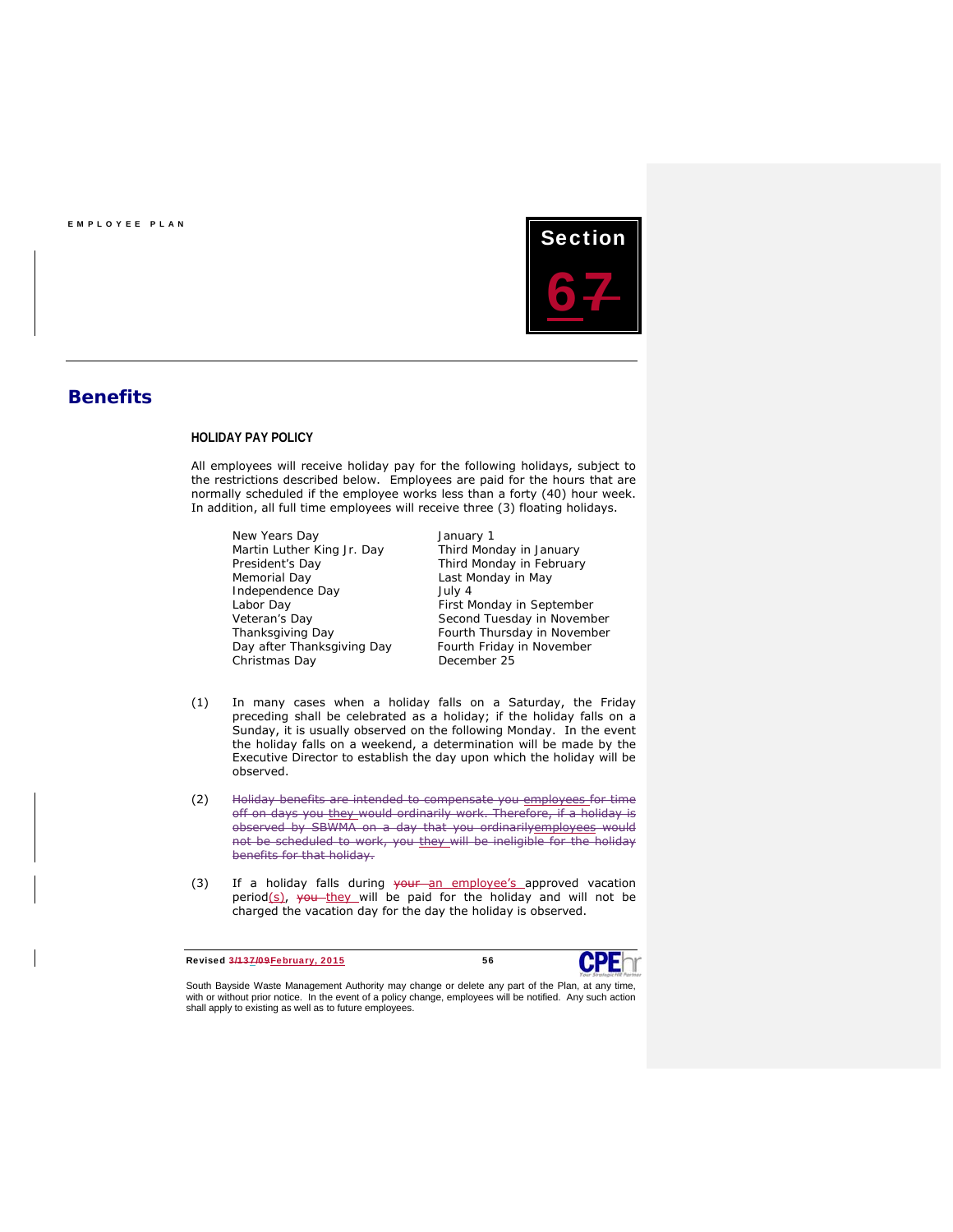EMPLOYEE PLAN

Section 6~~7~~

# Benefits

### HOLIDAY PAY POLICY

All employees will receive holiday pay for the following holidays, subject to the restrictions described below. Employees are paid for the hours that are normally scheduled if the employee works less than a forty (40) hour week. In addition, all full time employees will receive three (3) floating holidays.

| | |
|---|---|
| New Years Day | January 1 |
| Martin Luther King Jr. Day | Third Monday in January |
| President's Day | Third Monday in February |
| Memorial Day | Last Monday in May |
| Independence Day | July 4 |
| Labor Day | First Monday in September |
| Veteran's Day | Second Tuesday in November |
| Thanksgiving Day | Fourth Thursday in November |
| Day after Thanksgiving Day | Fourth Friday in November |
| Christmas Day | December 25 |

(1) In many cases when a holiday falls on a Saturday, the Friday preceding shall be celebrated as a holiday; if the holiday falls on a Sunday, it is usually observed on the following Monday. In the event the holiday falls on a weekend, a determination will be made by the Executive Director to establish the day upon which the holiday will be observed.

(2) ~~Holiday benefits are intended to compensate you employees for time off on days you they would ordinarily work. Therefore, if a holiday is observed by SBWMA on a day that you ordinarilyemployees would not be scheduled to work, you they will be ineligible for the holiday benefits for that holiday.~~

(3) If a holiday falls during ~~your~~ an employee's approved vacation period(s), ~~you~~ they will be paid for the holiday and will not be charged the vacation day for the day the holiday is observed.

Revised ~~3/137/09~~February, 2015

South Bayside Waste Management Authority may change or delete any part of the Plan, at any time, with or without prior notice. In the event of a policy change, employees will be notified. Any such action shall apply to existing as well as to future employees.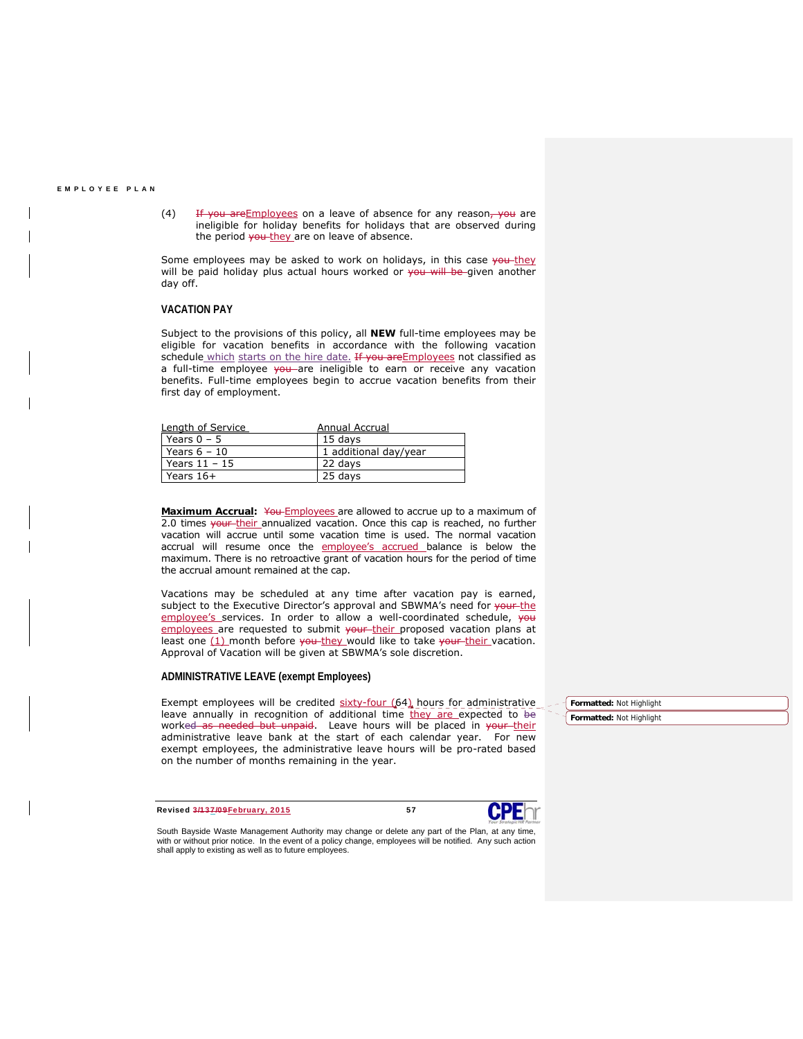(4) ~~If you are~~Employees on a leave of absence for any reason~~, you~~ are ineligible for holiday benefits for holidays that are observed during the period ~~you~~ they are on leave of absence.

Some employees may be asked to work on holidays, in this case ~~you~~ they will be paid holiday plus actual hours worked or ~~you will be~~ given another day off.

### VACATION PAY

Subject to the provisions of this policy, all **NEW** full-time employees may be eligible for vacation benefits in accordance with the following vacation schedule which starts on the hire date. ~~If you are~~Employees not classified as a full-time employee ~~you~~ are ineligible to earn or receive any vacation benefits. Full-time employees begin to accrue vacation benefits from their first day of employment.

| Length of Service | Annual Accrual |
|---|---|
| Years 0 – 5 | 15 days |
| Years 6 – 10 | 1 additional day/year |
| Years 11 – 15 | 22 days |
| Years 16+ | 25 days |

**Maximum Accrual:** ~~You~~ Employees are allowed to accrue up to a maximum of 2.0 times ~~your~~ their annualized vacation. Once this cap is reached, no further vacation will accrue until some vacation time is used. The normal vacation accrual will resume once the employee's accrued balance is below the maximum. There is no retroactive grant of vacation hours for the period of time the accrual amount remained at the cap.

Vacations may be scheduled at any time after vacation pay is earned, subject to the Executive Director's approval and SBWMA's need for ~~your~~ the employee's services. In order to allow a well-coordinated schedule, ~~you~~ employees are requested to submit ~~your~~ their proposed vacation plans at least one (1) month before ~~you~~ they would like to take ~~your~~ their vacation. Approval of Vacation will be given at SBWMA's sole discretion.

### ADMINISTRATIVE LEAVE (exempt Employees)

Exempt employees will be credited sixty-four (64) hours for administrative leave annually in recognition of additional time they are expected to ~~be~~ work~~ed as needed but unpaid~~. Leave hours will be placed in ~~your~~ their administrative leave bank at the start of each calendar year. For new exempt employees, the administrative leave hours will be pro-rated based on the number of months remaining in the year.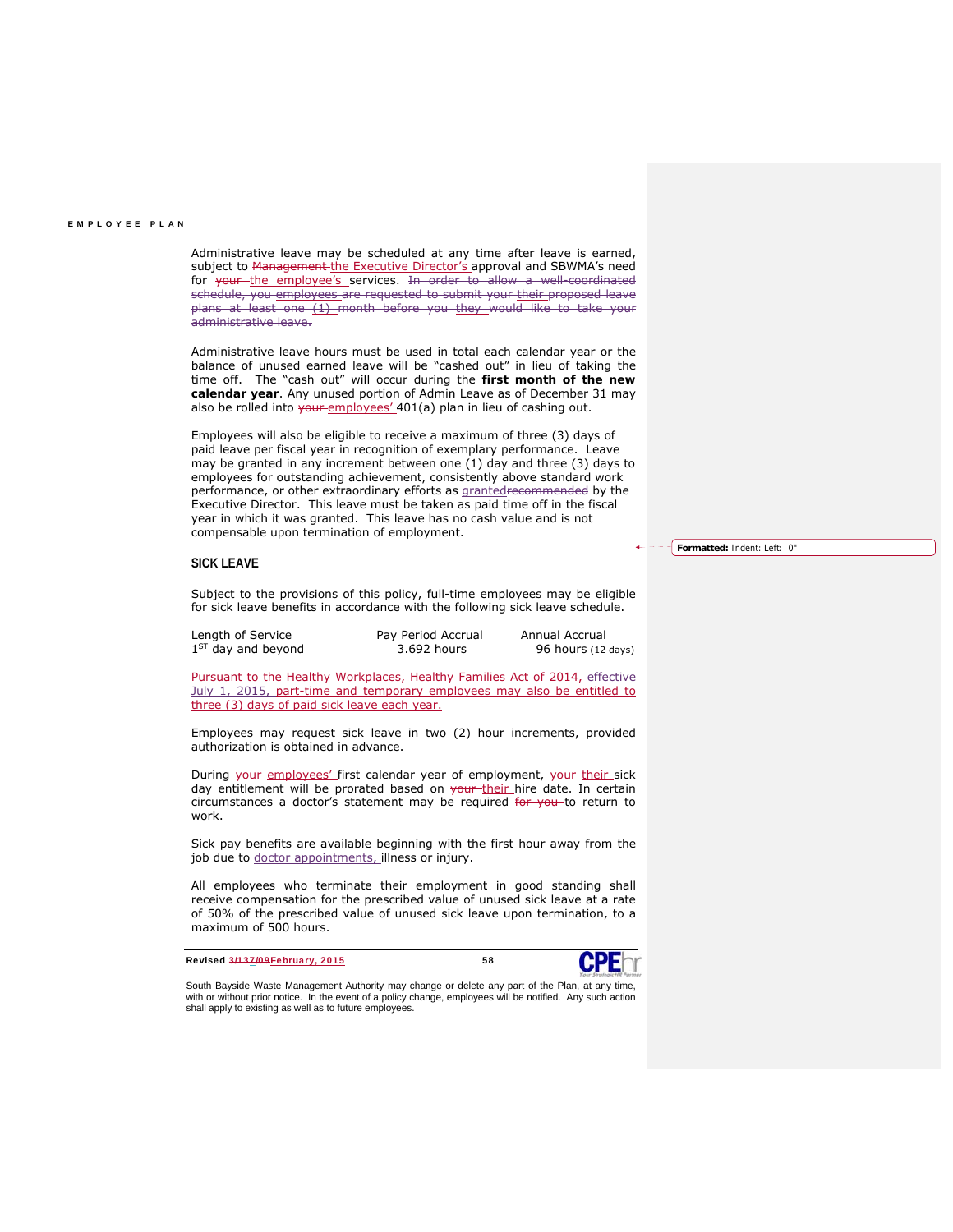Administrative leave may be scheduled at any time after leave is earned, subject to ~~Management~~ the Executive Director's approval and SBWMA's need for ~~your~~ the employee's services. ~~In order to allow a well-coordinated schedule, you employees are requested to submit your their proposed leave plans at least one (1) month before you they would like to take your administrative leave.~~

Administrative leave hours must be used in total each calendar year or the balance of unused earned leave will be "cashed out" in lieu of taking the time off. The "cash out" will occur during the **first month of the new calendar year**. Any unused portion of Admin Leave as of December 31 may also be rolled into ~~your~~ employees' 401(a) plan in lieu of cashing out.

Employees will also be eligible to receive a maximum of three (3) days of paid leave per fiscal year in recognition of exemplary performance. Leave may be granted in any increment between one (1) day and three (3) days to employees for outstanding achievement, consistently above standard work performance, or other extraordinary efforts as granted~~recommended~~ by the Executive Director. This leave must be taken as paid time off in the fiscal year in which it was granted. This leave has no cash value and is not compensable upon termination of employment.

## SICK LEAVE

Subject to the provisions of this policy, full-time employees may be eligible for sick leave benefits in accordance with the following sick leave schedule.

| Length of Service | Pay Period Accrual | Annual Accrual |
|---|---|---|
| 1ST day and beyond | 3.692 hours | 96 hours (12 days) |

Pursuant to the Healthy Workplaces, Healthy Families Act of 2014, effective July 1, 2015, part-time and temporary employees may also be entitled to three (3) days of paid sick leave each year.

Employees may request sick leave in two (2) hour increments, provided authorization is obtained in advance.

During ~~your~~ employees' first calendar year of employment, ~~your~~ their sick day entitlement will be prorated based on ~~your~~ their hire date. In certain circumstances a doctor's statement may be required ~~for you~~ to return to work.

Sick pay benefits are available beginning with the first hour away from the job due to doctor appointments, illness or injury.

All employees who terminate their employment in good standing shall receive compensation for the prescribed value of unused sick leave at a rate of 50% of the prescribed value of unused sick leave upon termination, to a maximum of 500 hours.

South Bayside Waste Management Authority may change or delete any part of the Plan, at any time, with or without prior notice. In the event of a policy change, employees will be notified. Any such action shall apply to existing as well as to future employees.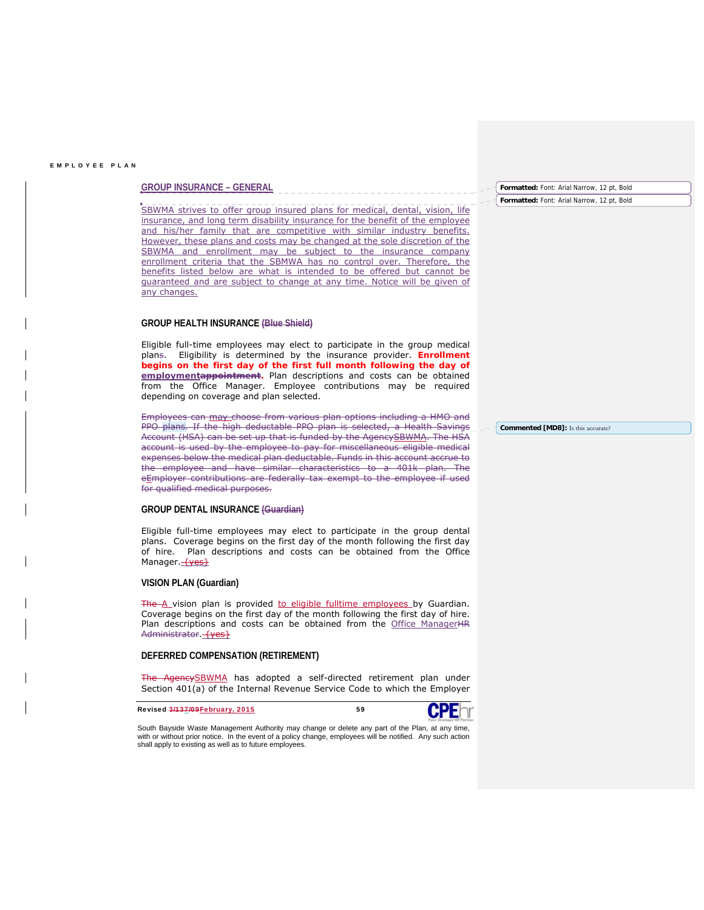## GROUP INSURANCE – GENERAL

SBWMA strives to offer group insured plans for medical, dental, vision, life insurance, and long term disability insurance for the benefit of the employee and his/her family that are competitive with similar industry benefits. However, these plans and costs may be changed at the sole discretion of the SBWMA and enrollment may be subject to the insurance company enrollment criteria that the SBMWA has no control over. Therefore, the benefits listed below are what is intended to be offered but cannot be guaranteed and are subject to change at any time. Notice will be given of any changes.

### GROUP HEALTH INSURANCE (Blue Shield)

Eligible full-time employees may elect to participate in the group medical plans. Eligibility is determined by the insurance provider. **Enrollment begins on the first day of the first full month following the day of employmentappointment.** Plan descriptions and costs can be obtained from the Office Manager. Employee contributions may be required depending on coverage and plan selected.

Employees can may choose from various plan options including a HMO and PPO plans. If the high deductable PPO plan is selected, a Health Savings Account (HSA) can be set up that is funded by the AgencySBWMA. The HSA account is used by the employee to pay for miscellaneous eligible medical expenses below the medical plan deductable. Funds in this account accrue to the employee and have similar characteristics to a 401k plan. The eEmployer contributions are federally tax exempt to the employee if used for qualified medical purposes.

### GROUP DENTAL INSURANCE (Guardian)

Eligible full-time employees may elect to participate in the group dental plans. Coverage begins on the first day of the month following the first day of hire. Plan descriptions and costs can be obtained from the Office Manager. (yes)

### VISION PLAN (Guardian)

The A vision plan is provided to eligible fulltime employees by Guardian. Coverage begins on the first day of the month following the first day of hire. Plan descriptions and costs can be obtained from the Office ManagerHR Administrator. (yes)

### DEFERRED COMPENSATION (RETIREMENT)

The AgencySBWMA has adopted a self-directed retirement plan under Section 401(a) of the Internal Revenue Service Code to which the Employer

Revised 3/137/09February, 2015

South Bayside Waste Management Authority may change or delete any part of the Plan, at any time, with or without prior notice. In the event of a policy change, employees will be notified. Any such action shall apply to existing as well as to future employees.

Formatted: Font: Arial Narrow, 12 pt, Bold

Formatted: Font: Arial Narrow, 12 pt, Bold

Commented [MD8]: Is this accurate?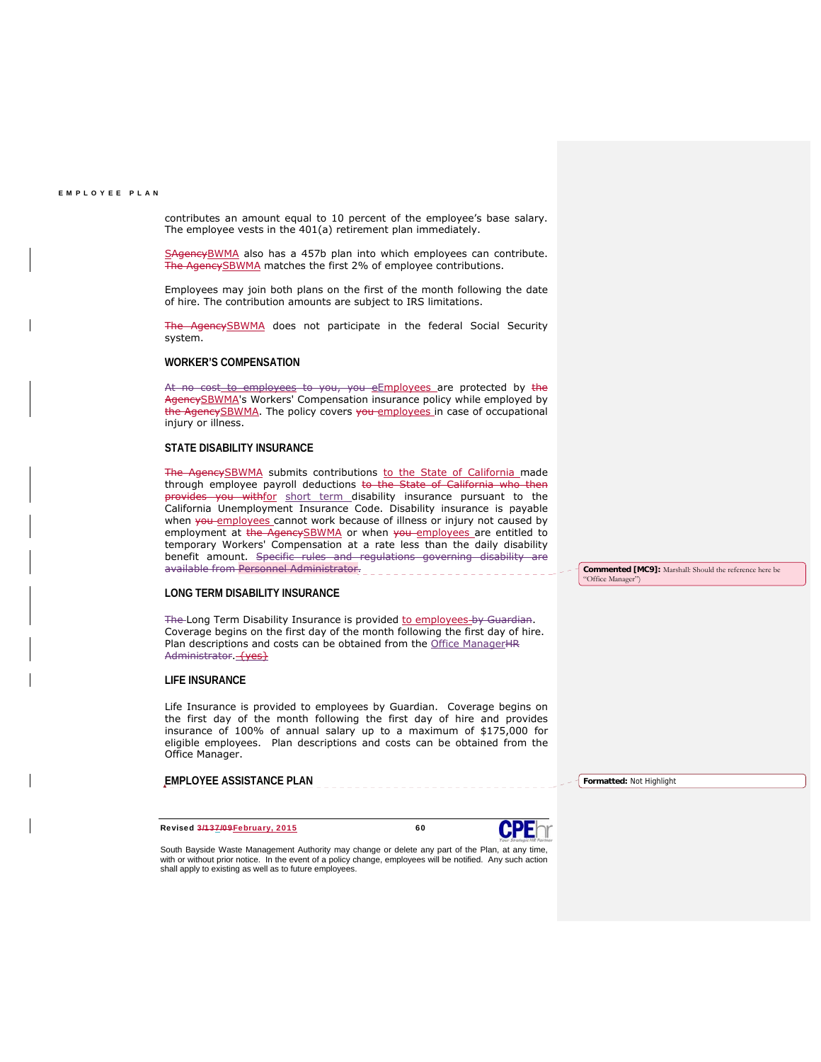contributes an amount equal to 10 percent of the employee's base salary. The employee vests in the 401(a) retirement plan immediately.

SAgencyBWMA also has a 457b plan into which employees can contribute. The AgencySBWMA matches the first 2% of employee contributions.

Employees may join both plans on the first of the month following the date of hire. The contribution amounts are subject to IRS limitations.

The AgencySBWMA does not participate in the federal Social Security system.

### WORKER'S COMPENSATION

At no cost to employees to you, you eEmployees are protected by the AgencySBWMA's Workers' Compensation insurance policy while employed by the AgencySBWMA. The policy covers you employees in case of occupational injury or illness.

### STATE DISABILITY INSURANCE

The AgencySBWMA submits contributions to the State of California made through employee payroll deductions to the State of California who then provides you withfor short term disability insurance pursuant to the California Unemployment Insurance Code. Disability insurance is payable when you employees cannot work because of illness or injury not caused by employment at the AgencySBWMA or when you employees are entitled to temporary Workers' Compensation at a rate less than the daily disability benefit amount. Specific rules and regulations governing disability are available from Personnel Administrator.

Commented [MC9]: Marshall: Should the reference here be "Office Manager")

### LONG TERM DISABILITY INSURANCE

The Long Term Disability Insurance is provided to employees by Guardian. Coverage begins on the first day of the month following the first day of hire. Plan descriptions and costs can be obtained from the Office ManagerHR Administrator. {yes}

### LIFE INSURANCE

Life Insurance is provided to employees by Guardian. Coverage begins on the first day of the month following the first day of hire and provides insurance of 100% of annual salary up to a maximum of $175,000 for eligible employees. Plan descriptions and costs can be obtained from the Office Manager.

### EMPLOYEE ASSISTANCE PLAN

Formatted: Not Highlight

Revised 3/13/09February, 2015

South Bayside Waste Management Authority may change or delete any part of the Plan, at any time, with or without prior notice. In the event of a policy change, employees will be notified. Any such action shall apply to existing as well as to future employees.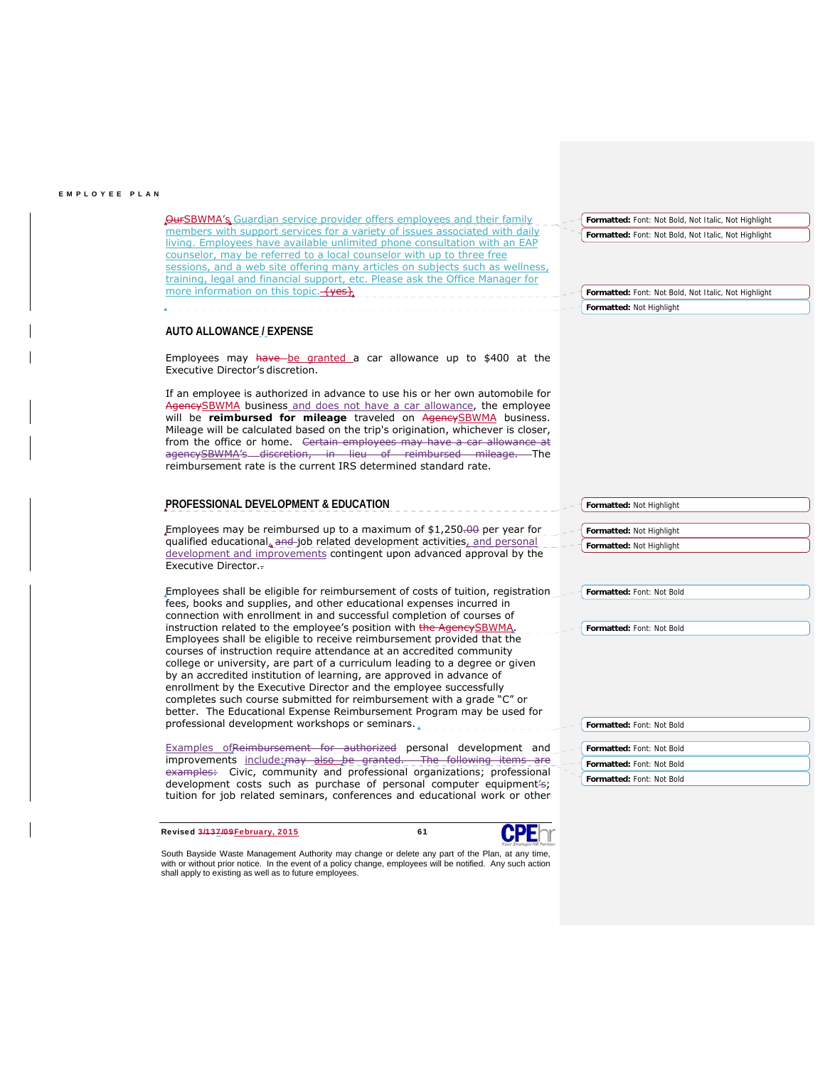~~Our~~SBWMA's Guardian service provider offers employees and their family members with support services for a variety of issues associated with daily living. Employees have available unlimited phone consultation with an EAP counselor, may be referred to a local counselor with up to three free sessions, and a web site offering many articles on subjects such as wellness, training, legal and financial support, etc. Please ask the Office Manager for more information on this topic. ~~(yes).~~

## AUTO ALLOWANCE / EXPENSE

Employees may ~~have~~ be granted a car allowance up to $400 at the Executive Director's discretion.

If an employee is authorized in advance to use his or her own automobile for ~~Agency~~SBWMA business and does not have a car allowance, the employee will be **reimbursed for mileage** traveled on ~~Agency~~SBWMA business. Mileage will be calculated based on the trip's origination, whichever is closer, from the office or home. ~~Certain employees may have a car allowance at agencySBWMA's discretion, in lieu of reimbursed mileage.~~ The reimbursement rate is the current IRS determined standard rate.

## PROFESSIONAL DEVELOPMENT & EDUCATION

Employees may be reimbursed up to a maximum of $1,250~~.00~~ per year for qualified educational, ~~and~~ job related development activities, and personal development and improvements contingent upon advanced approval by the Executive Director.~~.~~

Employees shall be eligible for reimbursement of costs of tuition, registration fees, books and supplies, and other educational expenses incurred in connection with enrollment in and successful completion of courses of instruction related to the employee's position with ~~the Agency~~SBWMA. Employees shall be eligible to receive reimbursement provided that the courses of instruction require attendance at an accredited community college or university, are part of a curriculum leading to a degree or given by an accredited institution of learning, are approved in advance of enrollment by the Executive Director and the employee successfully completes such course submitted for reimbursement with a grade "C" or better. The Educational Expense Reimbursement Program may be used for professional development workshops or seminars.

Examples of~~Reimbursement for authorized~~ personal development and improvements include:~~may also be granted. The following items are examples:~~ Civic, community and professional organizations; professional development costs such as purchase of personal computer equipment~~'s~~; tuition for job related seminars, conferences and educational work or other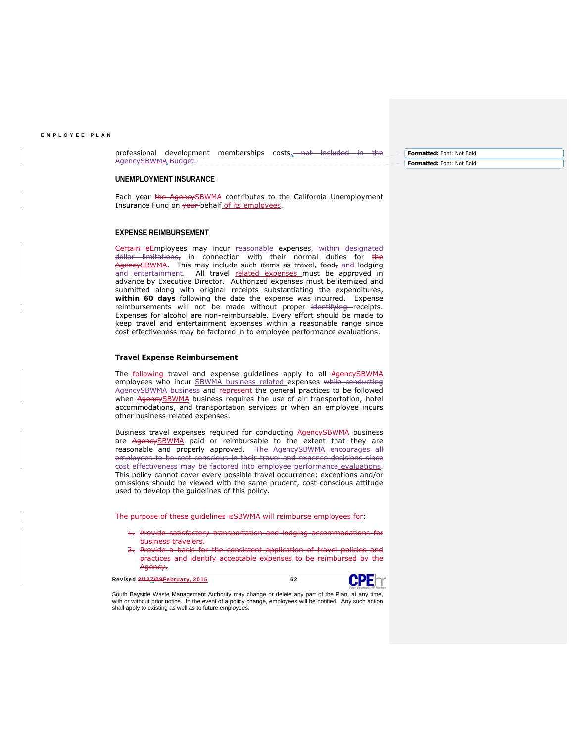professional development memberships costs~~, not included in the AgencySBWMA Budget~~.

## UNEMPLOYMENT INSURANCE

Each year ~~the Agency~~SBWMA contributes to the California Unemployment Insurance Fund on ~~your~~ behalf of its employees.

## EXPENSE REIMBURSEMENT

~~Certain e~~Employees may incur reasonable expenses~~, within designated dollar limitations,~~ in connection with their normal duties for ~~the Agency~~SBWMA. This may include such items as travel, food~~,~~ and lodging ~~and entertainment~~. All travel related expenses must be approved in advance by Executive Director. Authorized expenses must be itemized and submitted along with original receipts substantiating the expenditures, **within 60 days** following the date the expense was incurred. Expense reimbursements will not be made without proper ~~identifying~~ receipts. Expenses for alcohol are non-reimbursable. Every effort should be made to keep travel and entertainment expenses within a reasonable range since cost effectiveness may be factored in to employee performance evaluations.

### Travel Expense Reimbursement

The following travel and expense guidelines apply to all ~~Agency~~SBWMA employees who incur SBWMA business related expenses ~~while conducting AgencySBWMA business~~ and represent the general practices to be followed when ~~Agency~~SBWMA business requires the use of air transportation, hotel accommodations, and transportation services or when an employee incurs other business-related expenses.

Business travel expenses required for conducting ~~Agency~~SBWMA business are ~~Agency~~SBWMA paid or reimbursable to the extent that they are reasonable and properly approved. ~~The AgencySBWMA encourages all employees to be cost conscious in their travel and expense decisions since cost effectiveness may be factored into employee performance evaluations.~~ This policy cannot cover every possible travel occurrence; exceptions and/or omissions should be viewed with the same prudent, cost-conscious attitude used to develop the guidelines of this policy.

~~The purpose of these guidelines is~~SBWMA will reimburse employees for:

1. ~~Provide satisfactory transportation and lodging accommodations for business travelers.~~
2. ~~Provide a basis for the consistent application of travel policies and practices and identify acceptable expenses to be reimbursed by the Agency.~~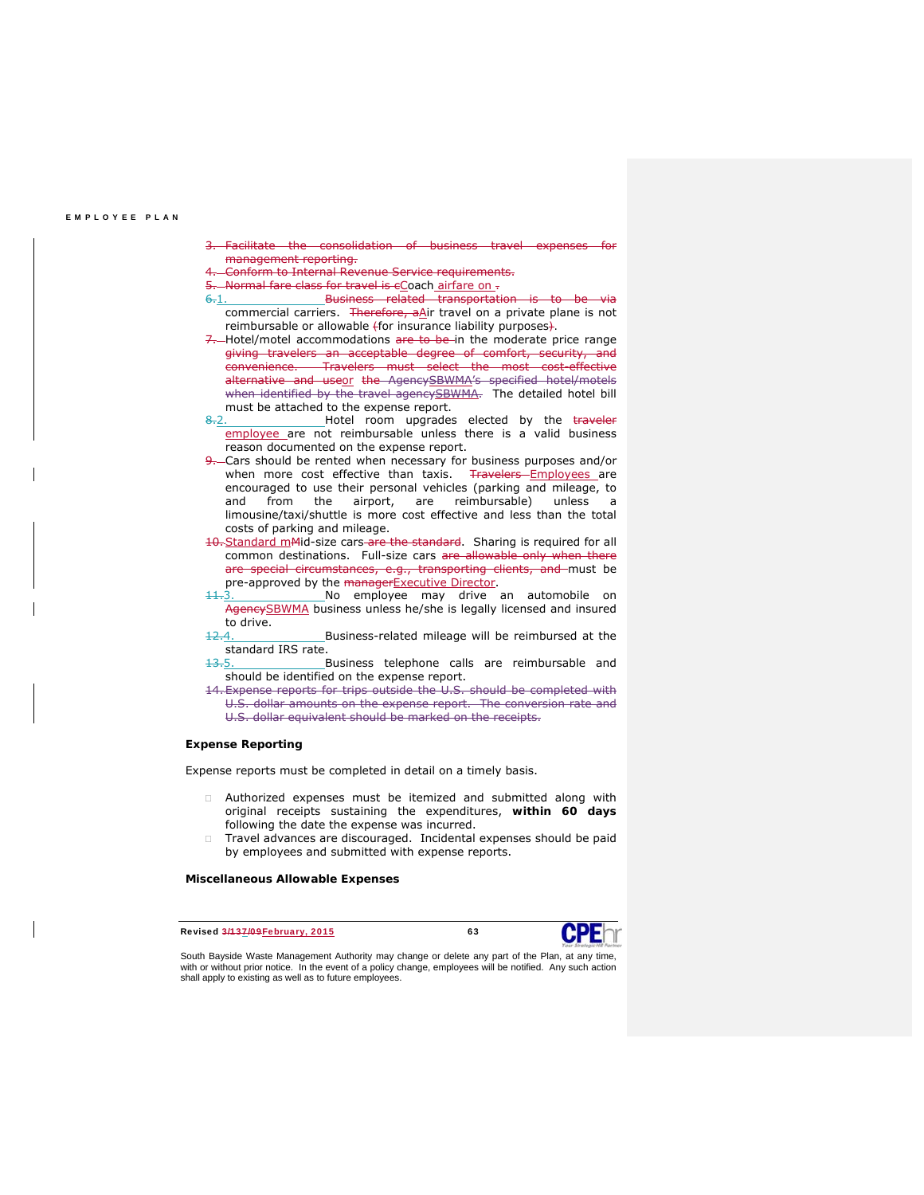~~3. Facilitate the consolidation of business travel expenses for management reporting.~~

~~4. Conform to Internal Revenue Service requirements.~~

~~5. Normal fare class for travel is c~~Coach airfare on ~~.~~

~~6.~~1. ~~Business related transportation is to be via~~ commercial carriers. ~~Therefore, a~~Air travel on a private plane is not reimbursable or allowable ~~(~~for insurance liability purposes~~)~~.

~~7.~~ Hotel/motel accommodations ~~are to be~~ in the moderate price range ~~giving travelers an acceptable degree of comfort, security, and convenience. Travelers must select the most cost-effective alternative and use~~or ~~the Agency~~SBWMA~~'s specified hotel/motels when identified by the travel agency~~SBWMA~~.~~ The detailed hotel bill must be attached to the expense report.

~~8.~~2. Hotel room upgrades elected by the ~~traveler~~ employee are not reimbursable unless there is a valid business reason documented on the expense report.

~~9.~~ Cars should be rented when necessary for business purposes and/or when more cost effective than taxis. ~~Travelers~~ Employees are encouraged to use their personal vehicles (parking and mileage, to and from the airport, are reimbursable) unless a limousine/taxi/shuttle is more cost effective and less than the total costs of parking and mileage.

~~10.~~ Standard m~~M~~id-size cars ~~are the standard~~. Sharing is required for all common destinations. Full-size cars ~~are allowable only when there are special circumstances, e.g., transporting clients, and~~ must be pre-approved by the ~~manager~~Executive Director.

~~11.~~3. No employee may drive an automobile on ~~Agency~~SBWMA business unless he/she is legally licensed and insured to drive.

~~12.~~4. Business-related mileage will be reimbursed at the standard IRS rate.

~~13.~~5. Business telephone calls are reimbursable and should be identified on the expense report.

~~14. Expense reports for trips outside the U.S. should be completed with U.S. dollar amounts on the expense report. The conversion rate and U.S. dollar equivalent should be marked on the receipts.~~

**Expense Reporting**

Expense reports must be completed in detail on a timely basis.

- Authorized expenses must be itemized and submitted along with original receipts sustaining the expenditures, **within 60 days** following the date the expense was incurred.
- Travel advances are discouraged. Incidental expenses should be paid by employees and submitted with expense reports.

**Miscellaneous Allowable Expenses**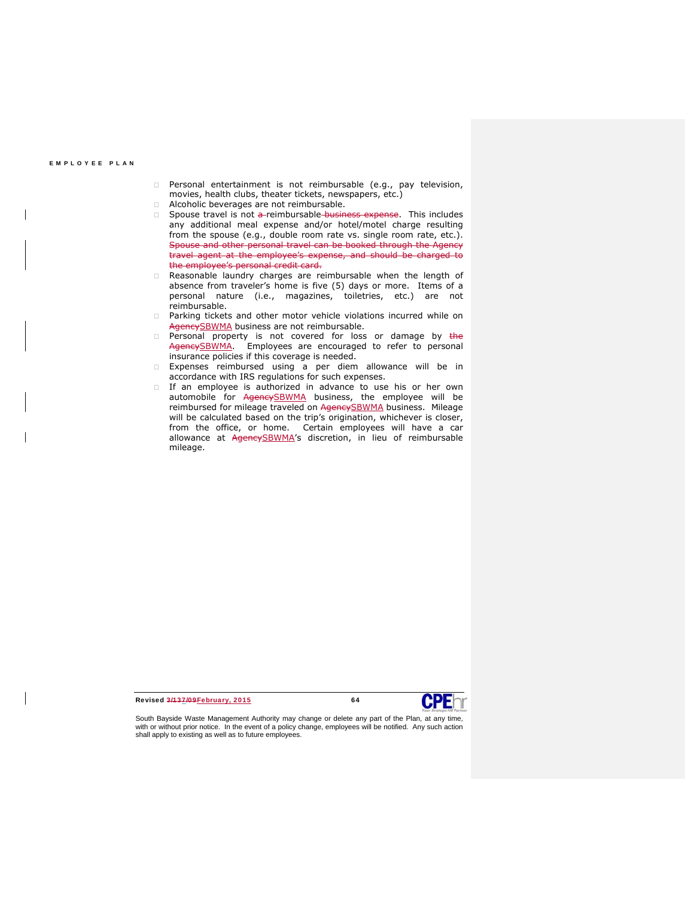- Personal entertainment is not reimbursable (e.g., pay television, movies, health clubs, theater tickets, newspapers, etc.)
- Alcoholic beverages are not reimbursable.
- Spouse travel is not ~~a~~ reimbursable ~~business expense~~. This includes any additional meal expense and/or hotel/motel charge resulting from the spouse (e.g., double room rate vs. single room rate, etc.). ~~Spouse and other personal travel can be booked through the Agency travel agent at the employee's expense, and should be charged to the employee's personal credit card.~~
- Reasonable laundry charges are reimbursable when the length of absence from traveler's home is five (5) days or more. Items of a personal nature (i.e., magazines, toiletries, etc.) are not reimbursable.
- Parking tickets and other motor vehicle violations incurred while on ~~Agency~~SBWMA business are not reimbursable.
- Personal property is not covered for loss or damage by ~~the Agency~~SBWMA. Employees are encouraged to refer to personal insurance policies if this coverage is needed.
- Expenses reimbursed using a per diem allowance will be in accordance with IRS regulations for such expenses.
- If an employee is authorized in advance to use his or her own automobile for ~~Agency~~SBWMA business, the employee will be reimbursed for mileage traveled on ~~Agency~~SBWMA business. Mileage will be calculated based on the trip's origination, whichever is closer, from the office, or home. Certain employees will have a car allowance at ~~Agency~~SBWMA's discretion, in lieu of reimbursable mileage.

South Bayside Waste Management Authority may change or delete any part of the Plan, at any time, with or without prior notice. In the event of a policy change, employees will be notified. Any such action shall apply to existing as well as to future employees.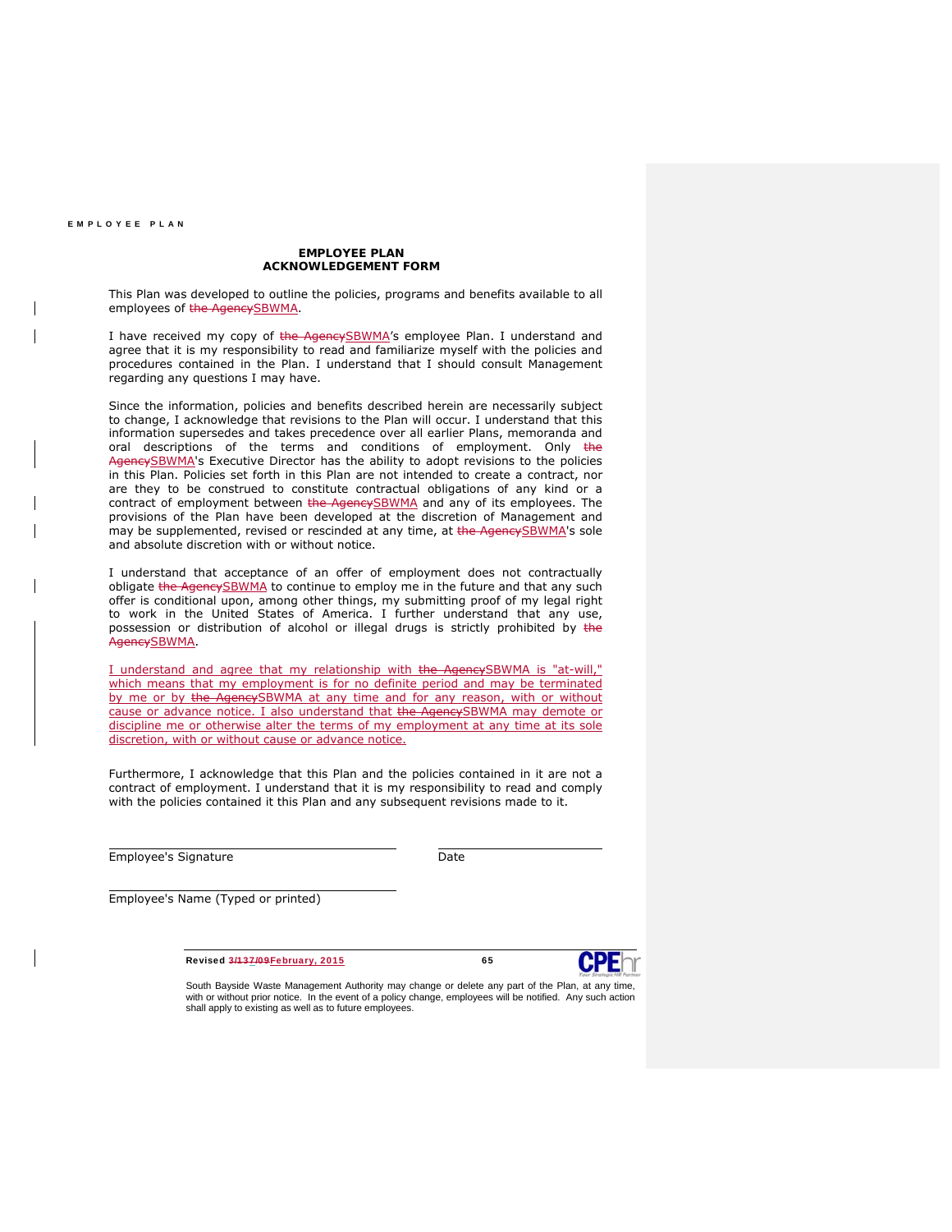## EMPLOYEE PLAN ACKNOWLEDGEMENT FORM

This Plan was developed to outline the policies, programs and benefits available to all employees of ~~the Agency~~SBWMA.

I have received my copy of ~~the Agency~~SBWMA's employee Plan. I understand and agree that it is my responsibility to read and familiarize myself with the policies and procedures contained in the Plan. I understand that I should consult Management regarding any questions I may have.

Since the information, policies and benefits described herein are necessarily subject to change, I acknowledge that revisions to the Plan will occur. I understand that this information supersedes and takes precedence over all earlier Plans, memoranda and oral descriptions of the terms and conditions of employment. Only ~~the Agency~~SBWMA's Executive Director has the ability to adopt revisions to the policies in this Plan. Policies set forth in this Plan are not intended to create a contract, nor are they to be construed to constitute contractual obligations of any kind or a contract of employment between ~~the Agency~~SBWMA and any of its employees. The provisions of the Plan have been developed at the discretion of Management and may be supplemented, revised or rescinded at any time, at ~~the Agency~~SBWMA's sole and absolute discretion with or without notice.

I understand that acceptance of an offer of employment does not contractually obligate ~~the Agency~~SBWMA to continue to employ me in the future and that any such offer is conditional upon, among other things, my submitting proof of my legal right to work in the United States of America. I further understand that any use, possession or distribution of alcohol or illegal drugs is strictly prohibited by ~~the Agency~~SBWMA.

I understand and agree that my relationship with ~~the Agency~~SBWMA is "at-will," which means that my employment is for no definite period and may be terminated by me or by ~~the Agency~~SBWMA at any time and for any reason, with or without cause or advance notice. I also understand that ~~the Agency~~SBWMA may demote or discipline me or otherwise alter the terms of my employment at any time at its sole discretion, with or without cause or advance notice.

Furthermore, I acknowledge that this Plan and the policies contained in it are not a contract of employment. I understand that it is my responsibility to read and comply with the policies contained it this Plan and any subsequent revisions made to it.

\_\_\_\_\_\_\_\_\_\_\_\_\_\_\_\_\_\_\_\_\_\_\_\_\_\_\_\_\_\_ \_\_\_\_\_\_\_\_\_\_\_\_\_\_\_\_\_\_\_\_
Employee's Signature Date

\_\_\_\_\_\_\_\_\_\_\_\_\_\_\_\_\_\_\_\_\_\_\_\_\_\_\_\_\_\_
Employee's Name (Typed or printed)